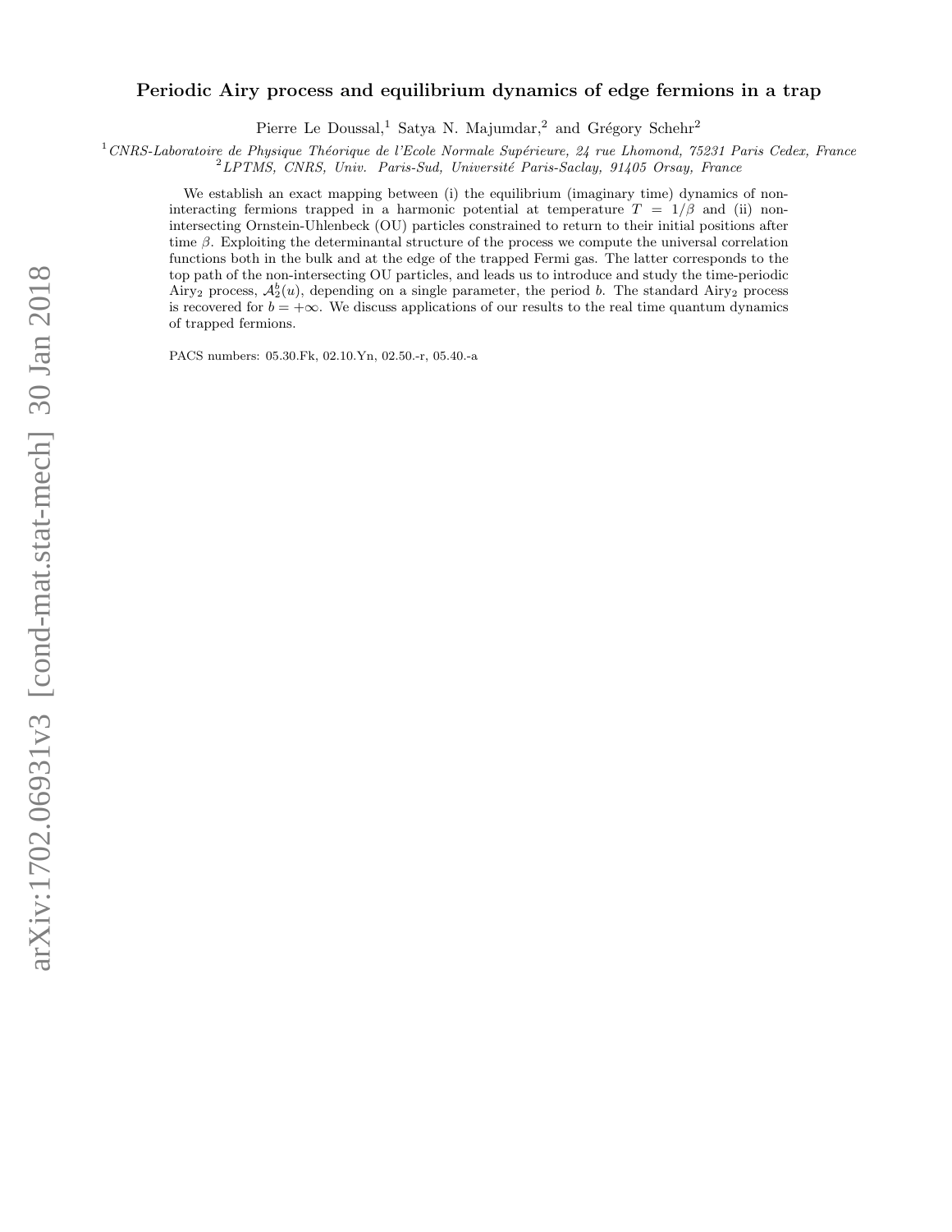# Periodic Airy process and equilibrium dynamics of edge fermions in a trap

Pierre Le Doussal,[1] Satya N. Majumdar,[2] and Grégory Schehr[2]

[1] *CNRS-Laboratoire de Physique Théorique de l'Ecole Normale Supérieure, 24 rue Lhomond, 75231 Paris Cedex, France*
[2] *LPTMS, CNRS, Univ. Paris-Sud, Université Paris-Saclay, 91405 Orsay, France*

We establish an exact mapping between (i) the equilibrium (imaginary time) dynamics of non-interacting fermions trapped in a harmonic potential at temperature $T = 1/\beta$ and (ii) non-intersecting Ornstein-Uhlenbeck (OU) particles constrained to return to their initial positions after time $\beta$. Exploiting the determinantal structure of the process we compute the universal correlation functions both in the bulk and at the edge of the trapped Fermi gas. The latter corresponds to the top path of the non-intersecting OU particles, and leads us to introduce and study the time-periodic Airy$_2$ process, $\mathcal{A}_2^b(u)$, depending on a single parameter, the period $b$. The standard Airy$_2$ process is recovered for $b = +\infty$. We discuss applications of our results to the real time quantum dynamics of trapped fermions.

PACS numbers: 05.30.Fk, 02.10.Yn, 02.50.-r, 05.40.-a

arXiv:1702.06931v3 [cond-mat.stat-mech] 30 Jan 2018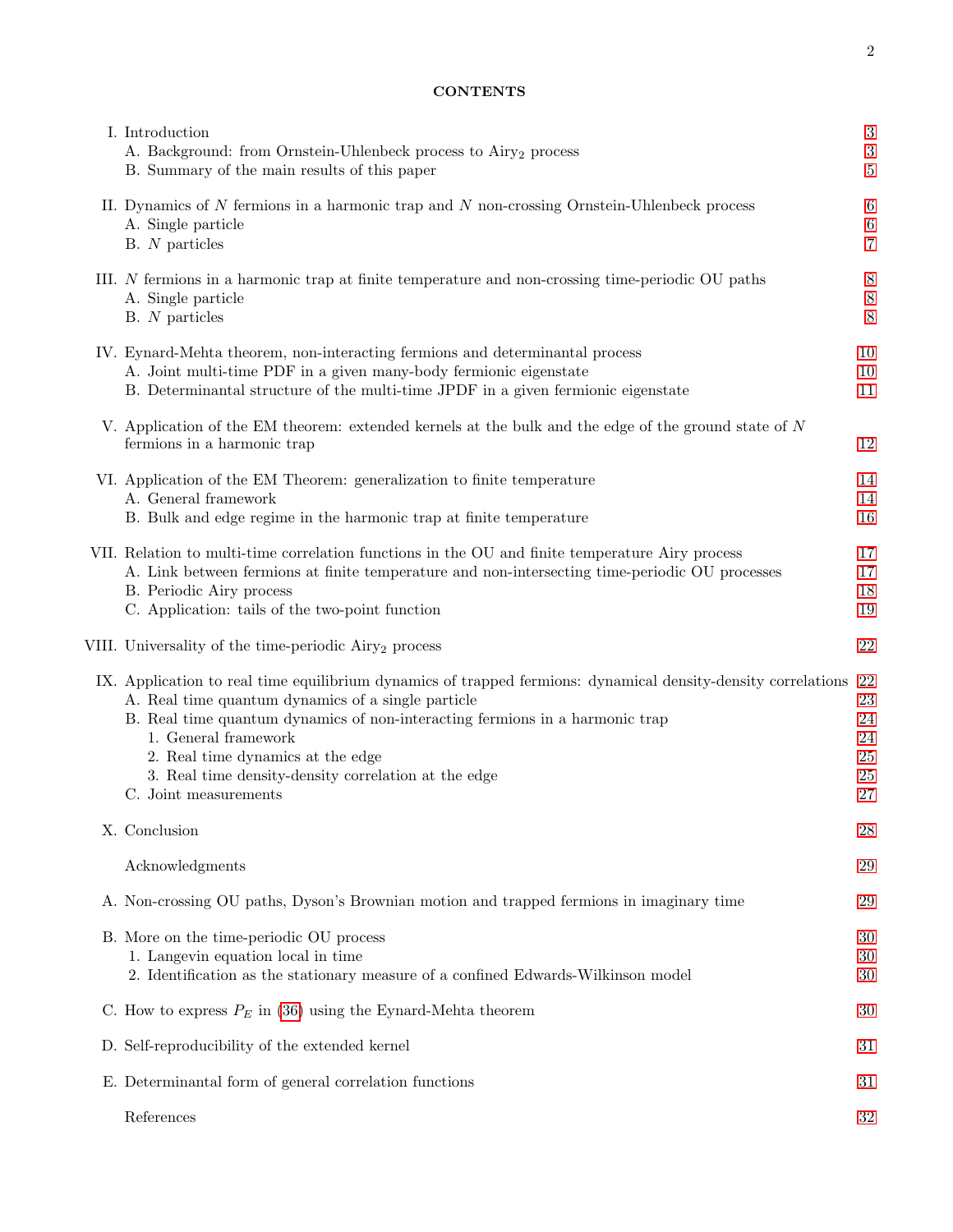## CONTENTS

| | | |
|---|---|---|
| I. | Introduction | 3 |
| | A. Background: from Ornstein-Uhlenbeck process to Airy$_2$ process | 3 |
| | B. Summary of the main results of this paper | 5 |
| II. | Dynamics of $N$ fermions in a harmonic trap and $N$ non-crossing Ornstein-Uhlenbeck process | 6 |
| | A. Single particle | 6 |
| | B. $N$ particles | 7 |
| III. | $N$ fermions in a harmonic trap at finite temperature and non-crossing time-periodic OU paths | 8 |
| | A. Single particle | 8 |
| | B. $N$ particles | 8 |
| IV. | Eynard-Mehta theorem, non-interacting fermions and determinantal process | 10 |
| | A. Joint multi-time PDF in a given many-body fermionic eigenstate | 10 |
| | B. Determinantal structure of the multi-time JPDF in a given fermionic eigenstate | 11 |
| V. | Application of the EM theorem: extended kernels at the bulk and the edge of the ground state of $N$ fermions in a harmonic trap | 12 |
| VI. | Application of the EM Theorem: generalization to finite temperature | 14 |
| | A. General framework | 14 |
| | B. Bulk and edge regime in the harmonic trap at finite temperature | 16 |
| VII. | Relation to multi-time correlation functions in the OU and finite temperature Airy process | 17 |
| | A. Link between fermions at finite temperature and non-intersecting time-periodic OU processes | 17 |
| | B. Periodic Airy process | 18 |
| | C. Application: tails of the two-point function | 19 |
| VIII. | Universality of the time-periodic Airy$_2$ process | 22 |
| IX. | Application to real time equilibrium dynamics of trapped fermions: dynamical density-density correlations | 22 |
| | A. Real time quantum dynamics of a single particle | 23 |
| | B. Real time quantum dynamics of non-interacting fermions in a harmonic trap | 24 |
| | 1. General framework | 24 |
| | 2. Real time dynamics at the edge | 25 |
| | 3. Real time density-density correlation at the edge | 25 |
| | C. Joint measurements | 27 |
| X. | Conclusion | 28 |
| | Acknowledgments | 29 |
| A. | Non-crossing OU paths, Dyson's Brownian motion and trapped fermions in imaginary time | 29 |
| B. | More on the time-periodic OU process | 30 |
| | 1. Langevin equation local in time | 30 |
| | 2. Identification as the stationary measure of a confined Edwards-Wilkinson model | 30 |
| C. | How to express $P_E$ in (36) using the Eynard-Mehta theorem | 30 |
| D. | Self-reproducibility of the extended kernel | 31 |
| E. | Determinantal form of general correlation functions | 31 |
| | References | 32 |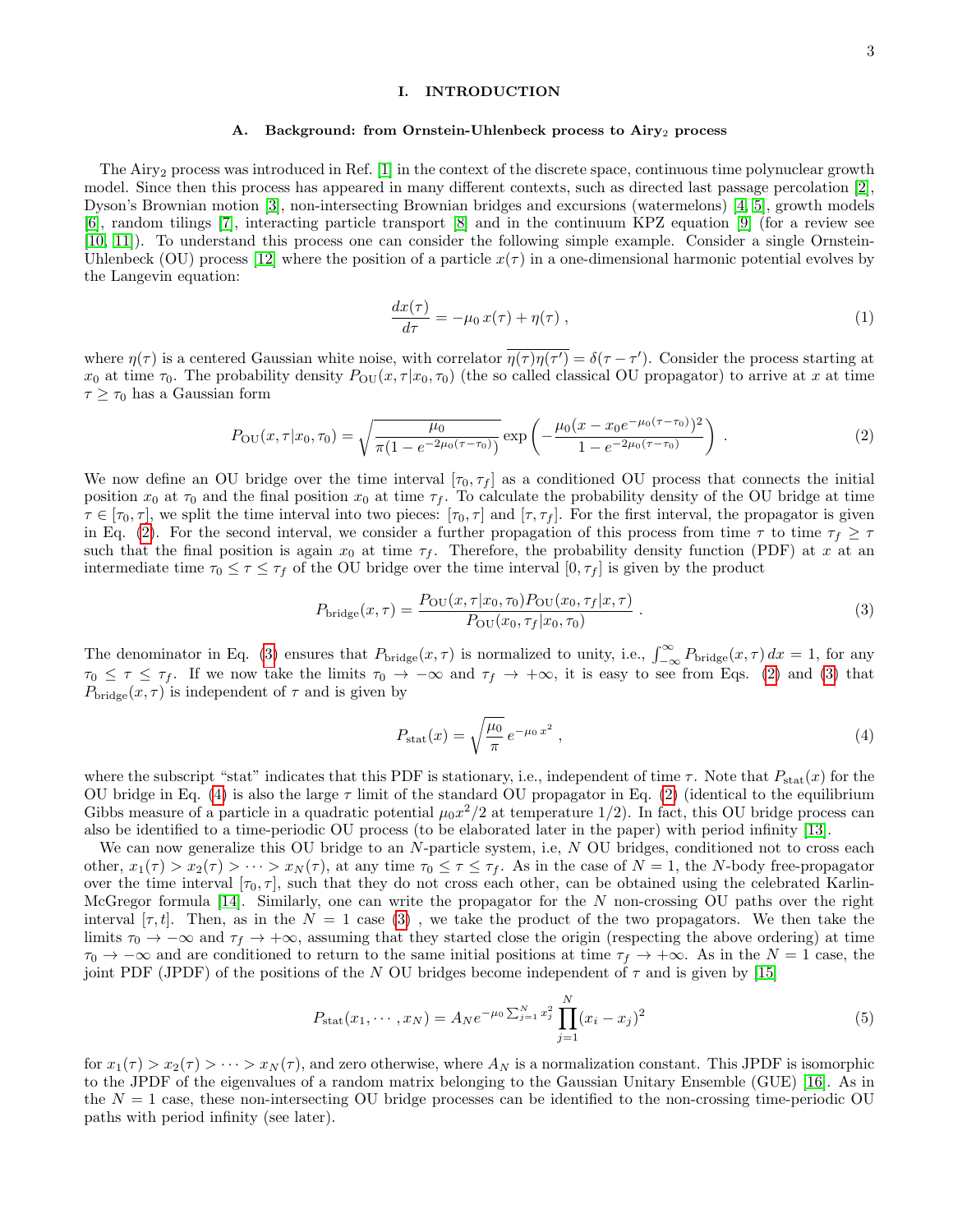# I. INTRODUCTION

## A. Background: from Ornstein-Uhlenbeck process to Airy$_2$ process

The Airy$_2$ process was introduced in Ref. [1] in the context of the discrete space, continuous time polynuclear growth model. Since then this process has appeared in many different contexts, such as directed last passage percolation [2], Dyson's Brownian motion [3], non-intersecting Brownian bridges and excursions (watermelons) [4, 5], growth models [6], random tilings [7], interacting particle transport [8] and in the continuum KPZ equation [9] (for a review see [10, 11]). To understand this process one can consider the following simple example. Consider a single Ornstein-Uhlenbeck (OU) process [12] where the position of a particle $x(\tau)$ in a one-dimensional harmonic potential evolves by the Langevin equation:

$$\frac{dx(\tau)}{d\tau} = -\mu_0\, x(\tau) + \eta(\tau)\;, \tag{1}$$

where $\eta(\tau)$ is a centered Gaussian white noise, with correlator $\overline{\eta(\tau)\eta(\tau')} = \delta(\tau - \tau')$. Consider the process starting at $x_0$ at time $\tau_0$. The probability density $P_{\rm OU}(x,\tau|x_0,\tau_0)$ (the so called classical OU propagator) to arrive at $x$ at time $\tau \geq \tau_0$ has a Gaussian form

$$P_{\rm OU}(x,\tau|x_0,\tau_0) = \sqrt{\frac{\mu_0}{\pi(1-e^{-2\mu_0(\tau-\tau_0)})}}\exp\left(-\frac{\mu_0(x - x_0 e^{-\mu_0(\tau-\tau_0)})^2}{1-e^{-2\mu_0(\tau-\tau_0)}}\right)\;. \tag{2}$$

We now define an OU bridge over the time interval $[\tau_0, \tau_f]$ as a conditioned OU process that connects the initial position $x_0$ at $\tau_0$ and the final position $x_0$ at time $\tau_f$. To calculate the probability density of the OU bridge at time $\tau \in [\tau_0, \tau]$, we split the time interval into two pieces: $[\tau_0, \tau]$ and $[\tau, \tau_f]$. For the first interval, the propagator is given in Eq. (2). For the second interval, we consider a further propagation of this process from time $\tau$ to time $\tau_f \geq \tau$ such that the final position is again $x_0$ at time $\tau_f$. Therefore, the probability density function (PDF) at $x$ at an intermediate time $\tau_0 \leq \tau \leq \tau_f$ of the OU bridge over the time interval $[0, \tau_f]$ is given by the product

$$P_{\rm bridge}(x,\tau) = \frac{P_{\rm OU}(x,\tau|x_0,\tau_0)P_{\rm OU}(x_0,\tau_f|x,\tau)}{P_{\rm OU}(x_0,\tau_f|x_0,\tau_0)}\;. \tag{3}$$

The denominator in Eq. (3) ensures that $P_{\rm bridge}(x,\tau)$ is normalized to unity, i.e., $\int_{-\infty}^{\infty} P_{\rm bridge}(x,\tau)\,dx = 1$, for any $\tau_0 \leq \tau \leq \tau_f$. If we now take the limits $\tau_0 \to -\infty$ and $\tau_f \to +\infty$, it is easy to see from Eqs. (2) and (3) that $P_{\rm bridge}(x,\tau)$ is independent of $\tau$ and is given by

$$P_{\rm stat}(x) = \sqrt{\frac{\mu_0}{\pi}}\, e^{-\mu_0\, x^2}\;, \tag{4}$$

where the subscript "stat" indicates that this PDF is stationary, i.e., independent of time $\tau$. Note that $P_{\rm stat}(x)$ for the OU bridge in Eq. (4) is also the large $\tau$ limit of the standard OU propagator in Eq. (2) (identical to the equilibrium Gibbs measure of a particle in a quadratic potential $\mu_0 x^2/2$ at temperature $1/2$). In fact, this OU bridge process can also be identified to a time-periodic OU process (to be elaborated later in the paper) with period infinity [13].

We can now generalize this OU bridge to an $N$-particle system, i.e, $N$ OU bridges, conditioned not to cross each other, $x_1(\tau) > x_2(\tau) > \cdots > x_N(\tau)$, at any time $\tau_0 \leq \tau \leq \tau_f$. As in the case of $N = 1$, the $N$-body free-propagator over the time interval $[\tau_0, \tau]$, such that they do not cross each other, can be obtained using the celebrated Karlin-McGregor formula [14]. Similarly, one can write the propagator for the $N$ non-crossing OU paths over the right interval $[\tau, t]$. Then, as in the $N = 1$ case (3) , we take the product of the two propagators. We then take the limits $\tau_0 \to -\infty$ and $\tau_f \to +\infty$, assuming that they started close the origin (respecting the above ordering) at time $\tau_0 \to -\infty$ and are conditioned to return to the same initial positions at time $\tau_f \to +\infty$. As in the $N = 1$ case, the joint PDF (JPDF) of the positions of the $N$ OU bridges become independent of $\tau$ and is given by [15]

$$P_{\rm stat}(x_1,\cdots,x_N) = A_N e^{-\mu_0\sum_{j=1}^N x_j^2}\prod_{j=1}^{N}(x_i - x_j)^2 \tag{5}$$

for $x_1(\tau) > x_2(\tau) > \cdots > x_N(\tau)$, and zero otherwise, where $A_N$ is a normalization constant. This JPDF is isomorphic to the JPDF of the eigenvalues of a random matrix belonging to the Gaussian Unitary Ensemble (GUE) [16]. As in the $N = 1$ case, these non-intersecting OU bridge processes can be identified to the non-crossing time-periodic OU paths with period infinity (see later).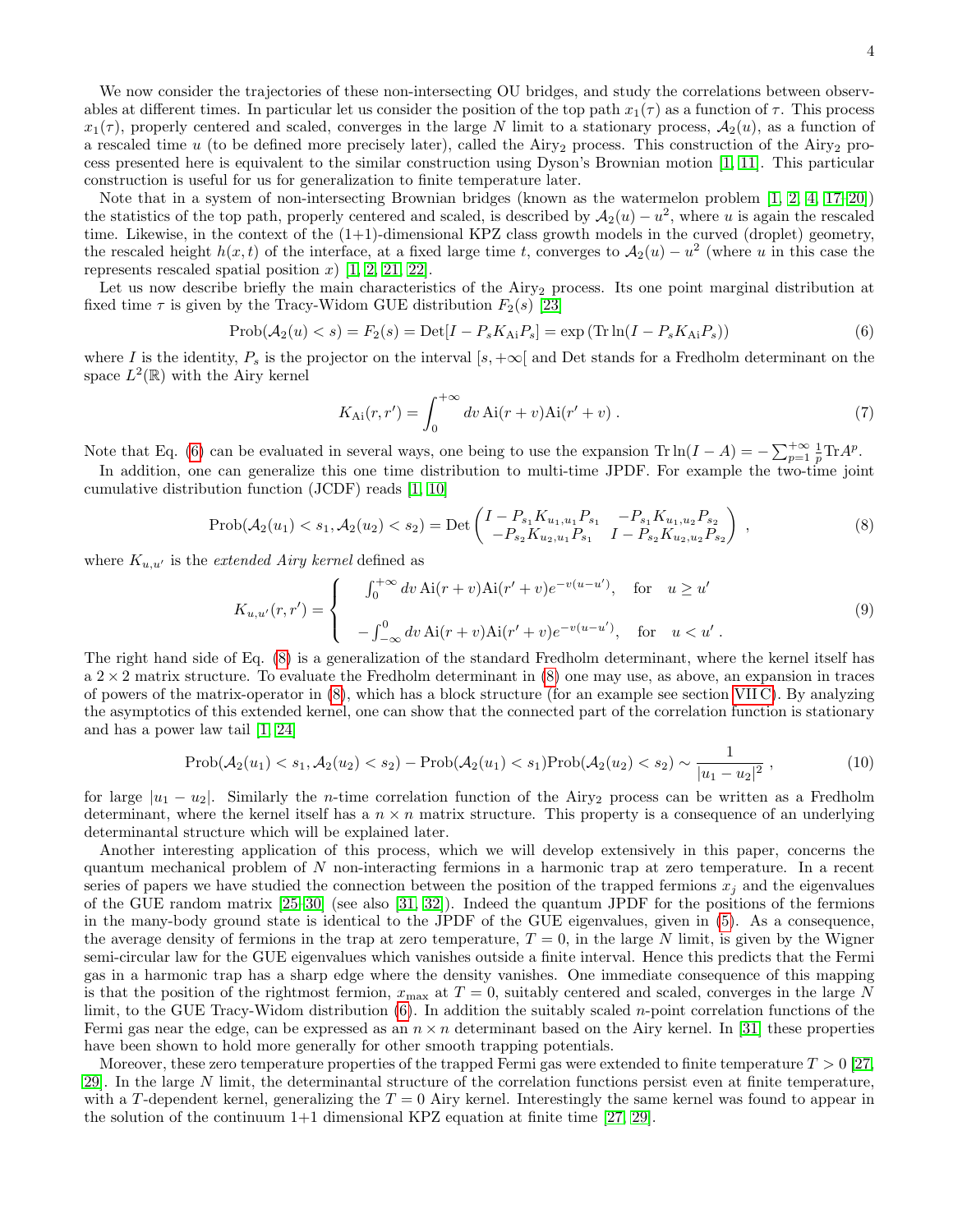We now consider the trajectories of these non-intersecting OU bridges, and study the correlations between observables at different times. In particular let us consider the position of the top path $x_1(\tau)$ as a function of $\tau$. This process $x_1(\tau)$, properly centered and scaled, converges in the large $N$ limit to a stationary process, $\mathcal{A}_2(u)$, as a function of a rescaled time $u$ (to be defined more precisely later), called the Airy$_2$ process. This construction of the Airy$_2$ process presented here is equivalent to the similar construction using Dyson's Brownian motion [1, 11]. This particular construction is useful for us for generalization to finite temperature later.

Note that in a system of non-intersecting Brownian bridges (known as the watermelon problem [1, 2, 4, 17–20]) the statistics of the top path, properly centered and scaled, is described by $\mathcal{A}_2(u) - u^2$, where $u$ is again the rescaled time. Likewise, in the context of the (1+1)-dimensional KPZ class growth models in the curved (droplet) geometry, the rescaled height $h(x,t)$ of the interface, at a fixed large time $t$, converges to $\mathcal{A}_2(u) - u^2$ (where $u$ in this case the represents rescaled spatial position $x$) [1, 2, 21, 22].

Let us now describe briefly the main characteristics of the Airy$_2$ process. Its one point marginal distribution at fixed time $\tau$ is given by the Tracy-Widom GUE distribution $F_2(s)$ [23]

$$\text{Prob}(\mathcal{A}_2(u) < s) = F_2(s) = \text{Det}[I - P_s K_{\text{Ai}} P_s] = \exp\left(\text{Tr}\ln(I - P_s K_{\text{Ai}} P_s)\right) \tag{6}$$

where $I$ is the identity, $P_s$ is the projector on the interval $[s, +\infty[$ and Det stands for a Fredholm determinant on the space $L^2(\mathbb{R})$ with the Airy kernel

$$K_{\text{Ai}}(r, r') = \int_0^{+\infty} dv\, \text{Ai}(r+v)\text{Ai}(r'+v)\,. \tag{7}$$

Note that Eq. (6) can be evaluated in several ways, one being to use the expansion $\text{Tr}\ln(I - A) = -\sum_{p=1}^{+\infty} \frac{1}{p}\text{Tr}A^p$.

In addition, one can generalize this one time distribution to multi-time JPDF. For example the two-time joint cumulative distribution function (JCDF) reads [1, 10]

$$\text{Prob}(\mathcal{A}_2(u_1) < s_1, \mathcal{A}_2(u_2) < s_2) = \text{Det}\begin{pmatrix} I - P_{s_1} K_{u_1,u_1} P_{s_1} & -P_{s_1} K_{u_1,u_2} P_{s_2} \\ -P_{s_2} K_{u_2,u_1} P_{s_1} & I - P_{s_2} K_{u_2,u_2} P_{s_2} \end{pmatrix}\,, \tag{8}$$

where $K_{u,u'}$ is the *extended Airy kernel* defined as

$$K_{u,u'}(r,r') = \begin{cases} \int_0^{+\infty} dv\, \text{Ai}(r+v)\text{Ai}(r'+v)e^{-v(u-u')}, & \text{for} \quad u \geq u' \\[2ex] -\int_{-\infty}^0 dv\, \text{Ai}(r+v)\text{Ai}(r'+v)e^{-v(u-u')}, & \text{for} \quad u < u'\,. \end{cases} \tag{9}$$

The right hand side of Eq. (8) is a generalization of the standard Fredholm determinant, where the kernel itself has a $2 \times 2$ matrix structure. To evaluate the Fredholm determinant in (8) one may use, as above, an expansion in traces of powers of the matrix-operator in (8), which has a block structure (for an example see section VII C). By analyzing the asymptotics of this extended kernel, one can show that the connected part of the correlation function is stationary and has a power law tail [1, 24]

$$\text{Prob}(\mathcal{A}_2(u_1) < s_1, \mathcal{A}_2(u_2) < s_2) - \text{Prob}(\mathcal{A}_2(u_1) < s_1)\text{Prob}(\mathcal{A}_2(u_2) < s_2) \sim \frac{1}{|u_1 - u_2|^2}\,, \tag{10}$$

for large $|u_1 - u_2|$. Similarly the $n$-time correlation function of the Airy$_2$ process can be written as a Fredholm determinant, where the kernel itself has a $n \times n$ matrix structure. This property is a consequence of an underlying determinantal structure which will be explained later.

Another interesting application of this process, which we will develop extensively in this paper, concerns the quantum mechanical problem of $N$ non-interacting fermions in a harmonic trap at zero temperature. In a recent series of papers we have studied the connection between the position of the trapped fermions $x_j$ and the eigenvalues of the GUE random matrix [25–30] (see also [31, 32]). Indeed the quantum JPDF for the positions of the fermions in the many-body ground state is identical to the JPDF of the GUE eigenvalues, given in (5). As a consequence, the average density of fermions in the trap at zero temperature, $T = 0$, in the large $N$ limit, is given by the Wigner semi-circular law for the GUE eigenvalues which vanishes outside a finite interval. Hence this predicts that the Fermi gas in a harmonic trap has a sharp edge where the density vanishes. One immediate consequence of this mapping is that the position of the rightmost fermion, $x_{\max}$ at $T = 0$, suitably centered and scaled, converges in the large $N$ limit, to the GUE Tracy-Widom distribution (6). In addition the suitably scaled $n$-point correlation functions of the Fermi gas near the edge, can be expressed as an $n \times n$ determinant based on the Airy kernel. In [31] these properties have been shown to hold more generally for other smooth trapping potentials.

Moreover, these zero temperature properties of the trapped Fermi gas were extended to finite temperature $T > 0$ [27, 29]. In the large $N$ limit, the determinantal structure of the correlation functions persist even at finite temperature, with a $T$-dependent kernel, generalizing the $T = 0$ Airy kernel. Interestingly the same kernel was found to appear in the solution of the continuum 1+1 dimensional KPZ equation at finite time [27, 29].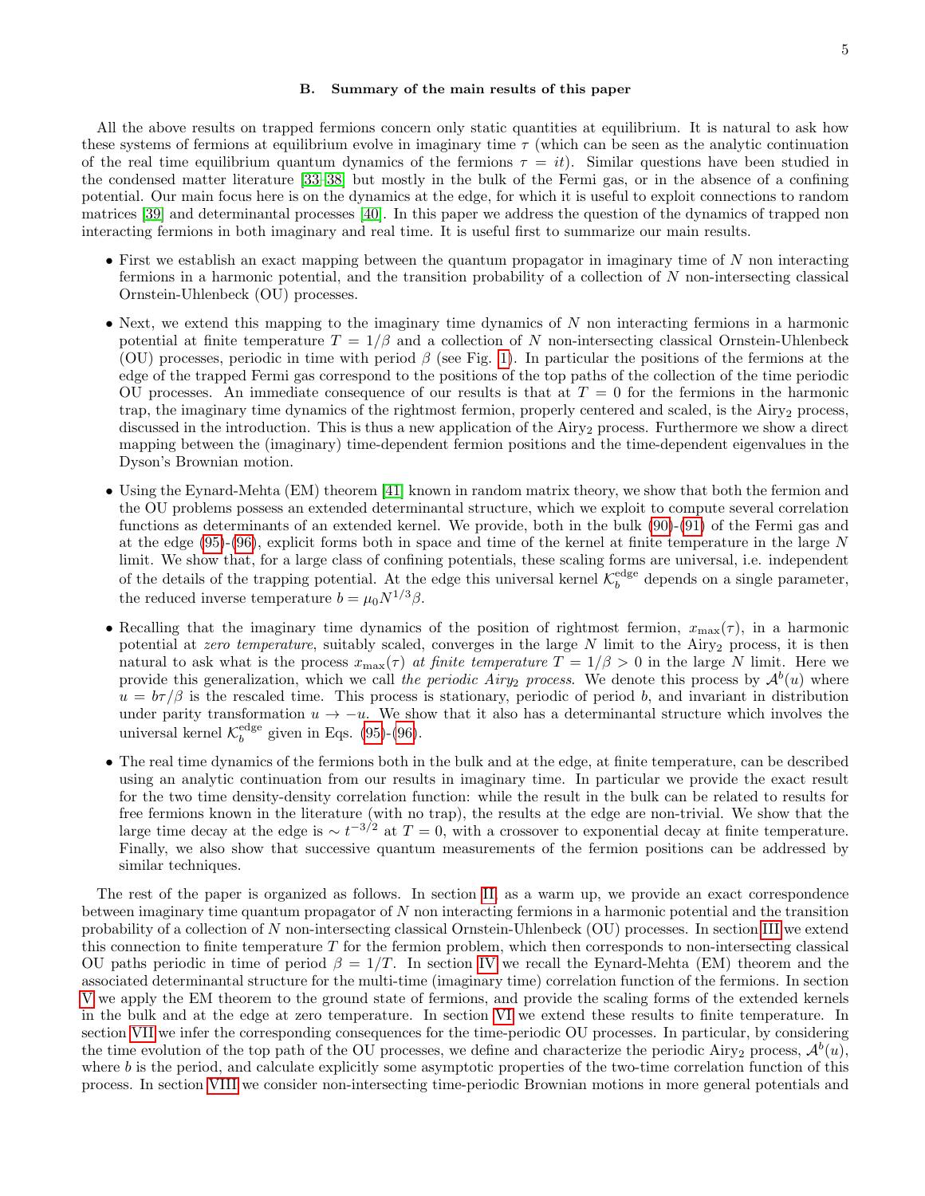### B. Summary of the main results of this paper

All the above results on trapped fermions concern only static quantities at equilibrium. It is natural to ask how these systems of fermions at equilibrium evolve in imaginary time $\tau$ (which can be seen as the analytic continuation of the real time equilibrium quantum dynamics of the fermions $\tau = it$). Similar questions have been studied in the condensed matter literature [33–38] but mostly in the bulk of the Fermi gas, or in the absence of a confining potential. Our main focus here is on the dynamics at the edge, for which it is useful to exploit connections to random matrices [39] and determinantal processes [40]. In this paper we address the question of the dynamics of trapped non interacting fermions in both imaginary and real time. It is useful first to summarize our main results.

- First we establish an exact mapping between the quantum propagator in imaginary time of $N$ non interacting fermions in a harmonic potential, and the transition probability of a collection of $N$ non-intersecting classical Ornstein-Uhlenbeck (OU) processes.
- Next, we extend this mapping to the imaginary time dynamics of $N$ non interacting fermions in a harmonic potential at finite temperature $T = 1/\beta$ and a collection of $N$ non-intersecting classical Ornstein-Uhlenbeck (OU) processes, periodic in time with period $\beta$ (see Fig. 1). In particular the positions of the fermions at the edge of the trapped Fermi gas correspond to the positions of the top paths of the collection of the time periodic OU processes. An immediate consequence of our results is that at $T = 0$ for the fermions in the harmonic trap, the imaginary time dynamics of the rightmost fermion, properly centered and scaled, is the $\text{Airy}_2$ process, discussed in the introduction. This is thus a new application of the $\text{Airy}_2$ process. Furthermore we show a direct mapping between the (imaginary) time-dependent fermion positions and the time-dependent eigenvalues in the Dyson's Brownian motion.
- Using the Eynard-Mehta (EM) theorem [41] known in random matrix theory, we show that both the fermion and the OU problems possess an extended determinantal structure, which we exploit to compute several correlation functions as determinants of an extended kernel. We provide, both in the bulk (90)-(91) of the Fermi gas and at the edge (95)-(96), explicit forms both in space and time of the kernel at finite temperature in the large $N$ limit. We show that, for a large class of confining potentials, these scaling forms are universal, i.e. independent of the details of the trapping potential. At the edge this universal kernel $\mathcal{K}_b^{\rm edge}$ depends on a single parameter, the reduced inverse temperature $b = \mu_0 N^{1/3}\beta$.
- Recalling that the imaginary time dynamics of the position of rightmost fermion, $x_{\max}(\tau)$, in a harmonic potential at *zero temperature*, suitably scaled, converges in the large $N$ limit to the $\text{Airy}_2$ process, it is then natural to ask what is the process $x_{\max}(\tau)$ *at finite temperature* $T = 1/\beta > 0$ in the large $N$ limit. Here we provide this generalization, which we call *the periodic $\text{Airy}_2$ process*. We denote this process by $\mathcal{A}^b(u)$ where $u = b\tau/\beta$ is the rescaled time. This process is stationary, periodic of period $b$, and invariant in distribution under parity transformation $u \to -u$. We show that it also has a determinantal structure which involves the universal kernel $\mathcal{K}_b^{\rm edge}$ given in Eqs. (95)-(96).
- The real time dynamics of the fermions both in the bulk and at the edge, at finite temperature, can be described using an analytic continuation from our results in imaginary time. In particular we provide the exact result for the two time density-density correlation function: while the result in the bulk can be related to results for free fermions known in the literature (with no trap), the results at the edge are non-trivial. We show that the large time decay at the edge is $\sim t^{-3/2}$ at $T = 0$, with a crossover to exponential decay at finite temperature. Finally, we also show that successive quantum measurements of the fermion positions can be addressed by similar techniques.

The rest of the paper is organized as follows. In section II, as a warm up, we provide an exact correspondence between imaginary time quantum propagator of $N$ non interacting fermions in a harmonic potential and the transition probability of a collection of $N$ non-intersecting classical Ornstein-Uhlenbeck (OU) processes. In section III we extend this connection to finite temperature $T$ for the fermion problem, which then corresponds to non-intersecting classical OU paths periodic in time of period $\beta = 1/T$. In section IV we recall the Eynard-Mehta (EM) theorem and the associated determinantal structure for the multi-time (imaginary time) correlation function of the fermions. In section V we apply the EM theorem to the ground state of fermions, and provide the scaling forms of the extended kernels in the bulk and at the edge at zero temperature. In section VI we extend these results to finite temperature. In section VII we infer the corresponding consequences for the time-periodic OU processes. In particular, by considering the time evolution of the top path of the OU processes, we define and characterize the periodic $\text{Airy}_2$ process, $\mathcal{A}^b(u)$, where $b$ is the period, and calculate explicitly some asymptotic properties of the two-time correlation function of this process. In section VIII we consider non-intersecting time-periodic Brownian motions in more general potentials and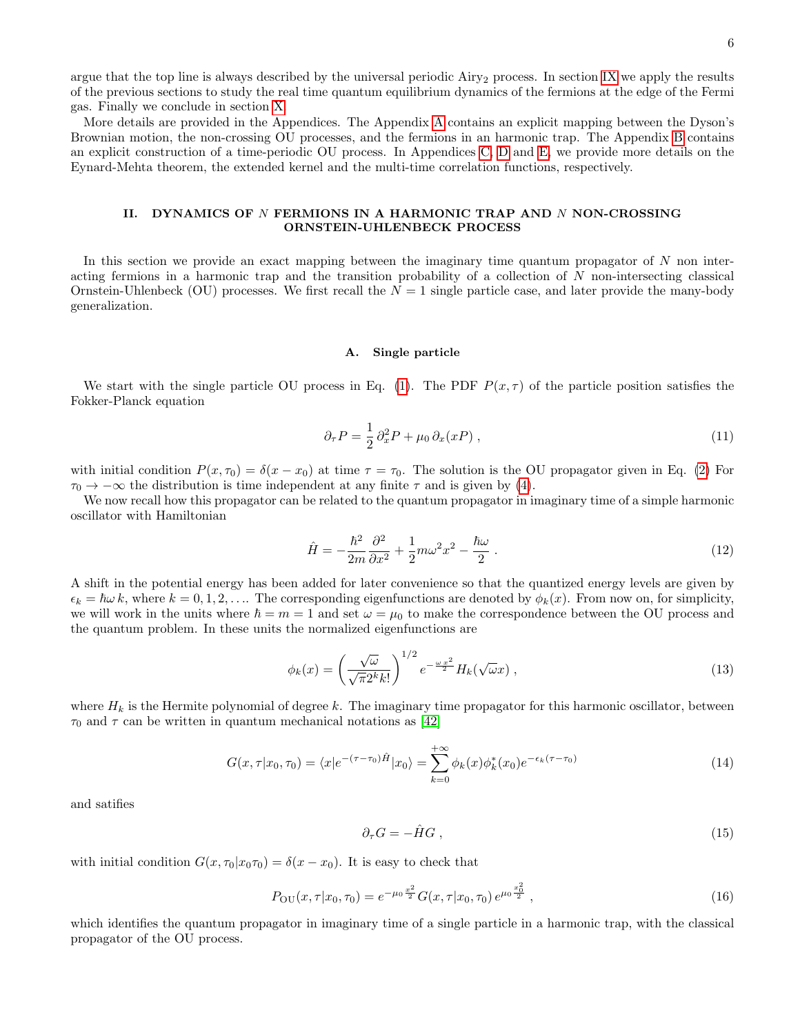argue that the top line is always described by the universal periodic Airy$_2$ process. In section IX we apply the results of the previous sections to study the real time quantum equilibrium dynamics of the fermions at the edge of the Fermi gas. Finally we conclude in section X.

More details are provided in the Appendices. The Appendix A contains an explicit mapping between the Dyson's Brownian motion, the non-crossing OU processes, and the fermions in an harmonic trap. The Appendix B contains an explicit construction of a time-periodic OU process. In Appendices C, D and E, we provide more details on the Eynard-Mehta theorem, the extended kernel and the multi-time correlation functions, respectively.

## II. DYNAMICS OF $N$ FERMIONS IN A HARMONIC TRAP AND $N$ NON-CROSSING ORNSTEIN-UHLENBECK PROCESS

In this section we provide an exact mapping between the imaginary time quantum propagator of $N$ non interacting fermions in a harmonic trap and the transition probability of a collection of $N$ non-intersecting classical Ornstein-Uhlenbeck (OU) processes. We first recall the $N=1$ single particle case, and later provide the many-body generalization.

### A. Single particle

We start with the single particle OU process in Eq. (1). The PDF $P(x,\tau)$ of the particle position satisfies the Fokker-Planck equation

$$\partial_\tau P = \frac{1}{2}\,\partial_x^2 P + \mu_0\,\partial_x(xP)\;, \tag{11}$$

with initial condition $P(x,\tau_0) = \delta(x-x_0)$ at time $\tau=\tau_0$. The solution is the OU propagator given in Eq. (2) For $\tau_0 \to -\infty$ the distribution is time independent at any finite $\tau$ and is given by (4).

We now recall how this propagator can be related to the quantum propagator in imaginary time of a simple harmonic oscillator with Hamiltonian

$$\hat{H} = -\frac{\hbar^2}{2m}\frac{\partial^2}{\partial x^2} + \frac{1}{2}m\omega^2 x^2 - \frac{\hbar\omega}{2}\;. \tag{12}$$

A shift in the potential energy has been added for later convenience so that the quantized energy levels are given by $\epsilon_k = \hbar\omega\, k$, where $k = 0,1,2,\ldots$. The corresponding eigenfunctions are denoted by $\phi_k(x)$. From now on, for simplicity, we will work in the units where $\hbar = m = 1$ and set $\omega = \mu_0$ to make the correspondence between the OU process and the quantum problem. In these units the normalized eigenfunctions are

$$\phi_k(x) = \left(\frac{\sqrt{\omega}}{\sqrt{\pi}2^k k!}\right)^{1/2} e^{-\frac{\omega\, x^2}{2}} H_k(\sqrt{\omega}x)\;, \tag{13}$$

where $H_k$ is the Hermite polynomial of degree $k$. The imaginary time propagator for this harmonic oscillator, between $\tau_0$ and $\tau$ can be written in quantum mechanical notations as [42]

$$G(x,\tau|x_0,\tau_0) = \langle x|e^{-(\tau-\tau_0)\hat{H}}|x_0\rangle = \sum_{k=0}^{+\infty}\phi_k(x)\phi_k^*(x_0)e^{-\epsilon_k(\tau-\tau_0)} \tag{14}$$

and satifies

$$\partial_\tau G = -\hat{H}G\;, \tag{15}$$

with initial condition $G(x,\tau_0|x_0\tau_0) = \delta(x-x_0)$. It is easy to check that

$$P_{\rm OU}(x,\tau|x_0,\tau_0) = e^{-\mu_0\frac{x^2}{2}}\,G(x,\tau|x_0,\tau_0)\,e^{\mu_0\frac{x_0^2}{2}}\;, \tag{16}$$

which identifies the quantum propagator in imaginary time of a single particle in a harmonic trap, with the classical propagator of the OU process.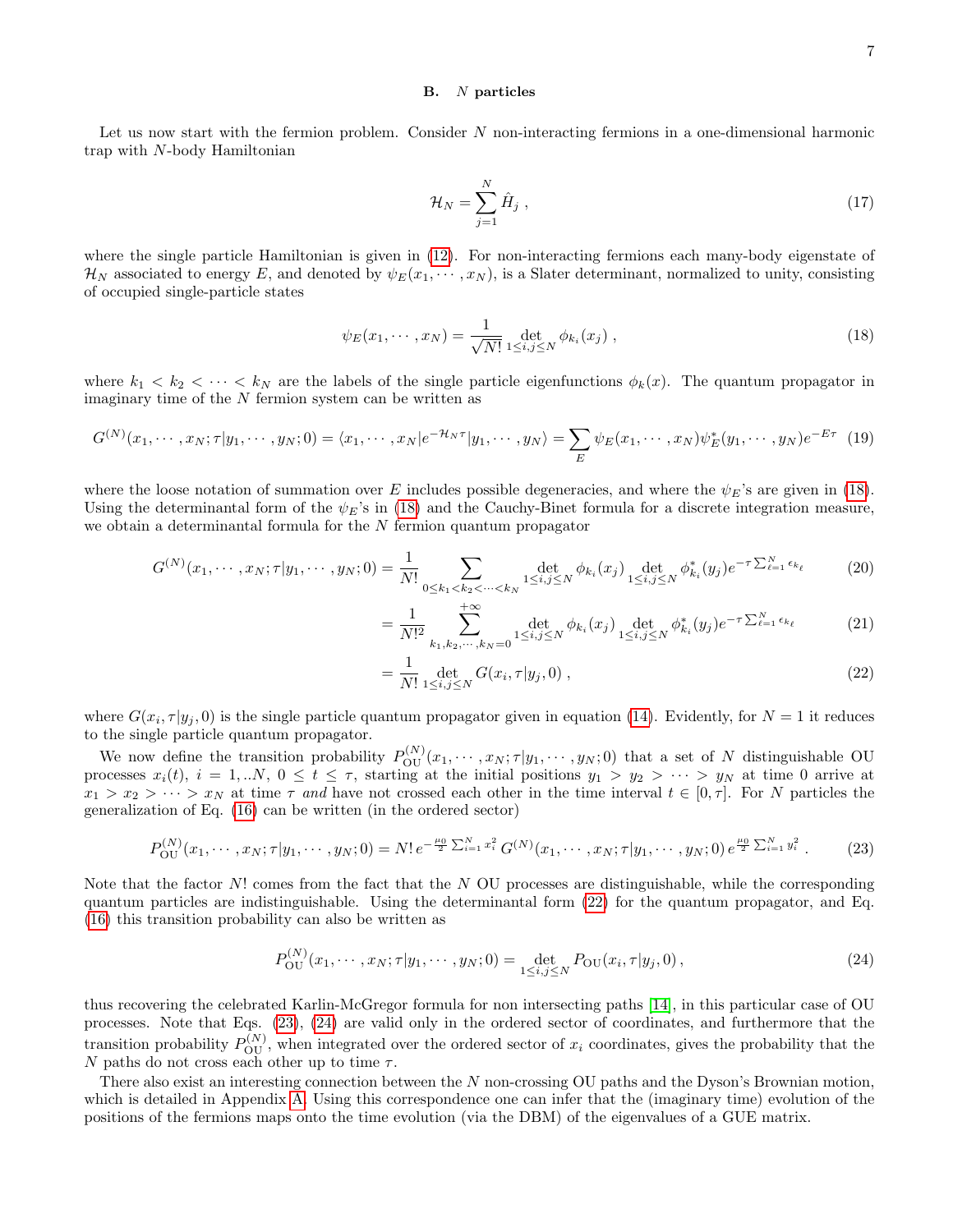### B. $N$ particles

Let us now start with the fermion problem. Consider $N$ non-interacting fermions in a one-dimensional harmonic trap with $N$-body Hamiltonian

$$\mathcal{H}_N = \sum_{j=1}^{N} \hat{H}_j \; , \tag{17}$$

where the single particle Hamiltonian is given in (12). For non-interacting fermions each many-body eigenstate of $\mathcal{H}_N$ associated to energy $E$, and denoted by $\psi_E(x_1, \cdots, x_N)$, is a Slater determinant, normalized to unity, consisting of occupied single-particle states

$$\psi_E(x_1, \cdots, x_N) = \frac{1}{\sqrt{N!}} \det_{1 \leq i,j \leq N} \phi_{k_i}(x_j) \; , \tag{18}$$

where $k_1 < k_2 < \cdots < k_N$ are the labels of the single particle eigenfunctions $\phi_k(x)$. The quantum propagator in imaginary time of the $N$ fermion system can be written as

$$G^{(N)}(x_1, \cdots, x_N; \tau | y_1, \cdots, y_N; 0) = \langle x_1, \cdots, x_N | e^{-\mathcal{H}_N \tau} | y_1, \cdots, y_N \rangle = \sum_E \psi_E(x_1, \cdots, x_N) \psi_E^*(y_1, \cdots, y_N) e^{-E\tau} \tag{19}$$

where the loose notation of summation over $E$ includes possible degeneracies, and where the $\psi_E$'s are given in (18). Using the determinantal form of the $\psi_E$'s in (18) and the Cauchy-Binet formula for a discrete integration measure, we obtain a determinantal formula for the $N$ fermion quantum propagator

$$G^{(N)}(x_1, \cdots, x_N; \tau | y_1, \cdots, y_N; 0) = \frac{1}{N!} \sum_{0 \leq k_1 < k_2 < \cdots < k_N} \det_{1 \leq i,j \leq N} \phi_{k_i}(x_j) \det_{1 \leq i,j \leq N} \phi^*_{k_i}(y_j) e^{-\tau \sum_{\ell=1}^N \epsilon_{k_\ell}} \tag{20}$$

$$= \frac{1}{N!^2} \sum_{k_1, k_2, \cdots, k_N = 0}^{+\infty} \det_{1 \leq i,j \leq N} \phi_{k_i}(x_j) \det_{1 \leq i,j \leq N} \phi^*_{k_i}(y_j) e^{-\tau \sum_{\ell=1}^N \epsilon_{k_\ell}} \tag{21}$$

$$= \frac{1}{N!} \det_{1 \leq i,j \leq N} G(x_i, \tau | y_j, 0) \; , \tag{22}$$

where $G(x_i, \tau | y_j, 0)$ is the single particle quantum propagator given in equation (14). Evidently, for $N = 1$ it reduces to the single particle quantum propagator.

We now define the transition probability $P_{\rm OU}^{(N)}(x_1, \cdots, x_N; \tau | y_1, \cdots, y_N; 0)$ that a set of $N$ distinguishable OU processes $x_i(t)$, $i = 1, ..N$, $0 \leq t \leq \tau$, starting at the initial positions $y_1 > y_2 > \cdots > y_N$ at time 0 arrive at $x_1 > x_2 > \cdots > x_N$ at time $\tau$ *and* have not crossed each other in the time interval $t \in [0, \tau]$. For $N$ particles the generalization of Eq. (16) can be written (in the ordered sector)

$$P_{\rm OU}^{(N)}(x_1, \cdots, x_N; \tau | y_1, \cdots, y_N; 0) = N! \, e^{-\frac{\mu_0}{2} \sum_{i=1}^N x_i^2} \, G^{(N)}(x_1, \cdots, x_N; \tau | y_1, \cdots, y_N; 0) \, e^{\frac{\mu_0}{2} \sum_{i=1}^N y_i^2} \; . \tag{23}$$

Note that the factor $N!$ comes from the fact that the $N$ OU processes are distinguishable, while the corresponding quantum particles are indistinguishable. Using the determinantal form (22) for the quantum propagator, and Eq. (16) this transition probability can also be written as

$$P_{\rm OU}^{(N)}(x_1, \cdots, x_N; \tau | y_1, \cdots, y_N; 0) = \det_{1 \leq i,j \leq N} P_{\rm OU}(x_i, \tau | y_j, 0) \, , \tag{24}$$

thus recovering the celebrated Karlin-McGregor formula for non intersecting paths [14], in this particular case of OU processes. Note that Eqs. (23), (24) are valid only in the ordered sector of coordinates, and furthermore that the transition probability $P_{\rm OU}^{(N)}$, when integrated over the ordered sector of $x_i$ coordinates, gives the probability that the $N$ paths do not cross each other up to time $\tau$.

There also exist an interesting connection between the $N$ non-crossing OU paths and the Dyson's Brownian motion, which is detailed in Appendix A. Using this correspondence one can infer that the (imaginary time) evolution of the positions of the fermions maps onto the time evolution (via the DBM) of the eigenvalues of a GUE matrix.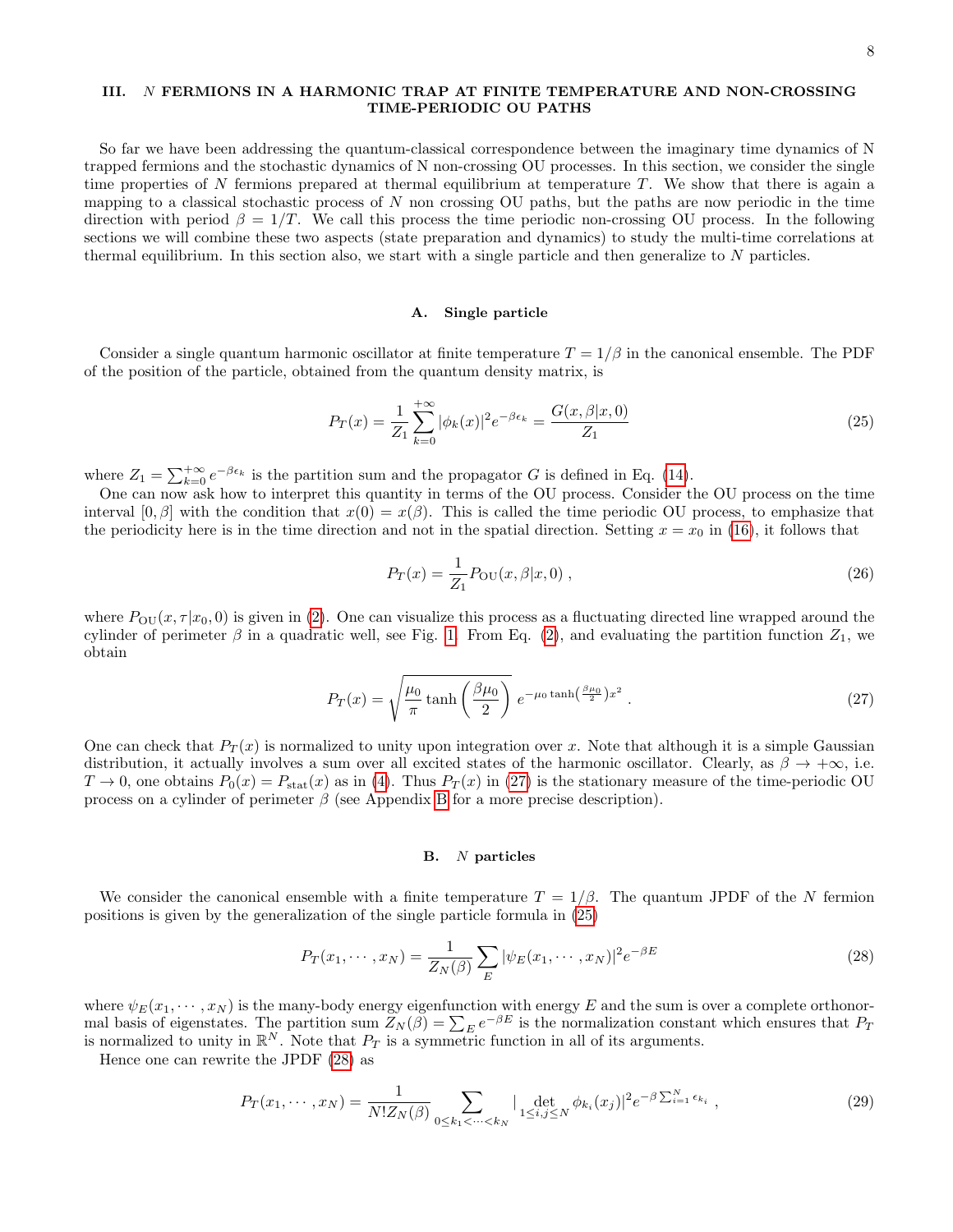## III. $N$ FERMIONS IN A HARMONIC TRAP AT FINITE TEMPERATURE AND NON-CROSSING TIME-PERIODIC OU PATHS

So far we have been addressing the quantum-classical correspondence between the imaginary time dynamics of N trapped fermions and the stochastic dynamics of N non-crossing OU processes. In this section, we consider the single time properties of $N$ fermions prepared at thermal equilibrium at temperature $T$. We show that there is again a mapping to a classical stochastic process of $N$ non crossing OU paths, but the paths are now periodic in the time direction with period $\beta = 1/T$. We call this process the time periodic non-crossing OU process. In the following sections we will combine these two aspects (state preparation and dynamics) to study the multi-time correlations at thermal equilibrium. In this section also, we start with a single particle and then generalize to $N$ particles.

### A. Single particle

Consider a single quantum harmonic oscillator at finite temperature $T = 1/\beta$ in the canonical ensemble. The PDF of the position of the particle, obtained from the quantum density matrix, is

$$P_T(x) = \frac{1}{Z_1} \sum_{k=0}^{+\infty} |\phi_k(x)|^2 e^{-\beta \epsilon_k} = \frac{G(x, \beta | x, 0)}{Z_1} \tag{25}$$

where $Z_1 = \sum_{k=0}^{+\infty} e^{-\beta\epsilon_k}$ is the partition sum and the propagator $G$ is defined in Eq. (14).

One can now ask how to interpret this quantity in terms of the OU process. Consider the OU process on the time interval $[0, \beta]$ with the condition that $x(0) = x(\beta)$. This is called the time periodic OU process, to emphasize that the periodicity here is in the time direction and not in the spatial direction. Setting $x = x_0$ in (16), it follows that

$$P_T(x) = \frac{1}{Z_1} P_{\rm OU}(x, \beta | x, 0) \;, \tag{26}$$

where $P_{\rm OU}(x, \tau | x_0, 0)$ is given in (2). One can visualize this process as a fluctuating directed line wrapped around the cylinder of perimeter $\beta$ in a quadratic well, see Fig. 1. From Eq. (2), and evaluating the partition function $Z_1$, we obtain

$$P_T(x) = \sqrt{\frac{\mu_0}{\pi} \tanh\left(\frac{\beta\mu_0}{2}\right)} \; e^{-\mu_0 \tanh\left(\frac{\beta\mu_0}{2}\right) x^2} \;. \tag{27}$$

One can check that $P_T(x)$ is normalized to unity upon integration over $x$. Note that although it is a simple Gaussian distribution, it actually involves a sum over all excited states of the harmonic oscillator. Clearly, as $\beta \to +\infty$, i.e. $T \to 0$, one obtains $P_0(x) = P_{\rm stat}(x)$ as in (4). Thus $P_T(x)$ in (27) is the stationary measure of the time-periodic OU process on a cylinder of perimeter $\beta$ (see Appendix B for a more precise description).

### B. $N$ particles

We consider the canonical ensemble with a finite temperature $T = 1/\beta$. The quantum JPDF of the $N$ fermion positions is given by the generalization of the single particle formula in (25)

$$P_T(x_1, \cdots, x_N) = \frac{1}{Z_N(\beta)} \sum_E |\psi_E(x_1, \cdots, x_N)|^2 e^{-\beta E} \tag{28}$$

where $\psi_E(x_1, \cdots, x_N)$ is the many-body energy eigenfunction with energy $E$ and the sum is over a complete orthonormal basis of eigenstates. The partition sum $Z_N(\beta) = \sum_E e^{-\beta E}$ is the normalization constant which ensures that $P_T$ is normalized to unity in $\mathbb{R}^N$. Note that $P_T$ is a symmetric function in all of its arguments.

Hence one can rewrite the JPDF (28) as

$$P_T(x_1, \cdots, x_N) = \frac{1}{N! Z_N(\beta)} \sum_{0 \le k_1 < \cdots < k_N} |\det_{1 \le i,j \le N} \phi_{k_i}(x_j)|^2 e^{-\beta \sum_{i=1}^N \epsilon_{k_i}} \;, \tag{29}$$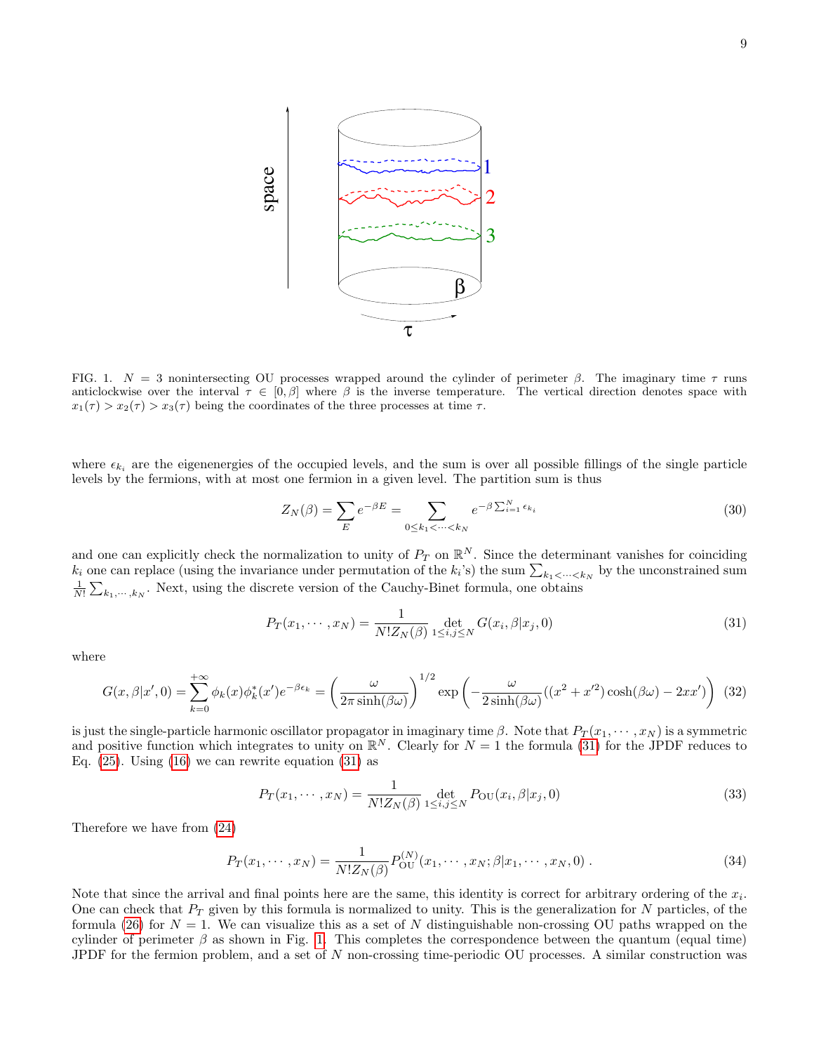FIG. 1. $N = 3$ nonintersecting OU processes wrapped around the cylinder of perimeter $\beta$. The imaginary time $\tau$ runs anticlockwise over the interval $\tau \in [0, \beta]$ where $\beta$ is the inverse temperature. The vertical direction denotes space with $x_1(\tau) > x_2(\tau) > x_3(\tau)$ being the coordinates of the three processes at time $\tau$.

where $\epsilon_{k_i}$ are the eigenenergies of the occupied levels, and the sum is over all possible fillings of the single particle levels by the fermions, with at most one fermion in a given level. The partition sum is thus

$$Z_N(\beta) = \sum_E e^{-\beta E} = \sum_{0 \leq k_1 < \cdots < k_N} e^{-\beta \sum_{i=1}^N \epsilon_{k_i}} \tag{30}$$

and one can explicitly check the normalization to unity of $P_T$ on $\mathbb{R}^N$. Since the determinant vanishes for coinciding $k_i$ one can replace (using the invariance under permutation of the $k_i$'s) the sum $\sum_{k_1 < \cdots < k_N}$ by the unconstrained sum $\frac{1}{N!}\sum_{k_1, \cdots, k_N}$. Next, using the discrete version of the Cauchy-Binet formula, one obtains

$$P_T(x_1, \cdots, x_N) = \frac{1}{N! Z_N(\beta)} \det_{1 \leq i,j \leq N} G(x_i, \beta | x_j, 0) \tag{31}$$

where

$$G(x, \beta | x', 0) = \sum_{k=0}^{+\infty} \phi_k(x) \phi_k^*(x') e^{-\beta \epsilon_k} = \left( \frac{\omega}{2\pi \sinh(\beta\omega)} \right)^{1/2} \exp\left( -\frac{\omega}{2\sinh(\beta\omega)} ((x^2 + x'^2)\cosh(\beta\omega) - 2xx') \right) \tag{32}$$

is just the single-particle harmonic oscillator propagator in imaginary time $\beta$. Note that $P_T(x_1, \cdots, x_N)$ is a symmetric and positive function which integrates to unity on $\mathbb{R}^N$. Clearly for $N = 1$ the formula (31) for the JPDF reduces to Eq. (25). Using (16) we can rewrite equation (31) as

$$P_T(x_1, \cdots, x_N) = \frac{1}{N! Z_N(\beta)} \det_{1 \leq i,j \leq N} P_{\rm OU}(x_i, \beta | x_j, 0) \tag{33}$$

Therefore we have from (24)

$$P_T(x_1, \cdots, x_N) = \frac{1}{N! Z_N(\beta)} P_{\rm OU}^{(N)}(x_1, \cdots, x_N; \beta | x_1, \cdots, x_N, 0) \,. \tag{34}$$

Note that since the arrival and final points here are the same, this identity is correct for arbitrary ordering of the $x_i$. One can check that $P_T$ given by this formula is normalized to unity. This is the generalization for $N$ particles, of the formula (26) for $N = 1$. We can visualize this as a set of $N$ distinguishable non-crossing OU paths wrapped on the cylinder of perimeter $\beta$ as shown in Fig. 1. This completes the correspondence between the quantum (equal time) JPDF for the fermion problem, and a set of $N$ non-crossing time-periodic OU processes. A similar construction was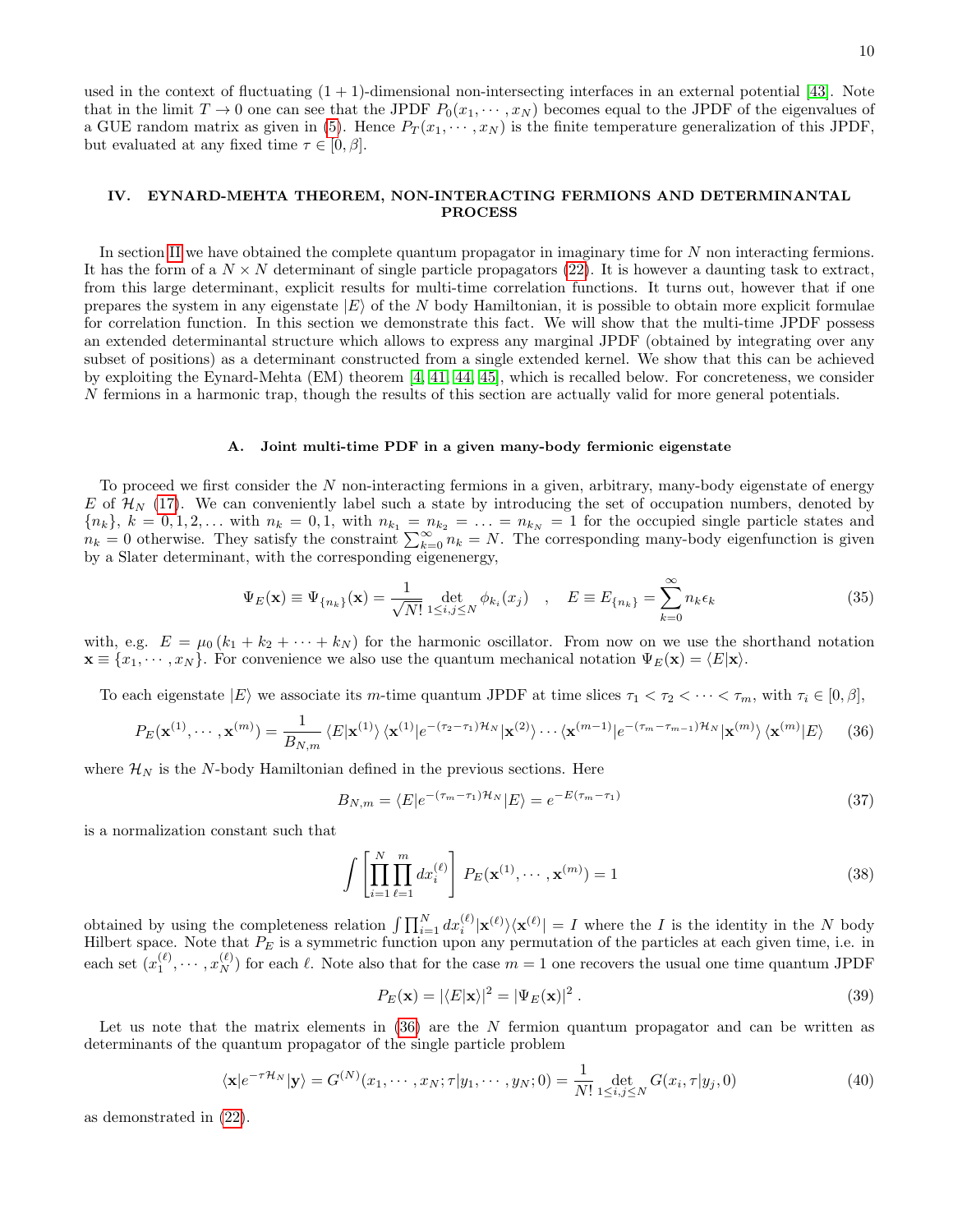used in the context of fluctuating $(1+1)$-dimensional non-intersecting interfaces in an external potential [43]. Note that in the limit $T \to 0$ one can see that the JPDF $P_0(x_1, \cdots, x_N)$ becomes equal to the JPDF of the eigenvalues of a GUE random matrix as given in (5). Hence $P_T(x_1, \cdots, x_N)$ is the finite temperature generalization of this JPDF, but evaluated at any fixed time $\tau \in [0, \beta]$.

## IV. EYNARD-MEHTA THEOREM, NON-INTERACTING FERMIONS AND DETERMINANTAL PROCESS

In section II we have obtained the complete quantum propagator in imaginary time for $N$ non interacting fermions. It has the form of a $N \times N$ determinant of single particle propagators (22). It is however a daunting task to extract, from this large determinant, explicit results for multi-time correlation functions. It turns out, however that if one prepares the system in any eigenstate $|E\rangle$ of the $N$ body Hamiltonian, it is possible to obtain more explicit formulae for correlation function. In this section we demonstrate this fact. We will show that the multi-time JPDF possess an extended determinantal structure which allows to express any marginal JPDF (obtained by integrating over any subset of positions) as a determinant constructed from a single extended kernel. We show that this can be achieved by exploiting the Eynard-Mehta (EM) theorem [4, 41, 44, 45], which is recalled below. For concreteness, we consider $N$ fermions in a harmonic trap, though the results of this section are actually valid for more general potentials.

### A. Joint multi-time PDF in a given many-body fermionic eigenstate

To proceed we first consider the $N$ non-interacting fermions in a given, arbitrary, many-body eigenstate of energy $E$ of $\mathcal{H}_N$ (17). We can conveniently label such a state by introducing the set of occupation numbers, denoted by $\{n_k\}$, $k = 0, 1, 2, \ldots$ with $n_k = 0, 1$, with $n_{k_1} = n_{k_2} = \ldots = n_{k_N} = 1$ for the occupied single particle states and $n_k = 0$ otherwise. They satisfy the constraint $\sum_{k=0}^{\infty} n_k = N$. The corresponding many-body eigenfunction is given by a Slater determinant, with the corresponding eigenenergy,

$$\Psi_E(\mathbf{x}) \equiv \Psi_{\{n_k\}}(\mathbf{x}) = \frac{1}{\sqrt{N!}} \det_{1 \leq i,j \leq N} \phi_{k_i}(x_j) \quad , \quad E \equiv E_{\{n_k\}} = \sum_{k=0}^{\infty} n_k \epsilon_k \tag{35}$$

with, e.g. $E = \mu_0 (k_1 + k_2 + \cdots + k_N)$ for the harmonic oscillator. From now on we use the shorthand notation $\mathbf{x} \equiv \{x_1, \cdots, x_N\}$. For convenience we also use the quantum mechanical notation $\Psi_E(\mathbf{x}) = \langle E|\mathbf{x}\rangle$.

To each eigenstate $|E\rangle$ we associate its $m$-time quantum JPDF at time slices $\tau_1 < \tau_2 < \cdots < \tau_m$, with $\tau_i \in [0, \beta]$,

$$P_E(\mathbf{x}^{(1)}, \cdots, \mathbf{x}^{(m)}) = \frac{1}{B_{N,m}} \langle E|\mathbf{x}^{(1)}\rangle \langle \mathbf{x}^{(1)}|e^{-(\tau_2 - \tau_1)\mathcal{H}_N}|\mathbf{x}^{(2)}\rangle \cdots \langle \mathbf{x}^{(m-1)}|e^{-(\tau_m - \tau_{m-1})\mathcal{H}_N}|\mathbf{x}^{(m)}\rangle \langle \mathbf{x}^{(m)}|E\rangle \tag{36}$$

where $\mathcal{H}_N$ is the $N$-body Hamiltonian defined in the previous sections. Here

$$B_{N,m} = \langle E|e^{-(\tau_m - \tau_1)\mathcal{H}_N}|E\rangle = e^{-E(\tau_m - \tau_1)} \tag{37}$$

is a normalization constant such that

$$\int \left[\prod_{i=1}^{N} \prod_{\ell=1}^{m} dx_i^{(\ell)}\right] P_E(\mathbf{x}^{(1)}, \cdots, \mathbf{x}^{(m)}) = 1 \tag{38}$$

obtained by using the completeness relation $\int \prod_{i=1}^{N} dx_i^{(\ell)} |\mathbf{x}^{(\ell)}\rangle\langle \mathbf{x}^{(\ell)}| = I$ where the $I$ is the identity in the $N$ body Hilbert space. Note that $P_E$ is a symmetric function upon any permutation of the particles at each given time, i.e. in each set $(x_1^{(\ell)}, \cdots, x_N^{(\ell)})$ for each $\ell$. Note also that for the case $m = 1$ one recovers the usual one time quantum JPDF

$$P_E(\mathbf{x}) = |\langle E|\mathbf{x}\rangle|^2 = |\Psi_E(\mathbf{x})|^2 \,. \tag{39}$$

Let us note that the matrix elements in (36) are the $N$ fermion quantum propagator and can be written as determinants of the quantum propagator of the single particle problem

$$\langle \mathbf{x}|e^{-\tau \mathcal{H}_N}|\mathbf{y}\rangle = G^{(N)}(x_1, \cdots, x_N; \tau|y_1, \cdots, y_N; 0) = \frac{1}{N!} \det_{1 \leq i,j \leq N} G(x_i, \tau|y_j, 0) \tag{40}$$

as demonstrated in (22).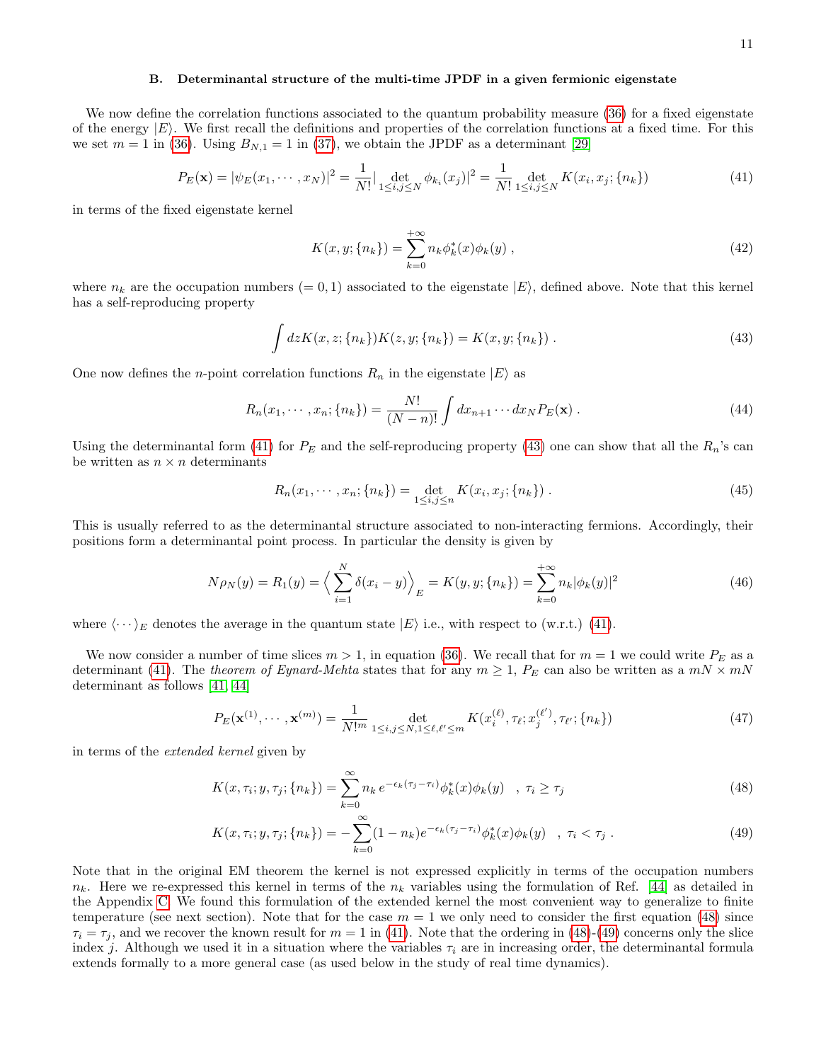### B. Determinantal structure of the multi-time JPDF in a given fermionic eigenstate

We now define the correlation functions associated to the quantum probability measure (36) for a fixed eigenstate of the energy $|E\rangle$. We first recall the definitions and properties of the correlation functions at a fixed time. For this we set $m = 1$ in (36). Using $B_{N,1} = 1$ in (37), we obtain the JPDF as a determinant [29]

$$P_E(\mathbf{x}) = |\psi_E(x_1, \cdots, x_N)|^2 = \frac{1}{N!} |\det_{1\leq i,j\leq N} \phi_{k_i}(x_j)|^2 = \frac{1}{N!} \det_{1\leq i,j\leq N} K(x_i, x_j; \{n_k\}) \tag{41}$$

in terms of the fixed eigenstate kernel

$$K(x, y; \{n_k\}) = \sum_{k=0}^{+\infty} n_k \phi_k^*(x)\phi_k(y) \,, \tag{42}$$

where $n_k$ are the occupation numbers ($= 0, 1$) associated to the eigenstate $|E\rangle$, defined above. Note that this kernel has a self-reproducing property

$$\int dz K(x, z; \{n_k\})K(z, y; \{n_k\}) = K(x, y; \{n_k\}) \,. \tag{43}$$

One now defines the $n$-point correlation functions $R_n$ in the eigenstate $|E\rangle$ as

$$R_n(x_1, \cdots, x_n; \{n_k\}) = \frac{N!}{(N-n)!} \int dx_{n+1} \cdots dx_N P_E(\mathbf{x}) \,. \tag{44}$$

Using the determinantal form (41) for $P_E$ and the self-reproducing property (43) one can show that all the $R_n$'s can be written as $n \times n$ determinants

$$R_n(x_1, \cdots, x_n; \{n_k\}) = \det_{1\leq i,j\leq n} K(x_i, x_j; \{n_k\}) \,. \tag{45}$$

This is usually referred to as the determinantal structure associated to non-interacting fermions. Accordingly, their positions form a determinantal point process. In particular the density is given by

$$N\rho_N(y) = R_1(y) = \Big\langle \sum_{i=1}^{N} \delta(x_i - y) \Big\rangle_E = K(y, y; \{n_k\}) = \sum_{k=0}^{+\infty} n_k |\phi_k(y)|^2 \tag{46}$$

where $\langle \cdots \rangle_E$ denotes the average in the quantum state $|E\rangle$ i.e., with respect to (w.r.t.) (41).

We now consider a number of time slices $m > 1$, in equation (36). We recall that for $m = 1$ we could write $P_E$ as a determinant (41). The *theorem of Eynard-Mehta* states that for any $m \geq 1$, $P_E$ can also be written as a $mN \times mN$ determinant as follows [41, 44]

$$P_E(\mathbf{x}^{(1)}, \cdots, \mathbf{x}^{(m)}) = \frac{1}{N!^m} \det_{1\leq i,j\leq N, 1\leq \ell,\ell'\leq m} K(x_i^{(\ell)}, \tau_\ell; x_j^{(\ell')}, \tau_{\ell'}; \{n_k\}) \tag{47}$$

in terms of the *extended kernel* given by

$$K(x, \tau_i; y, \tau_j; \{n_k\}) = \sum_{k=0}^{\infty} n_k \, e^{-\epsilon_k(\tau_j - \tau_i)} \phi_k^*(x)\phi_k(y) \quad , \; \tau_i \geq \tau_j \tag{48}$$

$$K(x, \tau_i; y, \tau_j; \{n_k\}) = -\sum_{k=0}^{\infty} (1 - n_k) e^{-\epsilon_k(\tau_j - \tau_i)} \phi_k^*(x)\phi_k(y) \quad , \; \tau_i < \tau_j \,. \tag{49}$$

Note that in the original EM theorem the kernel is not expressed explicitly in terms of the occupation numbers $n_k$. Here we re-expressed this kernel in terms of the $n_k$ variables using the formulation of Ref. [44] as detailed in the Appendix C. We found this formulation of the extended kernel the most convenient way to generalize to finite temperature (see next section). Note that for the case $m = 1$ we only need to consider the first equation (48) since $\tau_i = \tau_j$, and we recover the known result for $m = 1$ in (41). Note that the ordering in (48)-(49) concerns only the slice index $j$. Although we used it in a situation where the variables $\tau_i$ are in increasing order, the determinantal formula extends formally to a more general case (as used below in the study of real time dynamics).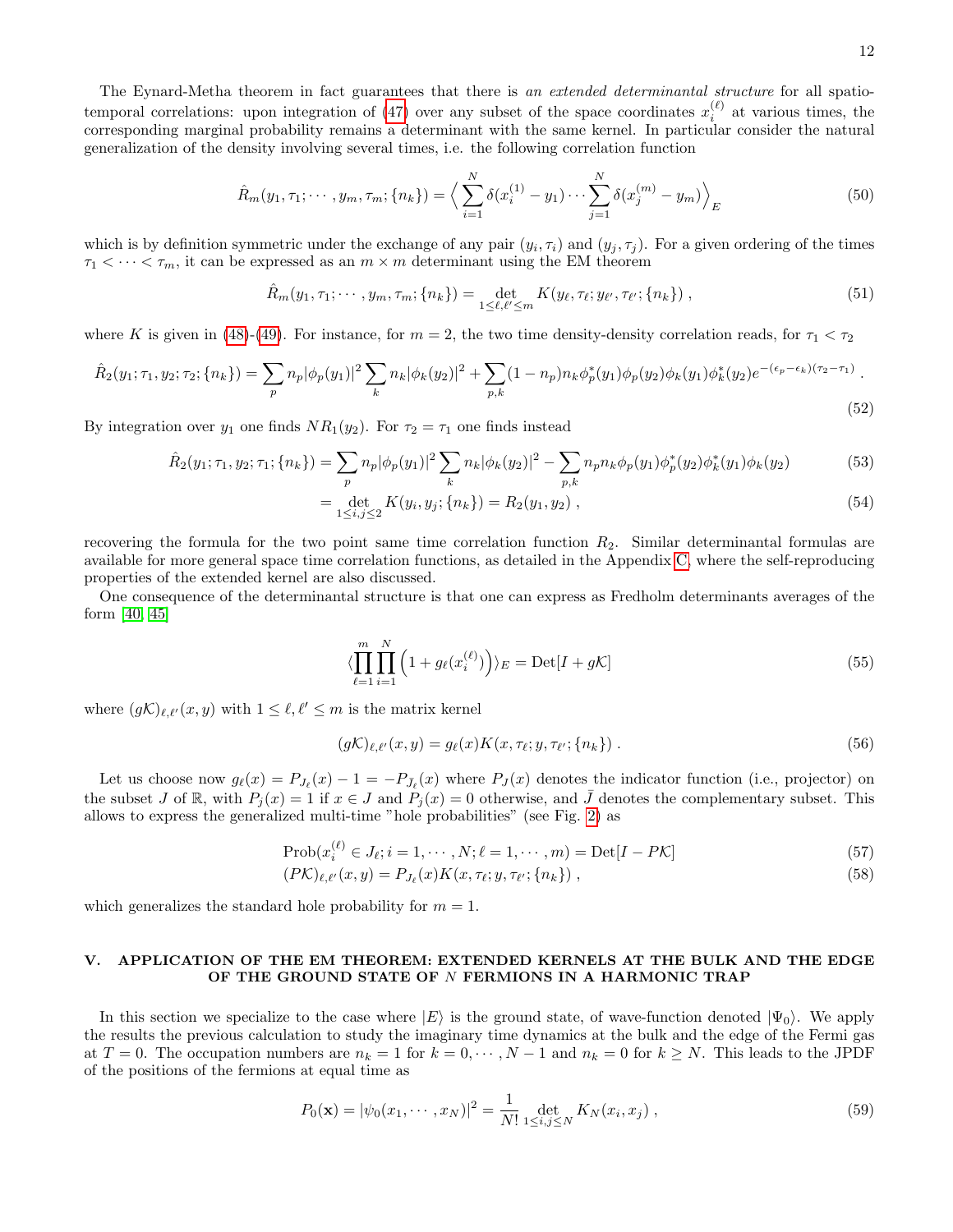The Eynard-Metha theorem in fact guarantees that there is *an extended determinantal structure* for all spatio-temporal correlations: upon integration of (47) over any subset of the space coordinates $x_i^{(\ell)}$ at various times, the corresponding marginal probability remains a determinant with the same kernel. In particular consider the natural generalization of the density involving several times, i.e. the following correlation function

$$\hat{R}_m(y_1,\tau_1;\cdots,y_m,\tau_m;\{n_k\}) = \Big\langle \sum_{i=1}^N \delta(x_i^{(1)} - y_1)\cdots \sum_{j=1}^N \delta(x_j^{(m)} - y_m)\Big\rangle_E \tag{50}$$

which is by definition symmetric under the exchange of any pair $(y_i,\tau_i)$ and $(y_j,\tau_j)$. For a given ordering of the times $\tau_1 < \cdots < \tau_m$, it can be expressed as an $m\times m$ determinant using the EM theorem

$$\hat{R}_m(y_1,\tau_1;\cdots,y_m,\tau_m;\{n_k\}) = \det_{1\leq \ell,\ell'\leq m} K(y_\ell,\tau_\ell;y_{\ell'},\tau_{\ell'};\{n_k\})\,, \tag{51}$$

where $K$ is given in (48)-(49). For instance, for $m=2$, the two time density-density correlation reads, for $\tau_1<\tau_2$

$$\hat{R}_2(y_1;\tau_1,y_2;\tau_2;\{n_k\}) = \sum_p n_p |\phi_p(y_1)|^2 \sum_k n_k |\phi_k(y_2)|^2 + \sum_{p,k} (1-n_p) n_k \phi_p^*(y_1)\phi_p(y_2)\phi_k(y_1)\phi_k^*(y_2) e^{-(\epsilon_p-\epsilon_k)(\tau_2-\tau_1)}\,. \tag{52}$$

By integration over $y_1$ one finds $NR_1(y_2)$. For $\tau_2=\tau_1$ one finds instead

$$\hat{R}_2(y_1;\tau_1,y_2;\tau_1;\{n_k\}) = \sum_p n_p |\phi_p(y_1)|^2 \sum_k n_k |\phi_k(y_2)|^2 - \sum_{p,k} n_p n_k \phi_p(y_1)\phi_p^*(y_2)\phi_k^*(y_1)\phi_k(y_2) \tag{53}$$

$$= \det_{1\leq i,j\leq 2} K(y_i,y_j;\{n_k\}) = R_2(y_1,y_2)\,, \tag{54}$$

recovering the formula for the two point same time correlation function $R_2$. Similar determinantal formulas are available for more general space time correlation functions, as detailed in the Appendix C, where the self-reproducing properties of the extended kernel are also discussed.

One consequence of the determinantal structure is that one can express as Fredholm determinants averages of the form [40, 45]

$$\langle \prod_{\ell=1}^m \prod_{i=1}^N \Big(1 + g_\ell(x_i^{(\ell)})\Big)\rangle_E = \mathrm{Det}[I + g\mathcal{K}] \tag{55}$$

where $(g\mathcal{K})_{\ell,\ell'}(x,y)$ with $1\leq \ell,\ell'\leq m$ is the matrix kernel

$$(g\mathcal{K})_{\ell,\ell'}(x,y) = g_\ell(x) K(x,\tau_\ell;y,\tau_{\ell'};\{n_k\})\,. \tag{56}$$

Let us choose now $g_\ell(x) = P_{J_\ell}(x) - 1 = -P_{\bar{J}_\ell}(x)$ where $P_J(x)$ denotes the indicator function (i.e., projector) on the subset $J$ of $\mathbb{R}$, with $P_j(x)=1$ if $x\in J$ and $P_j(x)=0$ otherwise, and $\bar{J}$ denotes the complementary subset. This allows to express the generalized multi-time "hole probabilities" (see Fig. 2) as

$$\mathrm{Prob}(x_i^{(\ell)} \in J_\ell; i=1,\cdots,N;\ell=1,\cdots,m) = \mathrm{Det}[I - P\mathcal{K}] \tag{57}$$

$$(P\mathcal{K})_{\ell,\ell'}(x,y) = P_{J_\ell}(x) K(x,\tau_\ell;y,\tau_{\ell'};\{n_k\})\,, \tag{58}$$

which generalizes the standard hole probability for $m=1$.

## V. APPLICATION OF THE EM THEOREM: EXTENDED KERNELS AT THE BULK AND THE EDGE OF THE GROUND STATE OF $N$ FERMIONS IN A HARMONIC TRAP

In this section we specialize to the case where $|E\rangle$ is the ground state, of wave-function denoted $|\Psi_0\rangle$. We apply the results the previous calculation to study the imaginary time dynamics at the bulk and the edge of the Fermi gas at $T=0$. The occupation numbers are $n_k=1$ for $k=0,\cdots,N-1$ and $n_k=0$ for $k\geq N$. This leads to the JPDF of the positions of the fermions at equal time as

$$P_0(\mathbf{x}) = |\psi_0(x_1,\cdots,x_N)|^2 = \frac{1}{N!}\det_{1\leq i,j\leq N} K_N(x_i,x_j)\,, \tag{59}$$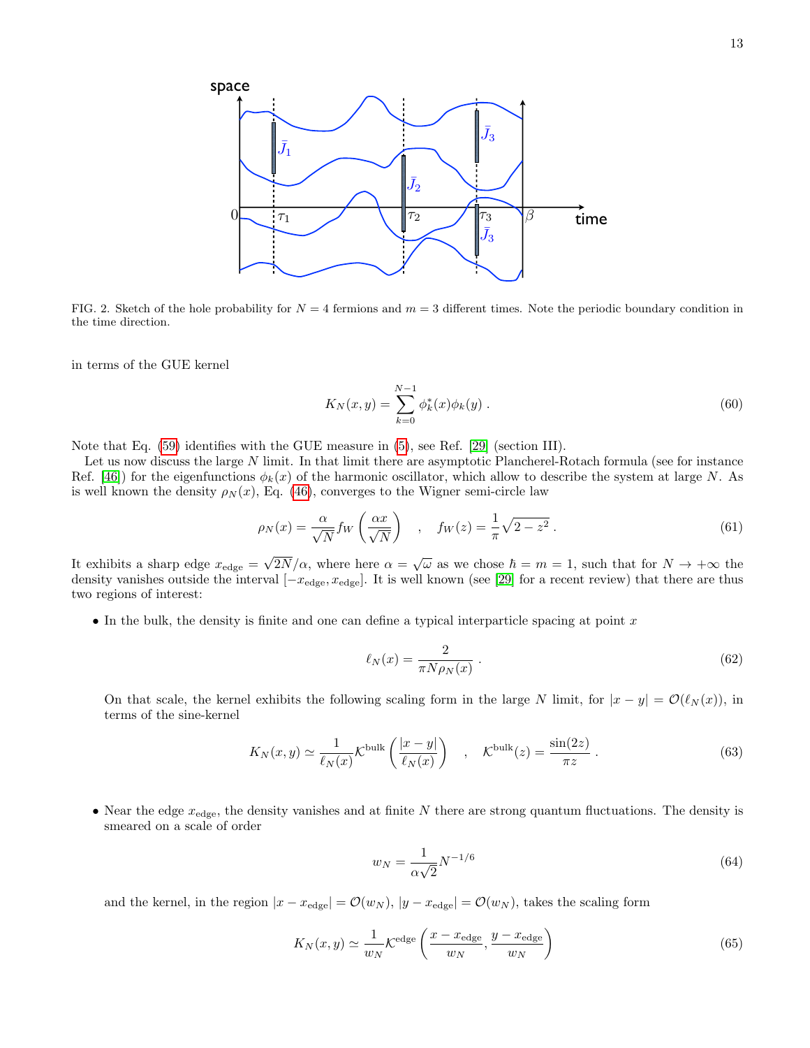FIG. 2. Sketch of the hole probability for $N = 4$ fermions and $m = 3$ different times. Note the periodic boundary condition in the time direction.

in terms of the GUE kernel

$$K_N(x,y) = \sum_{k=0}^{N-1} \phi_k^*(x)\phi_k(y) \; . \tag{60}$$

Note that Eq. (59) identifies with the GUE measure in (5), see Ref. [29] (section III).

Let us now discuss the large $N$ limit. In that limit there are asymptotic Plancherel-Rotach formula (see for instance Ref. [46]) for the eigenfunctions $\phi_k(x)$ of the harmonic oscillator, which allow to describe the system at large $N$. As is well known the density $\rho_N(x)$, Eq. (46), converges to the Wigner semi-circle law

$$\rho_N(x) = \frac{\alpha}{\sqrt{N}} f_W\left(\frac{\alpha x}{\sqrt{N}}\right) \quad , \quad f_W(z) = \frac{1}{\pi}\sqrt{2-z^2} \; . \tag{61}$$

It exhibits a sharp edge $x_{\rm edge} = \sqrt{2N}/\alpha$, where here $\alpha = \sqrt{\omega}$ as we chose $\hbar = m = 1$, such that for $N \to +\infty$ the density vanishes outside the interval $[-x_{\rm edge}, x_{\rm edge}]$. It is well known (see [29] for a recent review) that there are thus two regions of interest:

- In the bulk, the density is finite and one can define a typical interparticle spacing at point $x$

$$\ell_N(x) = \frac{2}{\pi N \rho_N(x)} \; . \tag{62}$$

  On that scale, the kernel exhibits the following scaling form in the large $N$ limit, for $|x-y| = \mathcal{O}(\ell_N(x))$, in terms of the sine-kernel

$$K_N(x,y) \simeq \frac{1}{\ell_N(x)} \mathcal{K}^{\rm bulk}\left(\frac{|x-y|}{\ell_N(x)}\right) \quad , \quad \mathcal{K}^{\rm bulk}(z) = \frac{\sin(2z)}{\pi z} \; . \tag{63}$$

- Near the edge $x_{\rm edge}$, the density vanishes and at finite $N$ there are strong quantum fluctuations. The density is smeared on a scale of order

$$w_N = \frac{1}{\alpha\sqrt{2}} N^{-1/6} \tag{64}$$

  and the kernel, in the region $|x - x_{\rm edge}| = \mathcal{O}(w_N)$, $|y - x_{\rm edge}| = \mathcal{O}(w_N)$, takes the scaling form

$$K_N(x,y) \simeq \frac{1}{w_N} \mathcal{K}^{\rm edge}\left(\frac{x - x_{\rm edge}}{w_N}, \frac{y - x_{\rm edge}}{w_N}\right) \tag{65}$$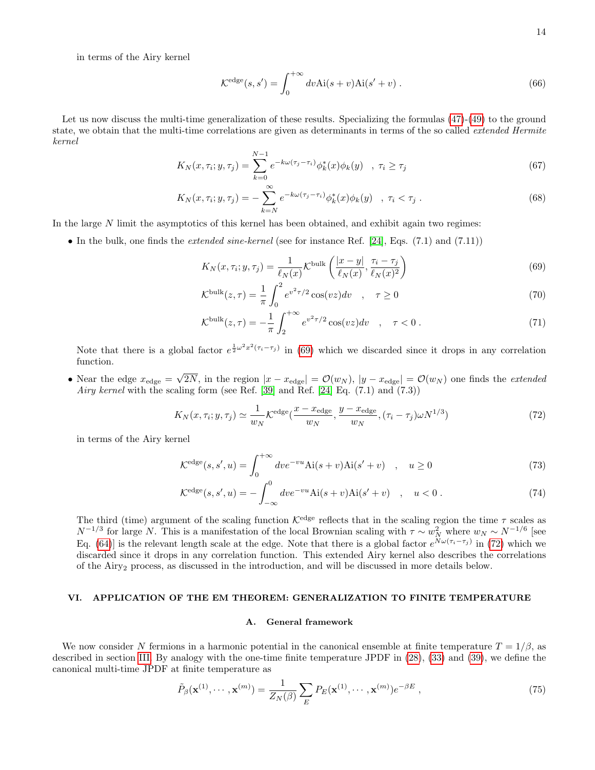in terms of the Airy kernel

$$\mathcal{K}^{\rm edge}(s,s') = \int_0^{+\infty} dv \mathrm{Ai}(s+v)\mathrm{Ai}(s'+v) \ . \tag{66}$$

Let us now discuss the multi-time generalization of these results. Specializing the formulas (47)-(49) to the ground state, we obtain that the multi-time correlations are given as determinants in terms of the so called *extended Hermite kernel*

$$K_N(x,\tau_i;y,\tau_j) = \sum_{k=0}^{N-1} e^{-k\omega(\tau_j-\tau_i)} \phi_k^*(x)\phi_k(y) \quad , \ \tau_i \geq \tau_j \tag{67}$$

$$K_N(x,\tau_i;y,\tau_j) = -\sum_{k=N}^{\infty} e^{-k\omega(\tau_j-\tau_i)} \phi_k^*(x)\phi_k(y) \quad , \ \tau_i < \tau_j \ . \tag{68}$$

In the large $N$ limit the asymptotics of this kernel has been obtained, and exhibit again two regimes:

- In the bulk, one finds the *extended sine-kernel* (see for instance Ref. [24], Eqs. (7.1) and (7.11))

$$K_N(x,\tau_i;y,\tau_j) = \frac{1}{\ell_N(x)} \mathcal{K}^{\rm bulk}\left(\frac{|x-y|}{\ell_N(x)}, \frac{\tau_i-\tau_j}{\ell_N(x)^2}\right) \tag{69}$$

$$\mathcal{K}^{\rm bulk}(z,\tau) = \frac{1}{\pi}\int_0^2 e^{v^2\tau/2}\cos(vz) dv \quad , \quad \tau \geq 0 \tag{70}$$

$$\mathcal{K}^{\rm bulk}(z,\tau) = -\frac{1}{\pi}\int_2^{+\infty} e^{v^2\tau/2}\cos(vz) dv \quad , \quad \tau < 0 \ . \tag{71}$$

  Note that there is a global factor $e^{\frac{1}{2}\omega^2 x^2 (\tau_i-\tau_j)}$ in (69) which we discarded since it drops in any correlation function.

- Near the edge $x_{\rm edge} = \sqrt{2N}$, in the region $|x - x_{\rm edge}| = \mathcal{O}(w_N)$, $|y - x_{\rm edge}| = \mathcal{O}(w_N)$ one finds the *extended Airy kernel* with the scaling form (see Ref. [39] and Ref. [24] Eq. (7.1) and (7.3))

$$K_N(x,\tau_i;y,\tau_j) \simeq \frac{1}{w_N}\mathcal{K}^{\rm edge}\left(\frac{x-x_{\rm edge}}{w_N}, \frac{y-x_{\rm edge}}{w_N}, (\tau_i-\tau_j)\omega N^{1/3}\right) \tag{72}$$

  in terms of the Airy kernel

$$\mathcal{K}^{\rm edge}(s,s',u) = \int_0^{+\infty} dv e^{-vu} \mathrm{Ai}(s+v)\mathrm{Ai}(s'+v) \quad , \quad u \geq 0 \tag{73}$$

$$\mathcal{K}^{\rm edge}(s,s',u) = -\int_{-\infty}^{0} dv e^{-vu} \mathrm{Ai}(s+v)\mathrm{Ai}(s'+v) \quad , \quad u < 0 \ . \tag{74}$$

  The third (time) argument of the scaling function $\mathcal{K}^{\rm edge}$ reflects that in the scaling region the time $\tau$ scales as $N^{-1/3}$ for large $N$. This is a manifestation of the local Brownian scaling with $\tau \sim w_N^2$ where $w_N \sim N^{-1/6}$ [see Eq. (64)] is the relevant length scale at the edge. Note that there is a global factor $e^{N\omega(\tau_i-\tau_j)}$ in (72) which we discarded since it drops in any correlation function. This extended Airy kernel also describes the correlations of the Airy$_2$ process, as discussed in the introduction, and will be discussed in more details below.

## VI. APPLICATION OF THE EM THEOREM: GENERALIZATION TO FINITE TEMPERATURE

### A. General framework

We now consider $N$ fermions in a harmonic potential in the canonical ensemble at finite temperature $T = 1/\beta$, as described in section III. By analogy with the one-time finite temperature JPDF in (28), (33) and (39), we define the canonical multi-time JPDF at finite temperature as

$$\tilde{P}_\beta(\mathbf{x}^{(1)},\cdots,\mathbf{x}^{(m)}) = \frac{1}{Z_N(\beta)}\sum_E P_E(\mathbf{x}^{(1)},\cdots,\mathbf{x}^{(m)}) e^{-\beta E} \ , \tag{75}$$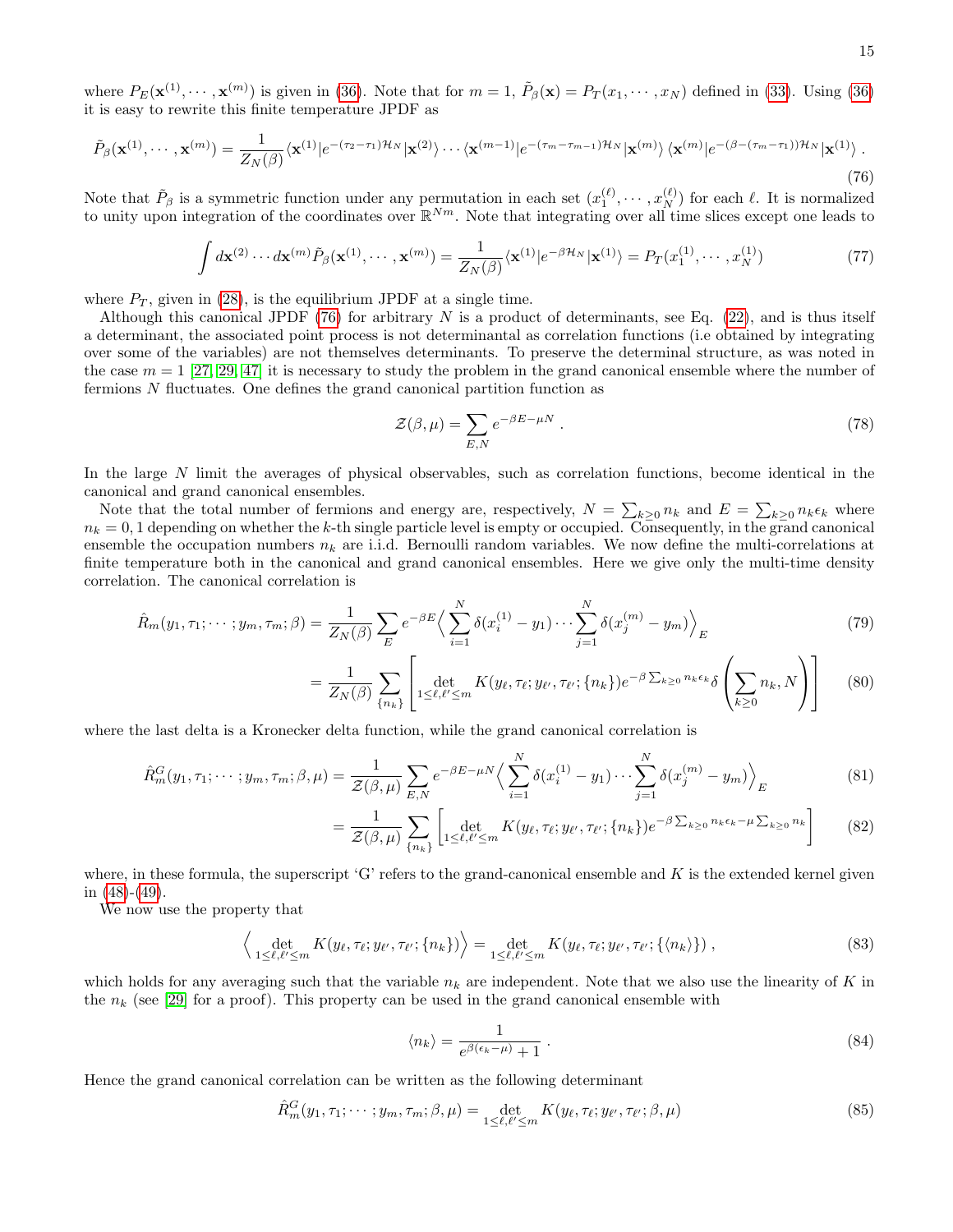where $P_E(\mathbf{x}^{(1)}, \cdots, \mathbf{x}^{(m)})$ is given in (36). Note that for $m = 1$, $\tilde{P}_\beta(\mathbf{x}) = P_T(x_1, \cdots, x_N)$ defined in (33). Using (36) it is easy to rewrite this finite temperature JPDF as

$$\tilde{P}_\beta(\mathbf{x}^{(1)}, \cdots, \mathbf{x}^{(m)}) = \frac{1}{Z_N(\beta)} \langle \mathbf{x}^{(1)} | e^{-(\tau_2 - \tau_1)\mathcal{H}_N} | \mathbf{x}^{(2)} \rangle \cdots \langle \mathbf{x}^{(m-1)} | e^{-(\tau_m - \tau_{m-1})\mathcal{H}_N} | \mathbf{x}^{(m)} \rangle \, \langle \mathbf{x}^{(m)} | e^{-(\beta - (\tau_m - \tau_1))\mathcal{H}_N} | \mathbf{x}^{(1)} \rangle \, . \tag{76}$$

Note that $\tilde{P}_\beta$ is a symmetric function under any permutation in each set $(x_1^{(\ell)}, \cdots, x_N^{(\ell)})$ for each $\ell$. It is normalized to unity upon integration of the coordinates over $\mathbb{R}^{Nm}$. Note that integrating over all time slices except one leads to

$$\int d\mathbf{x}^{(2)} \cdots d\mathbf{x}^{(m)} \tilde{P}_\beta(\mathbf{x}^{(1)}, \cdots, \mathbf{x}^{(m)}) = \frac{1}{Z_N(\beta)} \langle \mathbf{x}^{(1)} | e^{-\beta \mathcal{H}_N} | \mathbf{x}^{(1)} \rangle = P_T(x_1^{(1)}, \cdots, x_N^{(1)}) \tag{77}$$

where $P_T$, given in (28), is the equilibrium JPDF at a single time.

Although this canonical JPDF (76) for arbitrary $N$ is a product of determinants, see Eq. (22), and is thus itself a determinant, the associated point process is not determinantal as correlation functions (i.e obtained by integrating over some of the variables) are not themselves determinants. To preserve the determinal structure, as was noted in the case $m = 1$ [27, 29, 47] it is necessary to study the problem in the grand canonical ensemble where the number of fermions $N$ fluctuates. One defines the grand canonical partition function as

$$\mathcal{Z}(\beta, \mu) = \sum_{E,N} e^{-\beta E - \mu N} \, . \tag{78}$$

In the large $N$ limit the averages of physical observables, such as correlation functions, become identical in the canonical and grand canonical ensembles.

Note that the total number of fermions and energy are, respectively, $N = \sum_{k \geq 0} n_k$ and $E = \sum_{k \geq 0} n_k \epsilon_k$ where $n_k = 0, 1$ depending on whether the $k$-th single particle level is empty or occupied. Consequently, in the grand canonical ensemble the occupation numbers $n_k$ are i.i.d. Bernoulli random variables. We now define the multi-correlations at finite temperature both in the canonical and grand canonical ensembles. Here we give only the multi-time density correlation. The canonical correlation is

$$\hat{R}_m(y_1, \tau_1; \cdots; y_m, \tau_m; \beta) = \frac{1}{Z_N(\beta)} \sum_E e^{-\beta E} \Big\langle \sum_{i=1}^N \delta(x_i^{(1)} - y_1) \cdots \sum_{j=1}^N \delta(x_j^{(m)} - y_m) \Big\rangle_E \tag{79}$$

$$= \frac{1}{Z_N(\beta)} \sum_{\{n_k\}} \left[ \det_{1 \leq \ell, \ell' \leq m} K(y_\ell, \tau_\ell; y_{\ell'}, \tau_{\ell'}; \{n_k\}) e^{-\beta \sum_{k \geq 0} n_k \epsilon_k} \delta\left( \sum_{k \geq 0} n_k, N \right) \right] \tag{80}$$

where the last delta is a Kronecker delta function, while the grand canonical correlation is

$$\hat{R}^G_m(y_1, \tau_1; \cdots; y_m, \tau_m; \beta, \mu) = \frac{1}{\mathcal{Z}(\beta, \mu)} \sum_{E,N} e^{-\beta E - \mu N} \Big\langle \sum_{i=1}^N \delta(x_i^{(1)} - y_1) \cdots \sum_{j=1}^N \delta(x_j^{(m)} - y_m) \Big\rangle_E \tag{81}$$

$$= \frac{1}{\mathcal{Z}(\beta, \mu)} \sum_{\{n_k\}} \left[ \det_{1 \leq \ell, \ell' \leq m} K(y_\ell, \tau_\ell; y_{\ell'}, \tau_{\ell'}; \{n_k\}) e^{-\beta \sum_{k \geq 0} n_k \epsilon_k - \mu \sum_{k \geq 0} n_k} \right] \tag{82}$$

where, in these formula, the superscript 'G' refers to the grand-canonical ensemble and $K$ is the extended kernel given in (48)-(49).

We now use the property that

$$\Big\langle \det_{1 \leq \ell, \ell' \leq m} K(y_\ell, \tau_\ell; y_{\ell'}, \tau_{\ell'}; \{n_k\}) \Big\rangle = \det_{1 \leq \ell, \ell' \leq m} K(y_\ell, \tau_\ell; y_{\ell'}, \tau_{\ell'}; \{\langle n_k \rangle\}) \, , \tag{83}$$

which holds for any averaging such that the variable $n_k$ are independent. Note that we also use the linearity of $K$ in the $n_k$ (see [29] for a proof). This property can be used in the grand canonical ensemble with

$$\langle n_k \rangle = \frac{1}{e^{\beta(\epsilon_k - \mu)} + 1} \, . \tag{84}$$

Hence the grand canonical correlation can be written as the following determinant

$$\hat{R}^G_m(y_1, \tau_1; \cdots; y_m, \tau_m; \beta, \mu) = \det_{1 \leq \ell, \ell' \leq m} K(y_\ell, \tau_\ell; y_{\ell'}, \tau_{\ell'}; \beta, \mu) \tag{85}$$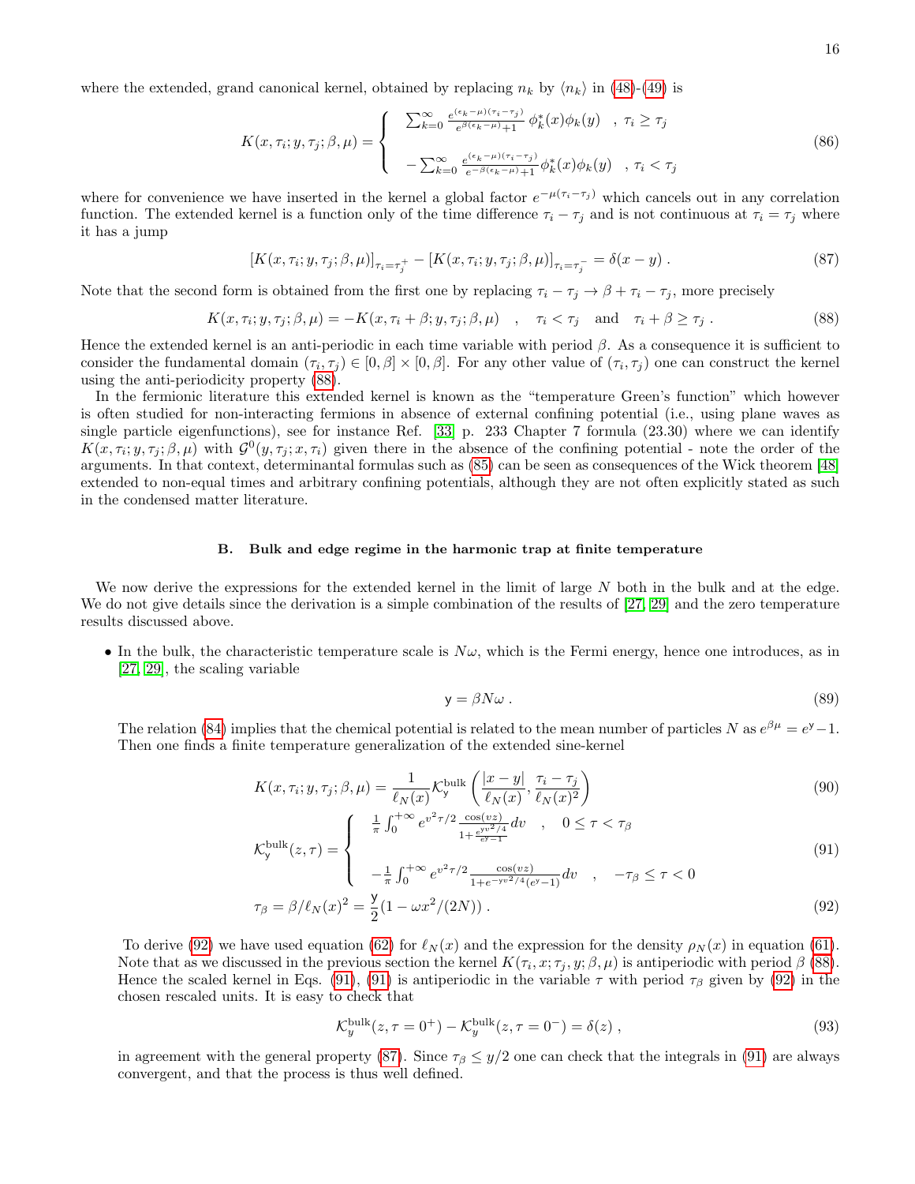where the extended, grand canonical kernel, obtained by replacing $n_k$ by $\langle n_k \rangle$ in (48)-(49) is

$$K(x,\tau_i;y,\tau_j;\beta,\mu) = \begin{cases} \sum_{k=0}^{\infty} \frac{e^{(\epsilon_k-\mu)(\tau_i-\tau_j)}}{e^{\beta(\epsilon_k-\mu)}+1}\,\phi_k^*(x)\phi_k(y) & ,\ \tau_i \geq \tau_j \\ \\ -\sum_{k=0}^{\infty} \frac{e^{(\epsilon_k-\mu)(\tau_i-\tau_j)}}{e^{-\beta(\epsilon_k-\mu)}+1}\,\phi_k^*(x)\phi_k(y) & ,\ \tau_i < \tau_j \end{cases} \tag{86}$$

where for convenience we have inserted in the kernel a global factor $e^{-\mu(\tau_i-\tau_j)}$ which cancels out in any correlation function. The extended kernel is a function only of the time difference $\tau_i - \tau_j$ and is not continuous at $\tau_i = \tau_j$ where it has a jump

$$[K(x,\tau_i;y,\tau_j;\beta,\mu)]_{\tau_i=\tau_j^+} - [K(x,\tau_i;y,\tau_j;\beta,\mu)]_{\tau_i=\tau_j^-} = \delta(x-y)\,. \tag{87}$$

Note that the second form is obtained from the first one by replacing $\tau_i - \tau_j \to \beta + \tau_i - \tau_j$, more precisely

$$K(x,\tau_i;y,\tau_j;\beta,\mu) = -K(x,\tau_i+\beta;y,\tau_j;\beta,\mu) \quad , \quad \tau_i < \tau_j \quad \text{and} \quad \tau_i + \beta \geq \tau_j\,. \tag{88}$$

Hence the extended kernel is an anti-periodic in each time variable with period $\beta$. As a consequence it is sufficient to consider the fundamental domain $(\tau_i,\tau_j) \in [0,\beta]\times[0,\beta]$. For any other value of $(\tau_i,\tau_j)$ one can construct the kernel using the anti-periodicity property (88).

In the fermionic literature this extended kernel is known as the "temperature Green's function" which however is often studied for non-interacting fermions in absence of external confining potential (i.e., using plane waves as single particle eigenfunctions), see for instance Ref. [33] p. 233 Chapter 7 formula (23.30) where we can identify $K(x,\tau_i;y,\tau_j;\beta,\mu)$ with $\mathcal{G}^0(y,\tau_j;x,\tau_i)$ given there in the absence of the confining potential - note the order of the arguments. In that context, determinantal formulas such as (85) can be seen as consequences of the Wick theorem [48] extended to non-equal times and arbitrary confining potentials, although they are not often explicitly stated as such in the condensed matter literature.

### B. Bulk and edge regime in the harmonic trap at finite temperature

We now derive the expressions for the extended kernel in the limit of large $N$ both in the bulk and at the edge. We do not give details since the derivation is a simple combination of the results of [27, 29] and the zero temperature results discussed above.

- In the bulk, the characteristic temperature scale is $N\omega$, which is the Fermi energy, hence one introduces, as in [27, 29], the scaling variable

$$\mathsf{y} = \beta N \omega\,. \tag{89}$$

The relation (84) implies that the chemical potential is related to the mean number of particles $N$ as $e^{\beta\mu} = e^{\mathsf{y}} - 1$. Then one finds a finite temperature generalization of the extended sine-kernel

$$K(x,\tau_i;y,\tau_j;\beta,\mu) = \frac{1}{\ell_N(x)}\mathcal{K}_{\mathsf{y}}^{\rm bulk}\left(\frac{|x-y|}{\ell_N(x)}, \frac{\tau_i-\tau_j}{\ell_N(x)^2}\right) \tag{90}$$

$$\mathcal{K}_{\mathsf{y}}^{\rm bulk}(z,\tau) = \begin{cases} \frac{1}{\pi}\int_0^{+\infty} e^{v^2\tau/2}\frac{\cos(vz)}{1+\frac{e^{\mathsf{y}v^2/4}}{e^{\mathsf{y}}-1}}dv & ,\quad 0 \leq \tau < \tau_\beta \\ \\ -\frac{1}{\pi}\int_0^{+\infty} e^{v^2\tau/2}\frac{\cos(vz)}{1+e^{-\mathsf{y}v^2/4}(e^{\mathsf{y}}-1)}dv & ,\quad -\tau_\beta \leq \tau < 0 \end{cases} \tag{91}$$

$$\tau_\beta = \beta/\ell_N(x)^2 = \frac{\mathsf{y}}{2}(1-\omega x^2/(2N))\,. \tag{92}$$

To derive (92) we have used equation (62) for $\ell_N(x)$ and the expression for the density $\rho_N(x)$ in equation (61). Note that as we discussed in the previous section the kernel $K(\tau_i,x;\tau_j,y;\beta,\mu)$ is antiperiodic with period $\beta$ (88). Hence the scaled kernel in Eqs. (91), (91) is antiperiodic in the variable $\tau$ with period $\tau_\beta$ given by (92) in the chosen rescaled units. It is easy to check that

$$\mathcal{K}_y^{\rm bulk}(z,\tau=0^+) - \mathcal{K}_y^{\rm bulk}(z,\tau=0^-) = \delta(z)\,, \tag{93}$$

in agreement with the general property (87). Since $\tau_\beta \leq y/2$ one can check that the integrals in (91) are always convergent, and that the process is thus well defined.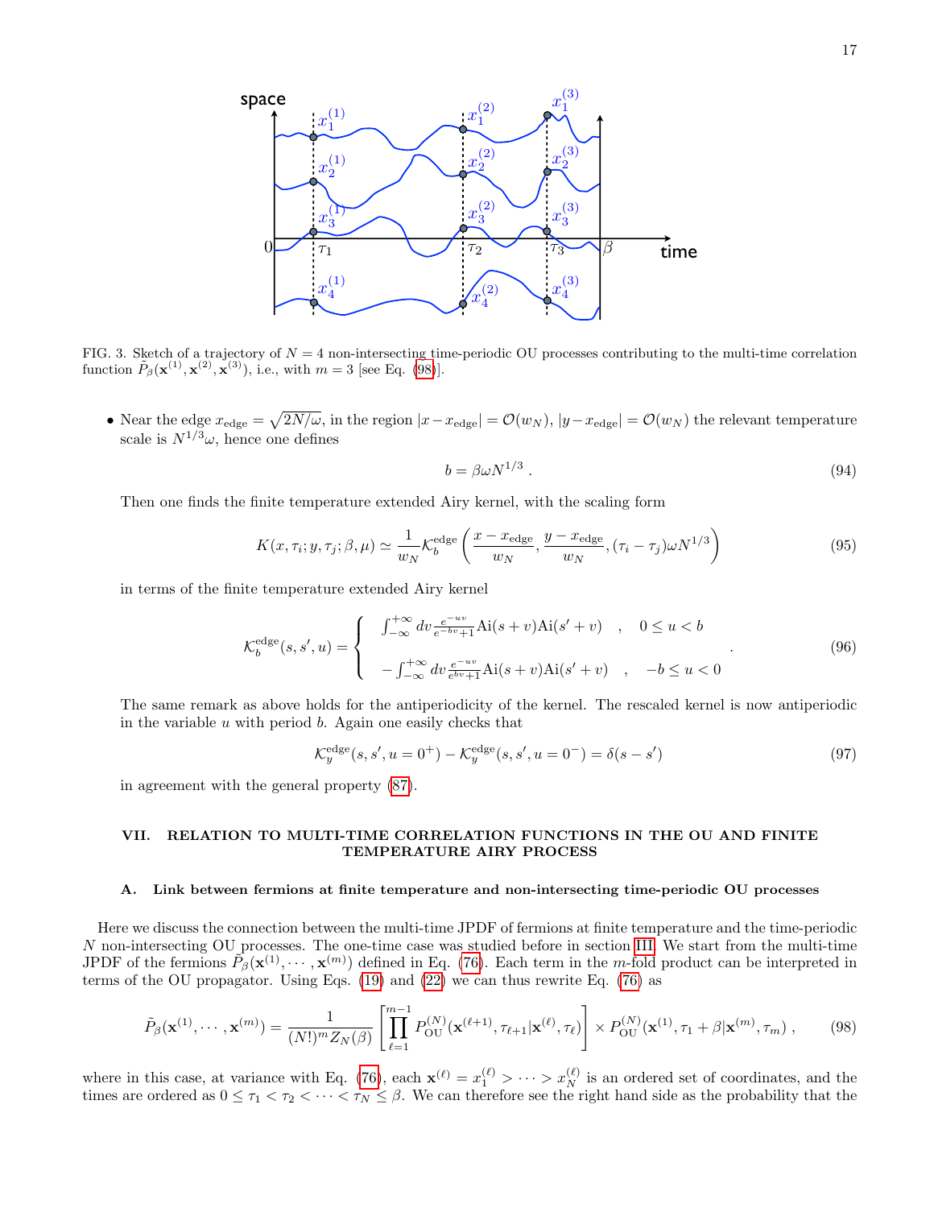FIG. 3. Sketch of a trajectory of $N = 4$ non-intersecting time-periodic OU processes contributing to the multi-time correlation function $\tilde{P}_\beta(\mathbf{x}^{(1)}, \mathbf{x}^{(2)}, \mathbf{x}^{(3)})$, i.e., with $m = 3$ [see Eq. (98)].

- Near the edge $x_{\rm edge} = \sqrt{2N/\omega}$, in the region $|x - x_{\rm edge}| = \mathcal{O}(w_N)$, $|y - x_{\rm edge}| = \mathcal{O}(w_N)$ the relevant temperature scale is $N^{1/3}\omega$, hence one defines

$$b = \beta \omega N^{1/3} \, . \tag{94}$$

Then one finds the finite temperature extended Airy kernel, with the scaling form

$$K(x, \tau_i; y, \tau_j; \beta, \mu) \simeq \frac{1}{w_N} \mathcal{K}_b^{\rm edge}\left(\frac{x - x_{\rm edge}}{w_N}, \frac{y - x_{\rm edge}}{w_N}, (\tau_i - \tau_j)\omega N^{1/3}\right) \tag{95}$$

in terms of the finite temperature extended Airy kernel

$$\mathcal{K}_b^{\rm edge}(s, s', u) = \begin{cases} \int_{-\infty}^{+\infty} dv \frac{e^{-uv}}{e^{-bv}+1} {\rm Ai}(s+v){\rm Ai}(s'+v) \quad , \quad 0 \leq u < b \\ \\ -\int_{-\infty}^{+\infty} dv \frac{e^{-uv}}{e^{bv}+1} {\rm Ai}(s+v){\rm Ai}(s'+v) \quad , \quad -b \leq u < 0 \end{cases} . \tag{96}$$

The same remark as above holds for the antiperiodicity of the kernel. The rescaled kernel is now antiperiodic in the variable $u$ with period $b$. Again one easily checks that

$$\mathcal{K}_y^{\rm edge}(s, s', u = 0^+) - \mathcal{K}_y^{\rm edge}(s, s', u = 0^-) = \delta(s - s') \tag{97}$$

in agreement with the general property (87).

## VII. RELATION TO MULTI-TIME CORRELATION FUNCTIONS IN THE OU AND FINITE TEMPERATURE AIRY PROCESS

### A. Link between fermions at finite temperature and non-intersecting time-periodic OU processes

Here we discuss the connection between the multi-time JPDF of fermions at finite temperature and the time-periodic $N$ non-intersecting OU processes. The one-time case was studied before in section III. We start from the multi-time JPDF of the fermions $\tilde{P}_\beta(\mathbf{x}^{(1)}, \cdots, \mathbf{x}^{(m)})$ defined in Eq. (76). Each term in the $m$-fold product can be interpreted in terms of the OU propagator. Using Eqs. (19) and (22) we can thus rewrite Eq. (76) as

$$\tilde{P}_\beta(\mathbf{x}^{(1)}, \cdots, \mathbf{x}^{(m)}) = \frac{1}{(N!)^m Z_N(\beta)} \left[\prod_{\ell=1}^{m-1} P_{\rm OU}^{(N)}(\mathbf{x}^{(\ell+1)}, \tau_{\ell+1} | \mathbf{x}^{(\ell)}, \tau_\ell)\right] \times P_{\rm OU}^{(N)}(\mathbf{x}^{(1)}, \tau_1 + \beta | \mathbf{x}^{(m)}, \tau_m) \, , \tag{98}$$

where in this case, at variance with Eq. (76), each $\mathbf{x}^{(\ell)} = x_1^{(\ell)} > \cdots > x_N^{(\ell)}$ is an ordered set of coordinates, and the times are ordered as $0 \leq \tau_1 < \tau_2 < \cdots < \tau_N \leq \beta$. We can therefore see the right hand side as the probability that the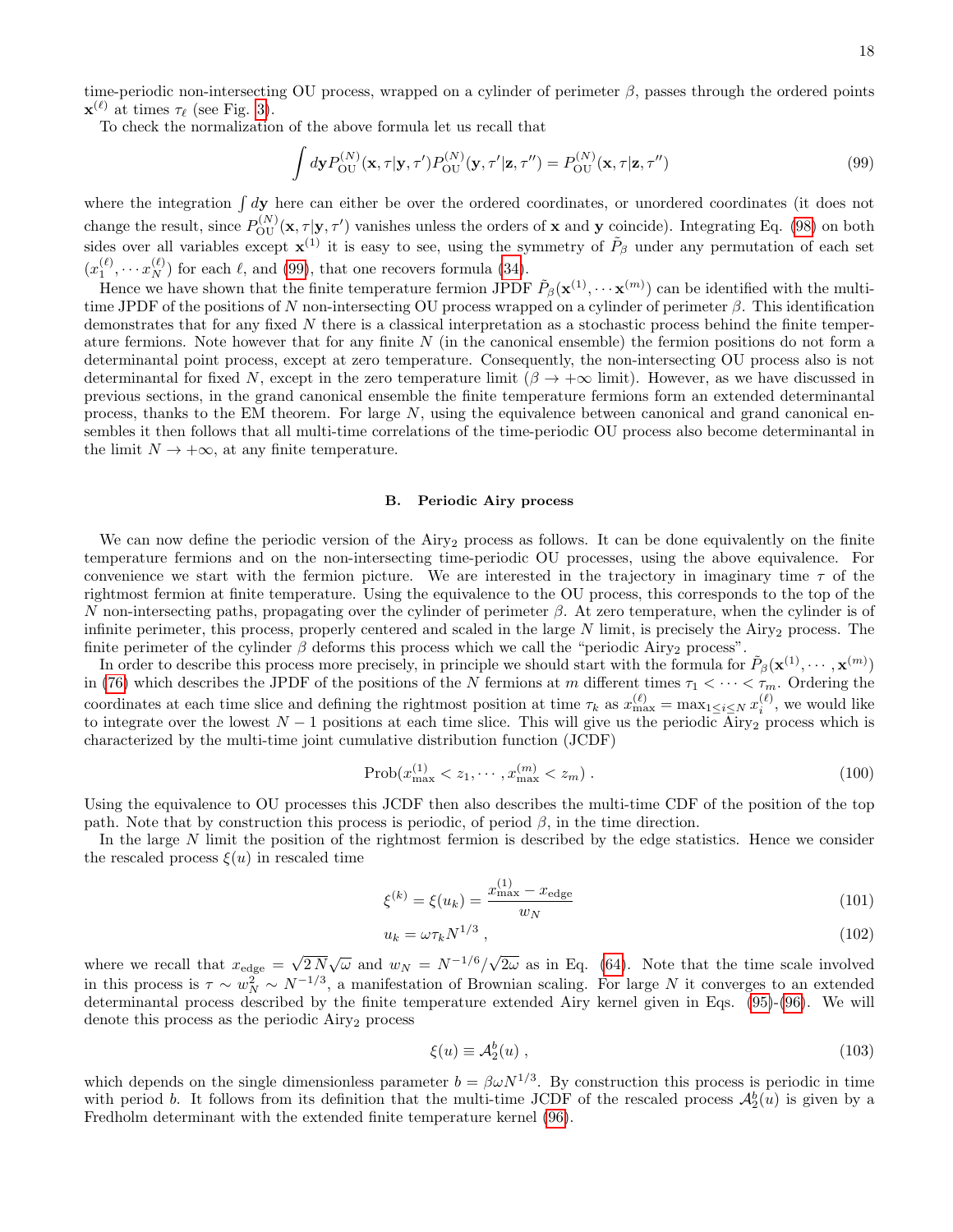time-periodic non-intersecting OU process, wrapped on a cylinder of perimeter $\beta$, passes through the ordered points $\mathbf{x}^{(\ell)}$ at times $\tau_\ell$ (see Fig. 3).

To check the normalization of the above formula let us recall that

$$\int d\mathbf{y} P_{\rm OU}^{(N)}(\mathbf{x},\tau|\mathbf{y},\tau') P_{\rm OU}^{(N)}(\mathbf{y},\tau'|\mathbf{z},\tau'') = P_{\rm OU}^{(N)}(\mathbf{x},\tau|\mathbf{z},\tau'') \tag{99}$$

where the integration $\int d\mathbf{y}$ here can either be over the ordered coordinates, or unordered coordinates (it does not change the result, since $P_{\rm OU}^{(N)}(\mathbf{x},\tau|\mathbf{y},\tau')$ vanishes unless the orders of $\mathbf{x}$ and $\mathbf{y}$ coincide). Integrating Eq. (98) on both sides over all variables except $\mathbf{x}^{(1)}$ it is easy to see, using the symmetry of $\tilde{P}_\beta$ under any permutation of each set $(x_1^{(\ell)}, \cdots x_N^{(\ell)})$ for each $\ell$, and (99), that one recovers formula (34).

Hence we have shown that the finite temperature fermion JPDF $\tilde{P}_\beta(\mathbf{x}^{(1)}, \cdots \mathbf{x}^{(m)})$ can be identified with the multi-time JPDF of the positions of $N$ non-intersecting OU process wrapped on a cylinder of perimeter $\beta$. This identification demonstrates that for any fixed $N$ there is a classical interpretation as a stochastic process behind the finite temperature fermions. Note however that for any finite $N$ (in the canonical ensemble) the fermion positions do not form a determinantal point process, except at zero temperature. Consequently, the non-intersecting OU process also is not determinantal for fixed $N$, except in the zero temperature limit ($\beta \to +\infty$ limit). However, as we have discussed in previous sections, in the grand canonical ensemble the finite temperature fermions form an extended determinantal process, thanks to the EM theorem. For large $N$, using the equivalence between canonical and grand canonical ensembles it then follows that all multi-time correlations of the time-periodic OU process also become determinantal in the limit $N \to +\infty$, at any finite temperature.

### B. Periodic Airy process

We can now define the periodic version of the Airy$_2$ process as follows. It can be done equivalently on the finite temperature fermions and on the non-intersecting time-periodic OU processes, using the above equivalence. For convenience we start with the fermion picture. We are interested in the trajectory in imaginary time $\tau$ of the rightmost fermion at finite temperature. Using the equivalence to the OU process, this corresponds to the top of the $N$ non-intersecting paths, propagating over the cylinder of perimeter $\beta$. At zero temperature, when the cylinder is of infinite perimeter, this process, properly centered and scaled in the large $N$ limit, is precisely the Airy$_2$ process. The finite perimeter of the cylinder $\beta$ deforms this process which we call the "periodic Airy$_2$ process".

In order to describe this process more precisely, in principle we should start with the formula for $\tilde{P}_\beta(\mathbf{x}^{(1)}, \cdots, \mathbf{x}^{(m)})$ in (76) which describes the JPDF of the positions of the $N$ fermions at $m$ different times $\tau_1 < \cdots < \tau_m$. Ordering the coordinates at each time slice and defining the rightmost position at time $\tau_k$ as $x_{\max}^{(\ell)} = \max_{1 \leq i \leq N} x_i^{(\ell)}$, we would like to integrate over the lowest $N-1$ positions at each time slice. This will give us the periodic Airy$_2$ process which is characterized by the multi-time joint cumulative distribution function (JCDF)

$$\text{Prob}(x_{\max}^{(1)} < z_1, \cdots, x_{\max}^{(m)} < z_m) \; . \tag{100}$$

Using the equivalence to OU processes this JCDF then also describes the multi-time CDF of the position of the top path. Note that by construction this process is periodic, of period $\beta$, in the time direction.

In the large $N$ limit the position of the rightmost fermion is described by the edge statistics. Hence we consider the rescaled process $\xi(u)$ in rescaled time

$$\xi^{(k)} = \xi(u_k) = \frac{x_{\max}^{(1)} - x_{\rm edge}}{w_N} \tag{101}$$

$$u_k = \omega \tau_k N^{1/3} \; , \tag{102}$$

where we recall that $x_{\rm edge} = \sqrt{2\,N}\sqrt{\omega}$ and $w_N = N^{-1/6}/\sqrt{2\omega}$ as in Eq. (64). Note that the time scale involved in this process is $\tau \sim w_N^2 \sim N^{-1/3}$, a manifestation of Brownian scaling. For large $N$ it converges to an extended determinantal process described by the finite temperature extended Airy kernel given in Eqs. (95)-(96). We will denote this process as the periodic Airy$_2$ process

$$\xi(u) \equiv \mathcal{A}_2^b(u) \; , \tag{103}$$

which depends on the single dimensionless parameter $b = \beta\omega N^{1/3}$. By construction this process is periodic in time with period $b$. It follows from its definition that the multi-time JCDF of the rescaled process $\mathcal{A}_2^b(u)$ is given by a Fredholm determinant with the extended finite temperature kernel (96).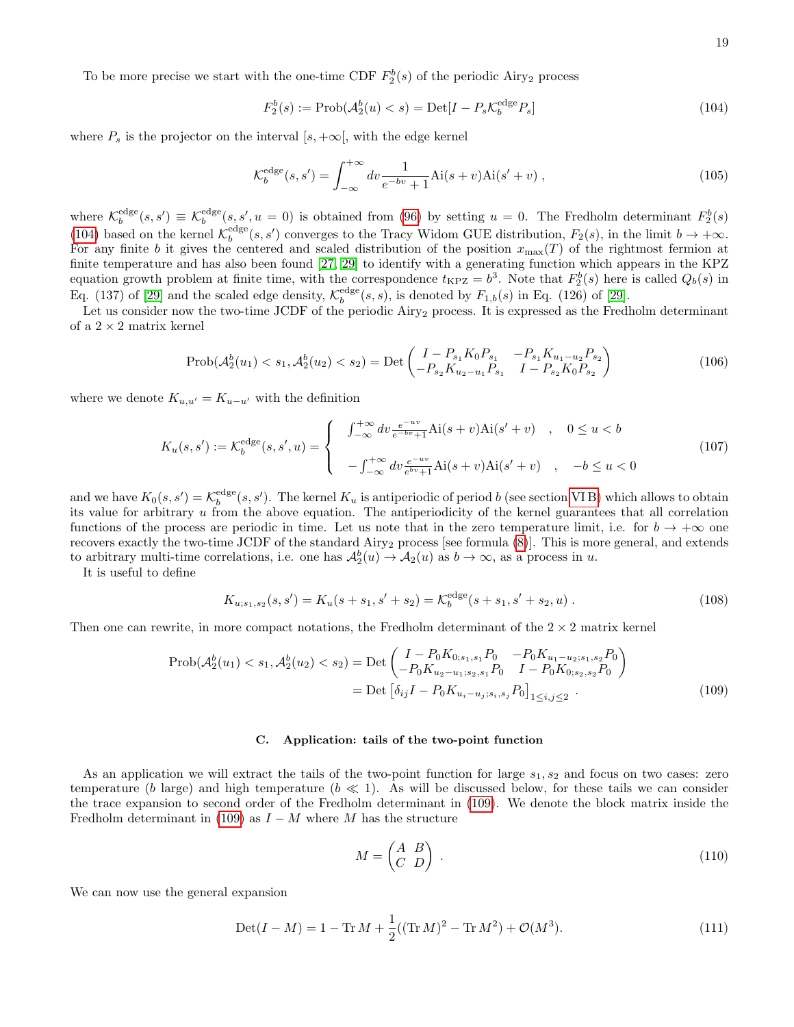To be more precise we start with the one-time CDF $F_2^b(s)$ of the periodic Airy$_2$ process

$$F_2^b(s) := \text{Prob}(\mathcal{A}_2^b(u) < s) = \text{Det}[I - P_s \mathcal{K}_b^{\text{edge}} P_s] \tag{104}$$

where $P_s$ is the projector on the interval $[s, +\infty[$, with the edge kernel

$$\mathcal{K}_b^{\text{edge}}(s, s') = \int_{-\infty}^{+\infty} dv \frac{1}{e^{-bv} + 1} \text{Ai}(s + v)\text{Ai}(s' + v) , \tag{105}$$

where $\mathcal{K}_b^{\text{edge}}(s, s') \equiv \mathcal{K}_b^{\text{edge}}(s, s', u = 0)$ is obtained from (96) by setting $u = 0$. The Fredholm determinant $F_2^b(s)$ (104) based on the kernel $\mathcal{K}_b^{\text{edge}}(s, s')$ converges to the Tracy Widom GUE distribution, $F_2(s)$, in the limit $b \to +\infty$. For any finite $b$ it gives the centered and scaled distribution of the position $x_{\max}(T)$ of the rightmost fermion at finite temperature and has also been found [27, 29] to identify with a generating function which appears in the KPZ equation growth problem at finite time, with the correspondence $t_{\text{KPZ}} = b^3$. Note that $F_2^b(s)$ here is called $Q_b(s)$ in Eq. (137) of [29] and the scaled edge density, $\mathcal{K}_b^{\text{edge}}(s, s)$, is denoted by $F_{1,b}(s)$ in Eq. (126) of [29].

Let us consider now the two-time JCDF of the periodic Airy$_2$ process. It is expressed as the Fredholm determinant of a $2 \times 2$ matrix kernel

$$\text{Prob}(\mathcal{A}_2^b(u_1) < s_1, \mathcal{A}_2^b(u_2) < s_2) = \text{Det} \begin{pmatrix} I - P_{s_1} K_0 P_{s_1} & -P_{s_1} K_{u_1 - u_2} P_{s_2} \\ -P_{s_2} K_{u_2 - u_1} P_{s_1} & I - P_{s_2} K_0 P_{s_2} \end{pmatrix} \tag{106}$$

where we denote $K_{u,u'} = K_{u-u'}$ with the definition

$$K_u(s, s') := \mathcal{K}_b^{\text{edge}}(s, s', u) = \begin{cases} \int_{-\infty}^{+\infty} dv \frac{e^{-uv}}{e^{-bv}+1} \text{Ai}(s + v)\text{Ai}(s' + v) & , \quad 0 \le u < b \\ \\ -\int_{-\infty}^{+\infty} dv \frac{e^{-uv}}{e^{bv}+1} \text{Ai}(s + v)\text{Ai}(s' + v) & , \quad -b \le u < 0 \end{cases} \tag{107}$$

and we have $K_0(s, s') = \mathcal{K}_b^{\text{edge}}(s, s')$. The kernel $K_u$ is antiperiodic of period $b$ (see section VI B) which allows to obtain its value for arbitrary $u$ from the above equation. The antiperiodicity of the kernel guarantees that all correlation functions of the process are periodic in time. Let us note that in the zero temperature limit, i.e. for $b \to +\infty$ one recovers exactly the two-time JCDF of the standard Airy$_2$ process [see formula (8)]. This is more general, and extends to arbitrary multi-time correlations, i.e. one has $\mathcal{A}_2^b(u) \to \mathcal{A}_2(u)$ as $b \to \infty$, as a process in $u$.

It is useful to define

$$K_{u;s_1,s_2}(s, s') = K_u(s + s_1, s' + s_2) = \mathcal{K}_b^{\text{edge}}(s + s_1, s' + s_2, u) . \tag{108}$$

Then one can rewrite, in more compact notations, the Fredholm determinant of the $2 \times 2$ matrix kernel

$$\begin{aligned} \text{Prob}(\mathcal{A}_2^b(u_1) < s_1, \mathcal{A}_2^b(u_2) < s_2) &= \text{Det} \begin{pmatrix} I - P_0 K_{0;s_1,s_1} P_0 & -P_0 K_{u_1-u_2;s_1,s_2} P_0 \\ -P_0 K_{u_2-u_1;s_2,s_1} P_0 & I - P_0 K_{0;s_2,s_2} P_0 \end{pmatrix} \\ &= \text{Det} \left[ \delta_{ij} I - P_0 K_{u_i - u_j; s_i, s_j} P_0 \right]_{1 \le i,j \le 2} . \end{aligned} \tag{109}$$

### C. Application: tails of the two-point function

As an application we will extract the tails of the two-point function for large $s_1, s_2$ and focus on two cases: zero temperature ($b$ large) and high temperature ($b \ll 1$). As will be discussed below, for these tails we can consider the trace expansion to second order of the Fredholm determinant in (109). We denote the block matrix inside the Fredholm determinant in (109) as $I - M$ where $M$ has the structure

$$M = \begin{pmatrix} A & B \\ C & D \end{pmatrix} . \tag{110}$$

We can now use the general expansion

$$\text{Det}(I - M) = 1 - \text{Tr}\, M + \frac{1}{2}((\text{Tr}\, M)^2 - \text{Tr}\, M^2) + \mathcal{O}(M^3). \tag{111}$$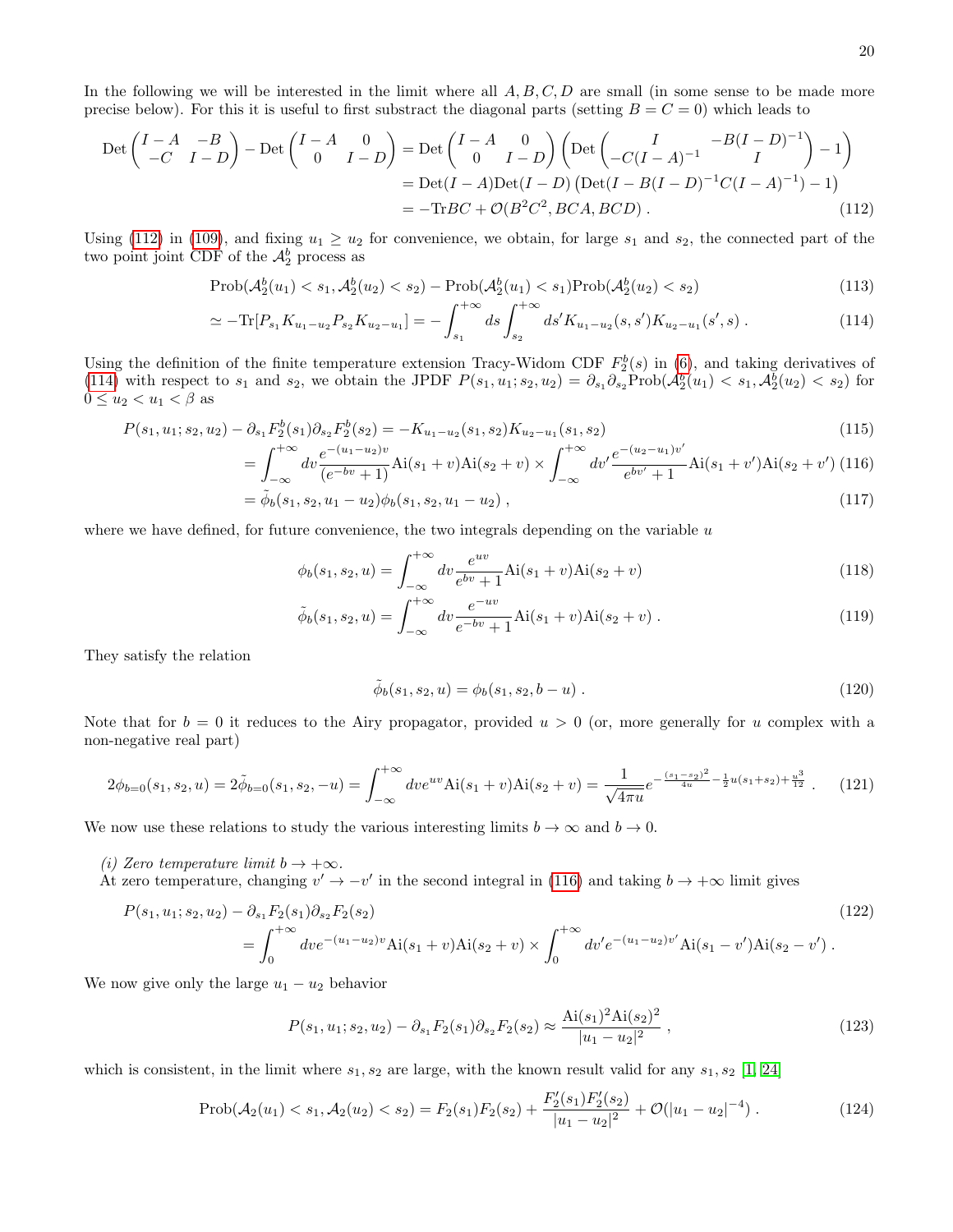In the following we will be interested in the limit where all $A, B, C, D$ are small (in some sense to be made more precise below). For this it is useful to first substract the diagonal parts (setting $B = C = 0$) which leads to

$$
\begin{aligned}
\text{Det}\begin{pmatrix} I-A & -B \\ -C & I-D \end{pmatrix} - \text{Det}\begin{pmatrix} I-A & 0 \\ 0 & I-D \end{pmatrix} &= \text{Det}\begin{pmatrix} I-A & 0 \\ 0 & I-D \end{pmatrix}\left(\text{Det}\begin{pmatrix} I & -B(I-D)^{-1} \\ -C(I-A)^{-1} & I \end{pmatrix} - 1\right) \\
&= \text{Det}(I-A)\text{Det}(I-D)\left(\text{Det}(I - B(I-D)^{-1}C(I-A)^{-1}) - 1\right) \\
&= -\text{Tr}BC + \mathcal{O}(B^2C^2, BCA, BCD) \; . \qquad (112)
\end{aligned}
$$

Using (112) in (109), and fixing $u_1 \geq u_2$ for convenience, we obtain, for large $s_1$ and $s_2$, the connected part of the two point joint CDF of the $\mathcal{A}_2^b$ process as

$$
\text{Prob}(\mathcal{A}_2^b(u_1) < s_1, \mathcal{A}_2^b(u_2) < s_2) - \text{Prob}(\mathcal{A}_2^b(u_1) < s_1)\text{Prob}(\mathcal{A}_2^b(u_2) < s_2) \qquad (113)
$$

$$
\simeq -\text{Tr}[P_{s_1} K_{u_1-u_2} P_{s_2} K_{u_2-u_1}] = -\int_{s_1}^{+\infty} ds \int_{s_2}^{+\infty} ds' K_{u_1-u_2}(s,s') K_{u_2-u_1}(s',s) \; . \qquad (114)
$$

Using the definition of the finite temperature extension Tracy-Widom CDF $F_2^b(s)$ in (6), and taking derivatives of (114) with respect to $s_1$ and $s_2$, we obtain the JPDF $P(s_1,u_1;s_2,u_2) = \partial_{s_1}\partial_{s_2}\text{Prob}(\mathcal{A}_2^b(u_1) < s_1, \mathcal{A}_2^b(u_2) < s_2)$ for $0 \leq u_2 < u_1 < \beta$ as

$$
\begin{aligned}
P(s_1,u_1;s_2,u_2) - \partial_{s_1}F_2^b(s_1)\partial_{s_2}F_2^b(s_2) &= -K_{u_1-u_2}(s_1,s_2)K_{u_2-u_1}(s_1,s_2) \qquad (115) \\
&= \int_{-\infty}^{+\infty} dv \frac{e^{-(u_1-u_2)v}}{(e^{-bv}+1)} \text{Ai}(s_1+v)\text{Ai}(s_2+v) \times \int_{-\infty}^{+\infty} dv' \frac{e^{-(u_2-u_1)v'}}{e^{bv'}+1}\text{Ai}(s_1+v')\text{Ai}(s_2+v') \qquad (116) \\
&= \tilde{\phi}_b(s_1,s_2,u_1-u_2)\phi_b(s_1,s_2,u_1-u_2) \; , \qquad (117)
\end{aligned}
$$

where we have defined, for future convenience, the two integrals depending on the variable $u$

$$
\phi_b(s_1,s_2,u) = \int_{-\infty}^{+\infty} dv \frac{e^{uv}}{e^{bv}+1}\text{Ai}(s_1+v)\text{Ai}(s_2+v) \qquad (118)
$$

$$
\tilde{\phi}_b(s_1,s_2,u) = \int_{-\infty}^{+\infty} dv \frac{e^{-uv}}{e^{-bv}+1}\text{Ai}(s_1+v)\text{Ai}(s_2+v) \; . \qquad (119)
$$

They satisfy the relation

$$
\tilde{\phi}_b(s_1,s_2,u) = \phi_b(s_1,s_2,b-u) \; . \qquad (120)
$$

Note that for $b = 0$ it reduces to the Airy propagator, provided $u > 0$ (or, more generally for $u$ complex with a non-negative real part)

$$
2\phi_{b=0}(s_1,s_2,u) = 2\tilde{\phi}_{b=0}(s_1,s_2,-u) = \int_{-\infty}^{+\infty} dv e^{uv}\text{Ai}(s_1+v)\text{Ai}(s_2+v) = \frac{1}{\sqrt{4\pi u}} e^{-\frac{(s_1-s_2)^2}{4u} - \frac{1}{2}u(s_1+s_2) + \frac{u^3}{12}} \; . \qquad (121)
$$

We now use these relations to study the various interesting limits $b \to \infty$ and $b \to 0$.

*(i) Zero temperature limit $b \to +\infty$.*
At zero temperature, changing $v' \to -v'$ in the second integral in (116) and taking $b \to +\infty$ limit gives

$$
\begin{aligned}
&P(s_1,u_1;s_2,u_2) - \partial_{s_1}F_2(s_1)\partial_{s_2}F_2(s_2) \qquad (122) \\
&\quad = \int_0^{+\infty} dv e^{-(u_1-u_2)v}\text{Ai}(s_1+v)\text{Ai}(s_2+v) \times \int_0^{+\infty} dv' e^{-(u_1-u_2)v'}\text{Ai}(s_1-v')\text{Ai}(s_2-v') \; .
\end{aligned}
$$

We now give only the large $u_1 - u_2$ behavior

$$
P(s_1,u_1;s_2,u_2) - \partial_{s_1}F_2(s_1)\partial_{s_2}F_2(s_2) \approx \frac{\text{Ai}(s_1)^2\text{Ai}(s_2)^2}{|u_1-u_2|^2} \; , \qquad (123)
$$

which is consistent, in the limit where $s_1, s_2$ are large, with the known result valid for any $s_1, s_2$ [1, 24]

$$
\text{Prob}(\mathcal{A}_2(u_1) < s_1, \mathcal{A}_2(u_2) < s_2) = F_2(s_1)F_2(s_2) + \frac{F_2'(s_1)F_2'(s_2)}{|u_1-u_2|^2} + \mathcal{O}(|u_1-u_2|^{-4}) \; . \qquad (124)
$$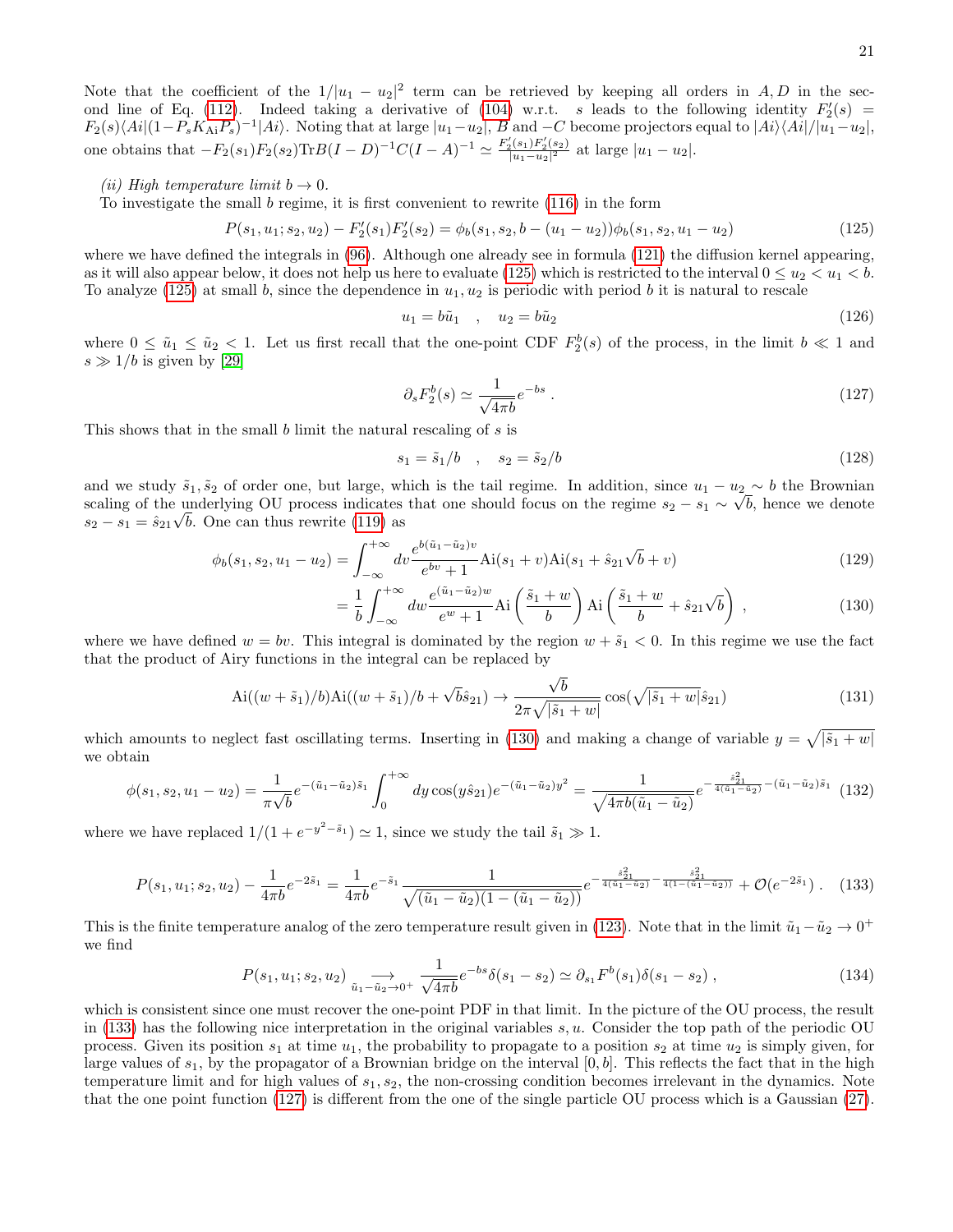Note that the coefficient of the $1/|u_1 - u_2|^2$ term can be retrieved by keeping all orders in $A, D$ in the second line of Eq. (112). Indeed taking a derivative of (104) w.r.t. $s$ leads to the following identity $F_2'(s) = F_2(s)\langle Ai|(1 - P_s K_{\rm Ai} P_s)^{-1}|Ai\rangle$. Noting that at large $|u_1 - u_2|$, $B$ and $-C$ become projectors equal to $|Ai\rangle\langle Ai|/|u_1 - u_2|$, one obtains that $-F_2(s_1)F_2(s_2){\rm Tr}B(I-D)^{-1}C(I-A)^{-1} \simeq \frac{F_2'(s_1)F_2'(s_2)}{|u_1-u_2|^2}$ at large $|u_1 - u_2|$.

*(ii) High temperature limit $b \to 0$.*

To investigate the small $b$ regime, it is first convenient to rewrite (116) in the form

$$P(s_1, u_1; s_2, u_2) - F_2'(s_1)F_2'(s_2) = \phi_b(s_1, s_2, b - (u_1 - u_2))\phi_b(s_1, s_2, u_1 - u_2) \tag{125}$$

where we have defined the integrals in (96). Although one already see in formula (121) the diffusion kernel appearing, as it will also appear below, it does not help us here to evaluate (125) which is restricted to the interval $0 \leq u_2 < u_1 < b$. To analyze (125) at small $b$, since the dependence in $u_1, u_2$ is periodic with period $b$ it is natural to rescale

$$u_1 = b\tilde{u}_1 \quad , \quad u_2 = b\tilde{u}_2 \tag{126}$$

where $0 \leq \tilde{u}_1 \leq \tilde{u}_2 < 1$. Let us first recall that the one-point CDF $F_2^b(s)$ of the process, in the limit $b \ll 1$ and $s \gg 1/b$ is given by [29]

$$\partial_s F_2^b(s) \simeq \frac{1}{\sqrt{4\pi b}} e^{-bs} . \tag{127}$$

This shows that in the small $b$ limit the natural rescaling of $s$ is

$$s_1 = \tilde{s}_1/b \quad , \quad s_2 = \tilde{s}_2/b \tag{128}$$

and we study $\tilde{s}_1, \tilde{s}_2$ of order one, but large, which is the tail regime. In addition, since $u_1 - u_2 \sim b$ the Brownian scaling of the underlying OU process indicates that one should focus on the regime $s_2 - s_1 \sim \sqrt{b}$, hence we denote $s_2 - s_1 = \hat{s}_{21}\sqrt{b}$. One can thus rewrite (119) as

$$\phi_b(s_1, s_2, u_1 - u_2) = \int_{-\infty}^{+\infty} dv \frac{e^{b(\tilde{u}_1 - \tilde{u}_2)v}}{e^{bv} + 1} {\rm Ai}(s_1 + v){\rm Ai}(s_1 + \hat{s}_{21}\sqrt{b} + v) \tag{129}$$

$$= \frac{1}{b}\int_{-\infty}^{+\infty} dw \frac{e^{(\tilde{u}_1 - \tilde{u}_2)w}}{e^w + 1} {\rm Ai}\left(\frac{\tilde{s}_1 + w}{b}\right) {\rm Ai}\left(\frac{\tilde{s}_1 + w}{b} + \hat{s}_{21}\sqrt{b}\right) , \tag{130}$$

where we have defined $w = bv$. This integral is dominated by the region $w + \tilde{s}_1 < 0$. In this regime we use the fact that the product of Airy functions in the integral can be replaced by

$${\rm Ai}((w + \tilde{s}_1)/b){\rm Ai}((w + \tilde{s}_1)/b + \sqrt{b}\hat{s}_{21}) \to \frac{\sqrt{b}}{2\pi\sqrt{|\tilde{s}_1 + w|}} \cos(\sqrt{|\tilde{s}_1 + w|}\hat{s}_{21}) \tag{131}$$

which amounts to neglect fast oscillating terms. Inserting in (130) and making a change of variable $y = \sqrt{|\tilde{s}_1 + w|}$ we obtain

$$\phi(s_1, s_2, u_1 - u_2) = \frac{1}{\pi\sqrt{b}} e^{-(\tilde{u}_1 - \tilde{u}_2)\tilde{s}_1} \int_0^{+\infty} dy \cos(y\hat{s}_{21}) e^{-(\tilde{u}_1 - \tilde{u}_2)y^2} = \frac{1}{\sqrt{4\pi b(\tilde{u}_1 - \tilde{u}_2)}} e^{-\frac{\hat{s}_{21}^2}{4(\tilde{u}_1 - \tilde{u}_2)} - (\tilde{u}_1 - \tilde{u}_2)\tilde{s}_1} \tag{132}$$

where we have replaced $1/(1 + e^{-y^2 - \tilde{s}_1}) \simeq 1$, since we study the tail $\tilde{s}_1 \gg 1$.

$$P(s_1, u_1; s_2, u_2) - \frac{1}{4\pi b} e^{-2\tilde{s}_1} = \frac{1}{4\pi b} e^{-\tilde{s}_1} \frac{1}{\sqrt{(\tilde{u}_1 - \tilde{u}_2)(1 - (\tilde{u}_1 - \tilde{u}_2))}} e^{-\frac{\hat{s}_{21}^2}{4(\tilde{u}_1 - \tilde{u}_2)} - \frac{\hat{s}_{21}^2}{4(1 - (\tilde{u}_1 - \tilde{u}_2))}} + \mathcal{O}(e^{-2\tilde{s}_1}) . \tag{133}$$

This is the finite temperature analog of the zero temperature result given in (123). Note that in the limit $\tilde{u}_1 - \tilde{u}_2 \to 0^+$ we find

$$P(s_1, u_1; s_2, u_2) \underset{\tilde{u}_1 - \tilde{u}_2 \to 0^+}{\longrightarrow} \frac{1}{\sqrt{4\pi b}} e^{-bs} \delta(s_1 - s_2) \simeq \partial_{s_1} F^b(s_1)\delta(s_1 - s_2) , \tag{134}$$

which is consistent since one must recover the one-point PDF in that limit. In the picture of the OU process, the result in (133) has the following nice interpretation in the original variables $s, u$. Consider the top path of the periodic OU process. Given its position $s_1$ at time $u_1$, the probability to propagate to a position $s_2$ at time $u_2$ is simply given, for large values of $s_1$, by the propagator of a Brownian bridge on the interval $[0, b]$. This reflects the fact that in the high temperature limit and for high values of $s_1, s_2$, the non-crossing condition becomes irrelevant in the dynamics. Note that the one point function (127) is different from the one of the single particle OU process which is a Gaussian (27).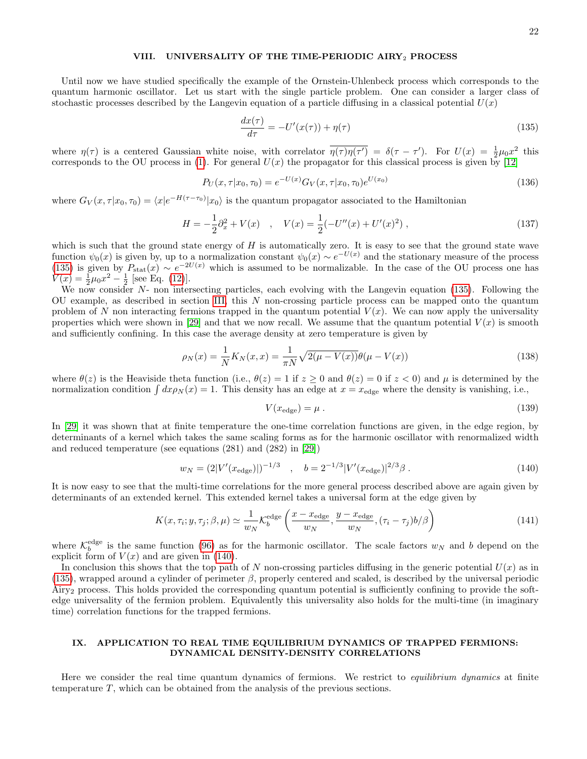## VIII. UNIVERSALITY OF THE TIME-PERIODIC AIRY$_2$ PROCESS

Until now we have studied specifically the example of the Ornstein-Uhlenbeck process which corresponds to the quantum harmonic oscillator. Let us start with the single particle problem. One can consider a larger class of stochastic processes described by the Langevin equation of a particle diffusing in a classical potential $U(x)$

$$\frac{dx(\tau)}{d\tau} = -U'(x(\tau)) + \eta(\tau) \tag{135}$$

where $\eta(\tau)$ is a centered Gaussian white noise, with correlator $\overline{\eta(\tau)\eta(\tau')} = \delta(\tau - \tau')$. For $U(x) = \frac{1}{2}\mu_0 x^2$ this corresponds to the OU process in (1). For general $U(x)$ the propagator for this classical process is given by [12]

$$P_U(x, \tau | x_0, \tau_0) = e^{-U(x)} G_V(x, \tau | x_0, \tau_0) e^{U(x_0)} \tag{136}$$

where $G_V(x, \tau | x_0, \tau_0) = \langle x | e^{-H(\tau - \tau_0)} | x_0 \rangle$ is the quantum propagator associated to the Hamiltonian

$$H = -\frac{1}{2}\partial_x^2 + V(x) \quad , \quad V(x) = \frac{1}{2}(-U''(x) + U'(x)^2) \, , \tag{137}$$

which is such that the ground state energy of $H$ is automatically zero. It is easy to see that the ground state wave function $\psi_0(x)$ is given by, up to a normalization constant $\psi_0(x) \sim e^{-U(x)}$ and the stationary measure of the process (135) is given by $P_{\rm stat}(x) \sim e^{-2U(x)}$ which is assumed to be normalizable. In the case of the OU process one has $V(x) = \frac{1}{2}\mu_0 x^2 - \frac{1}{2}$ [see Eq. (12)].

We now consider $N$- non intersecting particles, each evolving with the Langevin equation (135). Following the OU example, as described in section III, this $N$ non-crossing particle process can be mapped onto the quantum problem of $N$ non interacting fermions trapped in the quantum potential $V(x)$. We can now apply the universality properties which were shown in [29] and that we now recall. We assume that the quantum potential $V(x)$ is smooth and sufficiently confining. In this case the average density at zero temperature is given by

$$\rho_N(x) = \frac{1}{N} K_N(x, x) = \frac{1}{\pi N} \sqrt{2(\mu - V(x))}\theta(\mu - V(x)) \tag{138}$$

where $\theta(z)$ is the Heaviside theta function (i.e., $\theta(z) = 1$ if $z \geq 0$ and $\theta(z) = 0$ if $z < 0$) and $\mu$ is determined by the normalization condition $\int dx \rho_N(x) = 1$. This density has an edge at $x = x_{\rm edge}$ where the density is vanishing, i.e.,

$$V(x_{\rm edge}) = \mu \, . \tag{139}$$

In [29] it was shown that at finite temperature the one-time correlation functions are given, in the edge region, by determinants of a kernel which takes the same scaling forms as for the harmonic oscillator with renormalized width and reduced temperature (see equations (281) and (282) in [29])

$$w_N = (2|V'(x_{\rm edge})|)^{-1/3} \quad , \quad b = 2^{-1/3}|V'(x_{\rm edge})|^{2/3}\beta \, . \tag{140}$$

It is now easy to see that the multi-time correlations for the more general process described above are again given by determinants of an extended kernel. This extended kernel takes a universal form at the edge given by

$$K(x, \tau_i; y, \tau_j; \beta, \mu) \simeq \frac{1}{w_N} \mathcal{K}_b^{\rm edge}\left(\frac{x - x_{\rm edge}}{w_N}, \frac{y - x_{\rm edge}}{w_N}, (\tau_i - \tau_j)b/\beta\right) \tag{141}$$

where $\mathcal{K}_b^{\rm edge}$ is the same function (96) as for the harmonic oscillator. The scale factors $w_N$ and $b$ depend on the explicit form of $V(x)$ and are given in (140).

In conclusion this shows that the top path of $N$ non-crossing particles diffusing in the generic potential $U(x)$ as in (135), wrapped around a cylinder of perimeter $\beta$, properly centered and scaled, is described by the universal periodic Airy$_2$ process. This holds provided the corresponding quantum potential is sufficiently confining to provide the soft-edge universality of the fermion problem. Equivalently this universality also holds for the multi-time (in imaginary time) correlation functions for the trapped fermions.

## IX. APPLICATION TO REAL TIME EQUILIBRIUM DYNAMICS OF TRAPPED FERMIONS: DYNAMICAL DENSITY-DENSITY CORRELATIONS

Here we consider the real time quantum dynamics of fermions. We restrict to *equilibrium dynamics* at finite temperature $T$, which can be obtained from the analysis of the previous sections.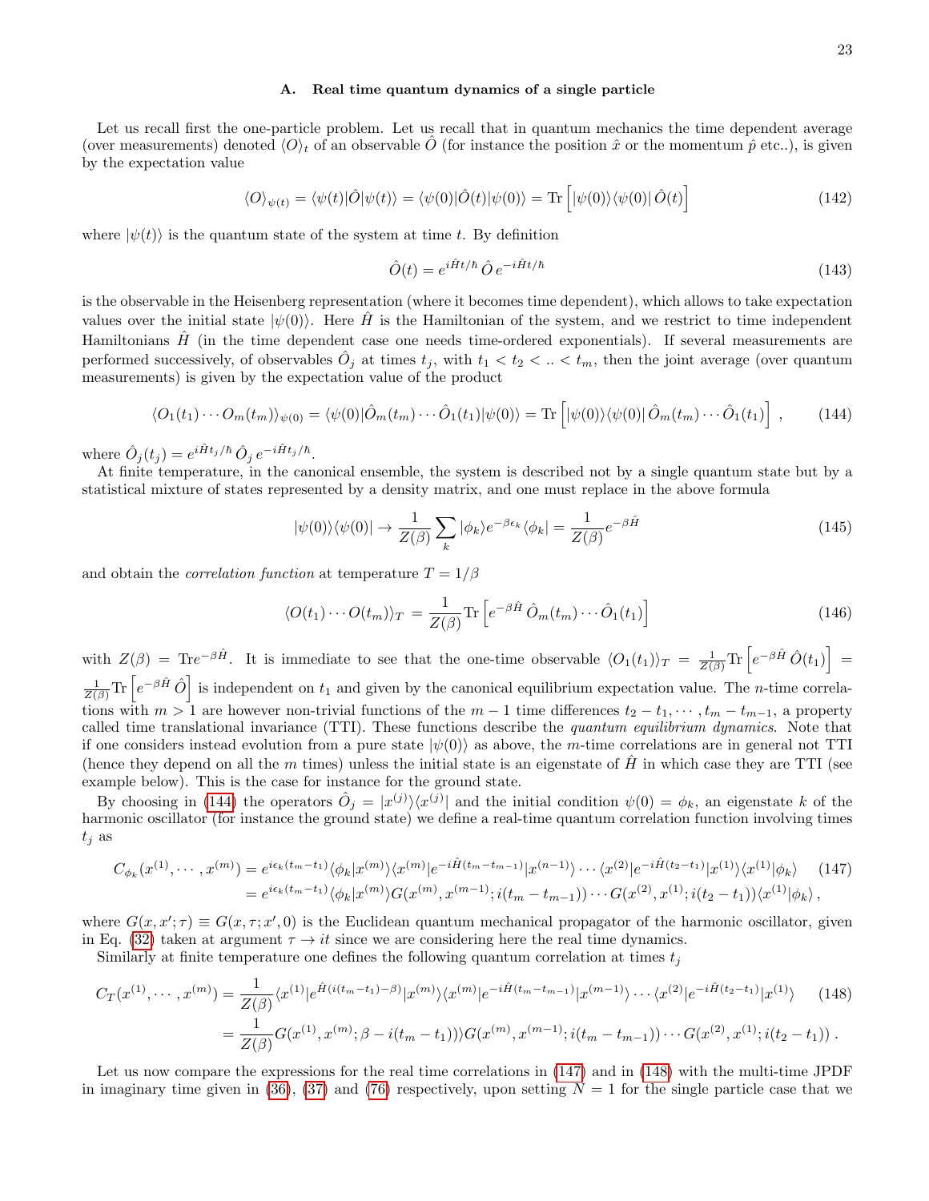### A. Real time quantum dynamics of a single particle

Let us recall first the one-particle problem. Let us recall that in quantum mechanics the time dependent average (over measurements) denoted $\langle O\rangle_t$ of an observable $\hat{O}$ (for instance the position $\hat{x}$ or the momentum $\hat{p}$ etc..), is given by the expectation value

$$\langle O\rangle_{\psi(t)} = \langle\psi(t)|\hat{O}|\psi(t)\rangle = \langle\psi(0)|\hat{O}(t)|\psi(0)\rangle = \text{Tr}\left[|\psi(0)\rangle\langle\psi(0)|\,\hat{O}(t)\right] \tag{142}$$

where $|\psi(t)\rangle$ is the quantum state of the system at time $t$. By definition

$$\hat{O}(t) = e^{i\hat{H}t/\hbar}\,\hat{O}\,e^{-i\hat{H}t/\hbar} \tag{143}$$

is the observable in the Heisenberg representation (where it becomes time dependent), which allows to take expectation values over the initial state $|\psi(0)\rangle$. Here $\hat{H}$ is the Hamiltonian of the system, and we restrict to time independent Hamiltonians $\hat{H}$ (in the time dependent case one needs time-ordered exponentials). If several measurements are performed successively, of observables $\hat{O}_j$ at times $t_j$, with $t_1 < t_2 < .. < t_m$, then the joint average (over quantum measurements) is given by the expectation value of the product

$$\langle O_1(t_1)\cdots O_m(t_m)\rangle_{\psi(0)} = \langle\psi(0)|\hat{O}_m(t_m)\cdots\hat{O}_1(t_1)|\psi(0)\rangle = \text{Tr}\left[|\psi(0)\rangle\langle\psi(0)|\,\hat{O}_m(t_m)\cdots\hat{O}_1(t_1)\right]\,, \tag{144}$$

where $\hat{O}_j(t_j) = e^{i\hat{H}t_j/\hbar}\,\hat{O}_j\,e^{-i\hat{H}t_j/\hbar}$.

At finite temperature, in the canonical ensemble, the system is described not by a single quantum state but by a statistical mixture of states represented by a density matrix, and one must replace in the above formula

$$|\psi(0)\rangle\langle\psi(0)| \to \frac{1}{Z(\beta)}\sum_k |\phi_k\rangle e^{-\beta\epsilon_k}\langle\phi_k| = \frac{1}{Z(\beta)}e^{-\beta\hat{H}} \tag{145}$$

and obtain the *correlation function* at temperature $T = 1/\beta$

$$\langle O(t_1)\cdots O(t_m)\rangle_T = \frac{1}{Z(\beta)}\text{Tr}\left[e^{-\beta\hat{H}}\,\hat{O}_m(t_m)\cdots\hat{O}_1(t_1)\right] \tag{146}$$

with $Z(\beta) = \text{Tr}e^{-\beta\hat{H}}$. It is immediate to see that the one-time observable $\langle O_1(t_1)\rangle_T = \frac{1}{Z(\beta)}\text{Tr}\left[e^{-\beta\hat{H}}\,\hat{O}(t_1)\right] = \frac{1}{Z(\beta)}\text{Tr}\left[e^{-\beta\hat{H}}\,\hat{O}\right]$ is independent on $t_1$ and given by the canonical equilibrium expectation value. The $n$-time correlations with $m > 1$ are however non-trivial functions of the $m-1$ time differences $t_2 - t_1, \cdots, t_m - t_{m-1}$, a property called time translational invariance (TTI). These functions describe the *quantum equilibrium dynamics*. Note that if one considers instead evolution from a pure state $|\psi(0)\rangle$ as above, the $m$-time correlations are in general not TTI (hence they depend on all the $m$ times) unless the initial state is an eigenstate of $\hat{H}$ in which case they are TTI (see example below). This is the case for instance for the ground state.

By choosing in (144) the operators $\hat{O}_j = |x^{(j)}\rangle\langle x^{(j)}|$ and the initial condition $\psi(0) = \phi_k$, an eigenstate $k$ of the harmonic oscillator (for instance the ground state) we define a real-time quantum correlation function involving times $t_j$ as

$$\begin{aligned} C_{\phi_k}(x^{(1)},\cdots,x^{(m)}) &= e^{i\epsilon_k(t_m-t_1)}\langle\phi_k|x^{(m)}\rangle\langle x^{(m)}|e^{-i\hat{H}(t_m-t_{m-1})}|x^{(n-1)}\rangle\cdots\langle x^{(2)}|e^{-i\hat{H}(t_2-t_1)}|x^{(1)}\rangle\langle x^{(1)}|\phi_k\rangle \\ &= e^{i\epsilon_k(t_m-t_1)}\langle\phi_k|x^{(m)}\rangle G(x^{(m)},x^{(m-1)};i(t_m-t_{m-1}))\cdots G(x^{(2)},x^{(1)};i(t_2-t_1))\langle x^{(1)}|\phi_k\rangle\,, \end{aligned} \tag{147}$$

where $G(x,x';\tau) \equiv G(x,\tau;x',0)$ is the Euclidean quantum mechanical propagator of the harmonic oscillator, given in Eq. (32) taken at argument $\tau \to it$ since we are considering here the real time dynamics.

Similarly at finite temperature one defines the following quantum correlation at times $t_j$

$$\begin{aligned} C_T(x^{(1)},\cdots,x^{(m)}) &= \frac{1}{Z(\beta)}\langle x^{(1)}|e^{\hat{H}(i(t_m-t_1)-\beta)}|x^{(m)}\rangle\langle x^{(m)}|e^{-i\hat{H}(t_m-t_{m-1})}|x^{(m-1)}\rangle\cdots\langle x^{(2)}|e^{-i\hat{H}(t_2-t_1)}|x^{(1)}\rangle \\ &= \frac{1}{Z(\beta)}G(x^{(1)},x^{(m)};\beta-i(t_m-t_1)))G(x^{(m)},x^{(m-1)};i(t_m-t_{m-1}))\cdots G(x^{(2)},x^{(1)};i(t_2-t_1))\,. \end{aligned} \tag{148}$$

Let us now compare the expressions for the real time correlations in (147) and in (148) with the multi-time JPDF in imaginary time given in (36), (37) and (76) respectively, upon setting $N = 1$ for the single particle case that we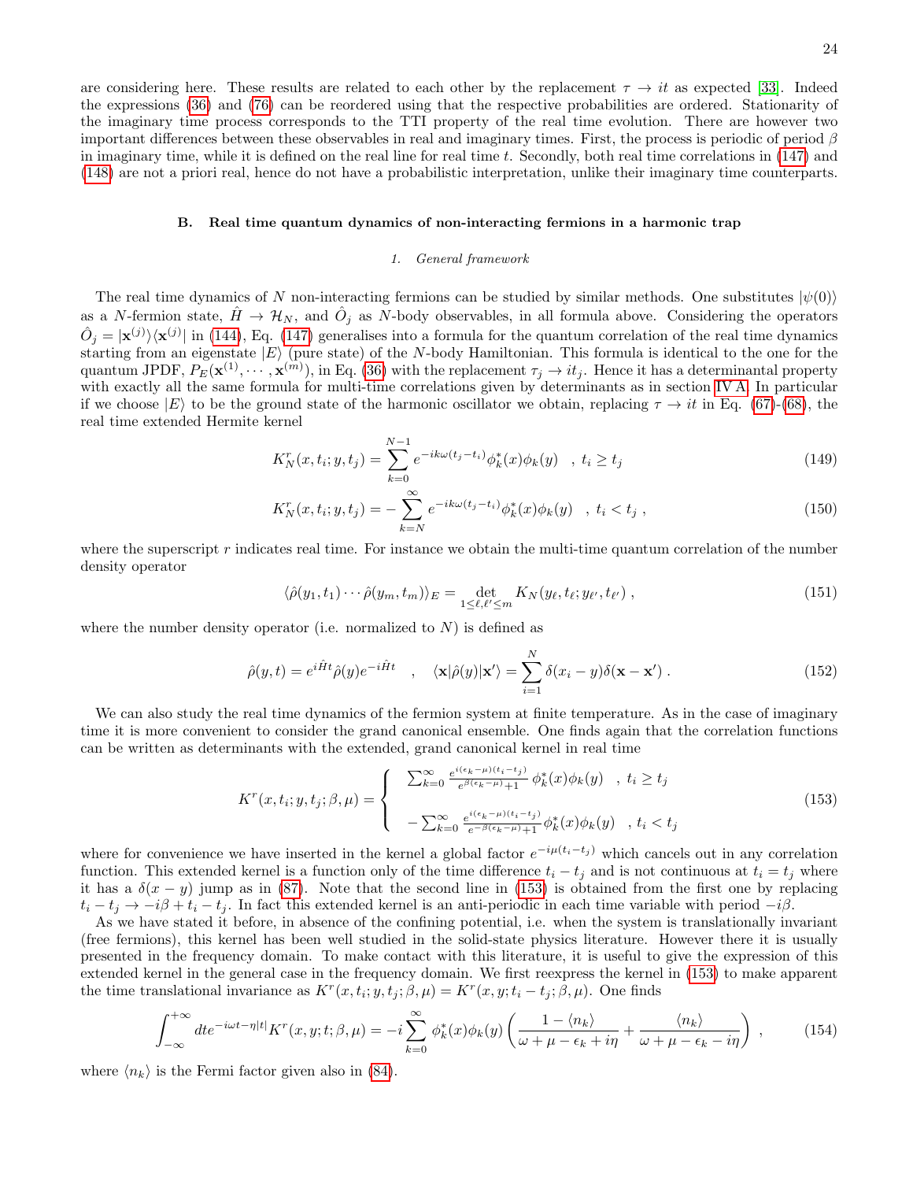are considering here. These results are related to each other by the replacement $\tau \to it$ as expected [33]. Indeed the expressions (36) and (76) can be reordered using that the respective probabilities are ordered. Stationarity of the imaginary time process corresponds to the TTI property of the real time evolution. There are however two important differences between these observables in real and imaginary times. First, the process is periodic of period $\beta$ in imaginary time, while it is defined on the real line for real time $t$. Secondly, both real time correlations in (147) and (148) are not a priori real, hence do not have a probabilistic interpretation, unlike their imaginary time counterparts.

### B. Real time quantum dynamics of non-interacting fermions in a harmonic trap

#### 1. General framework

The real time dynamics of $N$ non-interacting fermions can be studied by similar methods. One substitutes $|\psi(0)\rangle$ as a $N$-fermion state, $\hat{H} \to \mathcal{H}_N$, and $\hat{O}_j$ as $N$-body observables, in all formula above. Considering the operators $\hat{O}_j = |\mathbf{x}^{(j)}\rangle\langle\mathbf{x}^{(j)}|$ in (144), Eq. (147) generalises into a formula for the quantum correlation of the real time dynamics starting from an eigenstate $|E\rangle$ (pure state) of the $N$-body Hamiltonian. This formula is identical to the one for the quantum JPDF, $P_E(\mathbf{x}^{(1)}, \cdots, \mathbf{x}^{(m)})$, in Eq. (36) with the replacement $\tau_j \to it_j$. Hence it has a determinantal property with exactly all the same formula for multi-time correlations given by determinants as in section IV A. In particular if we choose $|E\rangle$ to be the ground state of the harmonic oscillator we obtain, replacing $\tau \to it$ in Eq. (67)-(68), the real time extended Hermite kernel

$$K_N^r(x,t_i;y,t_j) = \sum_{k=0}^{N-1} e^{-ik\omega(t_j-t_i)} \phi_k^*(x)\phi_k(y) \quad , \; t_i \geq t_j \tag{149}$$

$$K_N^r(x,t_i;y,t_j) = -\sum_{k=N}^{\infty} e^{-ik\omega(t_j-t_i)} \phi_k^*(x)\phi_k(y) \quad , \; t_i < t_j \; , \tag{150}$$

where the superscript $r$ indicates real time. For instance we obtain the multi-time quantum correlation of the number density operator

$$\langle \hat{\rho}(y_1,t_1)\cdots\hat{\rho}(y_m,t_m)\rangle_E = \det_{1\leq \ell,\ell'\leq m} K_N(y_\ell,t_\ell;y_{\ell'},t_{\ell'}) \; , \tag{151}$$

where the number density operator (i.e. normalized to $N$) is defined as

$$\hat{\rho}(y,t) = e^{i\hat{H}t}\hat{\rho}(y)e^{-i\hat{H}t} \quad , \quad \langle \mathbf{x}|\hat{\rho}(y)|\mathbf{x}'\rangle = \sum_{i=1}^{N}\delta(x_i-y)\delta(\mathbf{x}-\mathbf{x}') \; . \tag{152}$$

We can also study the real time dynamics of the fermion system at finite temperature. As in the case of imaginary time it is more convenient to consider the grand canonical ensemble. One finds again that the correlation functions can be written as determinants with the extended, grand canonical kernel in real time

$$K^r(x,t_i;y,t_j;\beta,\mu) = \begin{cases} \sum_{k=0}^{\infty} \frac{e^{i(\epsilon_k-\mu)(t_i-t_j)}}{e^{\beta(\epsilon_k-\mu)}+1}\,\phi_k^*(x)\phi_k(y) \quad , \; t_i \geq t_j \\[2ex] -\sum_{k=0}^{\infty} \frac{e^{i(\epsilon_k-\mu)(t_i-t_j)}}{e^{-\beta(\epsilon_k-\mu)}+1}\,\phi_k^*(x)\phi_k(y) \quad , \; t_i < t_j \end{cases} \tag{153}$$

where for convenience we have inserted in the kernel a global factor $e^{-i\mu(t_i-t_j)}$ which cancels out in any correlation function. This extended kernel is a function only of the time difference $t_i - t_j$ and is not continuous at $t_i = t_j$ where it has a $\delta(x-y)$ jump as in (87). Note that the second line in (153) is obtained from the first one by replacing $t_i - t_j \to -i\beta + t_i - t_j$. In fact this extended kernel is an anti-periodic in each time variable with period $-i\beta$.

As we have stated it before, in absence of the confining potential, i.e. when the system is translationally invariant (free fermions), this kernel has been well studied in the solid-state physics literature. However there it is usually presented in the frequency domain. To make contact with this literature, it is useful to give the expression of this extended kernel in the general case in the frequency domain. We first reexpress the kernel in (153) to make apparent the time translational invariance as $K^r(x,t_i;y,t_j;\beta,\mu) = K^r(x,y;t_i-t_j;\beta,\mu)$. One finds

$$\int_{-\infty}^{+\infty} dt e^{-i\omega t-\eta|t|} K^r(x,y;t;\beta,\mu) = -i\sum_{k=0}^{\infty}\phi_k^*(x)\phi_k(y)\left(\frac{1-\langle n_k\rangle}{\omega+\mu-\epsilon_k+i\eta} + \frac{\langle n_k\rangle}{\omega+\mu-\epsilon_k-i\eta}\right) \; , \tag{154}$$

where $\langle n_k\rangle$ is the Fermi factor given also in (84).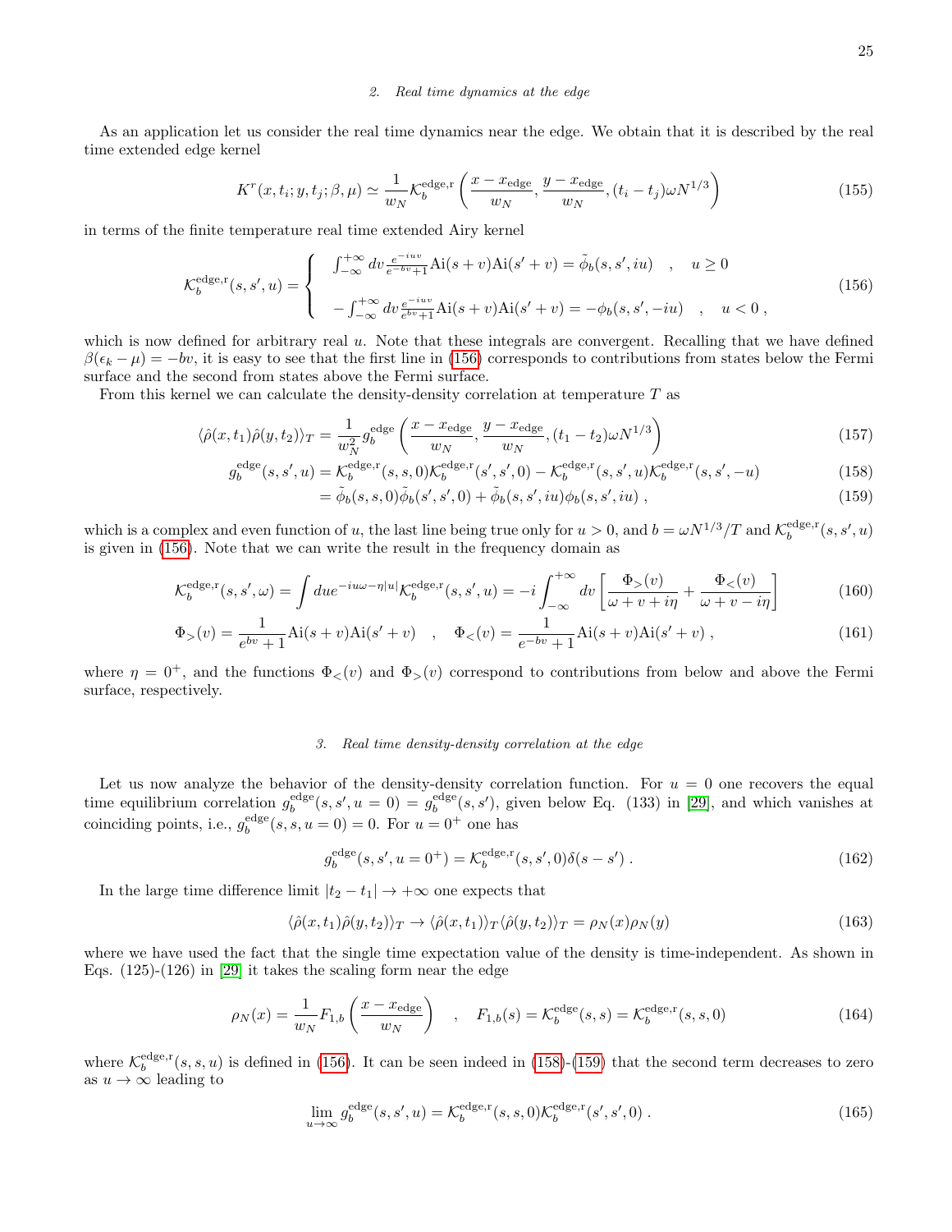### 2. Real time dynamics at the edge

As an application let us consider the real time dynamics near the edge. We obtain that it is described by the real time extended edge kernel

$$K^{r}(x,t_i;y,t_j;\beta,\mu) \simeq \frac{1}{w_N} \mathcal{K}_b^{\rm edge,r}\left(\frac{x-x_{\rm edge}}{w_N}, \frac{y-x_{\rm edge}}{w_N}, (t_i-t_j)\omega N^{1/3}\right) \tag{155}$$

in terms of the finite temperature real time extended Airy kernel

$$\mathcal{K}_b^{\rm edge,r}(s,s',u) = \begin{cases} \int_{-\infty}^{+\infty} dv \frac{e^{-iuv}}{e^{-bv}+1} {\rm Ai}(s+v){\rm Ai}(s'+v) = \tilde{\phi}_b(s,s',iu) \quad , \quad u \geq 0 \\ \\ -\int_{-\infty}^{+\infty} dv \frac{e^{-iuv}}{e^{bv}+1} {\rm Ai}(s+v){\rm Ai}(s'+v) = -\phi_b(s,s',-iu) \quad , \quad u<0 \ , \end{cases} \tag{156}$$

which is now defined for arbitrary real $u$. Note that these integrals are convergent. Recalling that we have defined $\beta(\epsilon_k - \mu) = -bv$, it is easy to see that the first line in (156) corresponds to contributions from states below the Fermi surface and the second from states above the Fermi surface.

From this kernel we can calculate the density-density correlation at temperature $T$ as

$$\langle \hat{\rho}(x,t_1)\hat{\rho}(y,t_2)\rangle_T = \frac{1}{w_N^2} g_b^{\rm edge}\left(\frac{x-x_{\rm edge}}{w_N}, \frac{y-x_{\rm edge}}{w_N}, (t_1-t_2)\omega N^{1/3}\right) \tag{157}$$

$$g_b^{\rm edge}(s,s',u) = \mathcal{K}_b^{\rm edge,r}(s,s,0)\mathcal{K}_b^{\rm edge,r}(s',s',0) - \mathcal{K}_b^{\rm edge,r}(s,s',u)\mathcal{K}_b^{\rm edge,r}(s,s',-u) \tag{158}$$

$$= \tilde{\phi}_b(s,s,0)\tilde{\phi}_b(s',s',0) + \tilde{\phi}_b(s,s',iu)\phi_b(s,s',iu) \ , \tag{159}$$

which is a complex and even function of $u$, the last line being true only for $u>0$, and $b = \omega N^{1/3}/T$ and $\mathcal{K}_b^{\rm edge,r}(s,s',u)$ is given in (156). Note that we can write the result in the frequency domain as

$$\mathcal{K}_b^{\rm edge,r}(s,s',\omega) = \int du e^{-iu\omega - \eta|u|} \mathcal{K}_b^{\rm edge,r}(s,s',u) = -i\int_{-\infty}^{+\infty} dv \left[\frac{\Phi_>(v)}{\omega+v+i\eta} + \frac{\Phi_<(v)}{\omega+v-i\eta}\right] \tag{160}$$

$$\Phi_>(v) = \frac{1}{e^{bv}+1}{\rm Ai}(s+v){\rm Ai}(s'+v) \quad , \quad \Phi_<(v) = \frac{1}{e^{-bv}+1}{\rm Ai}(s+v){\rm Ai}(s'+v) \ , \tag{161}$$

where $\eta = 0^+$, and the functions $\Phi_<(v)$ and $\Phi_>(v)$ correspond to contributions from below and above the Fermi surface, respectively.

### 3. Real time density-density correlation at the edge

Let us now analyze the behavior of the density-density correlation function. For $u=0$ one recovers the equal time equilibrium correlation $g_b^{\rm edge}(s,s',u=0) = g_b^{\rm edge}(s,s')$, given below Eq. (133) in [29], and which vanishes at coinciding points, i.e., $g_b^{\rm edge}(s,s,u=0)=0$. For $u=0^+$ one has

$$g_b^{\rm edge}(s,s',u=0^+) = \mathcal{K}_b^{\rm edge,r}(s,s',0)\delta(s-s') \ . \tag{162}$$

In the large time difference limit $|t_2-t_1| \to +\infty$ one expects that

$$\langle \hat{\rho}(x,t_1)\hat{\rho}(y,t_2)\rangle_T \to \langle \hat{\rho}(x,t_1)\rangle_T \langle \hat{\rho}(y,t_2)\rangle_T = \rho_N(x)\rho_N(y) \tag{163}$$

where we have used the fact that the single time expectation value of the density is time-independent. As shown in Eqs. (125)-(126) in [29] it takes the scaling form near the edge

$$\rho_N(x) = \frac{1}{w_N} F_{1,b}\left(\frac{x-x_{\rm edge}}{w_N}\right) \quad , \quad F_{1,b}(s) = \mathcal{K}_b^{\rm edge}(s,s) = \mathcal{K}_b^{\rm edge,r}(s,s,0) \tag{164}$$

where $\mathcal{K}_b^{\rm edge,r}(s,s,u)$ is defined in (156). It can be seen indeed in (158)-(159) that the second term decreases to zero as $u \to \infty$ leading to

$$\lim_{u\to\infty} g_b^{\rm edge}(s,s',u) = \mathcal{K}_b^{\rm edge,r}(s,s,0)\mathcal{K}_b^{\rm edge,r}(s',s',0) \ . \tag{165}$$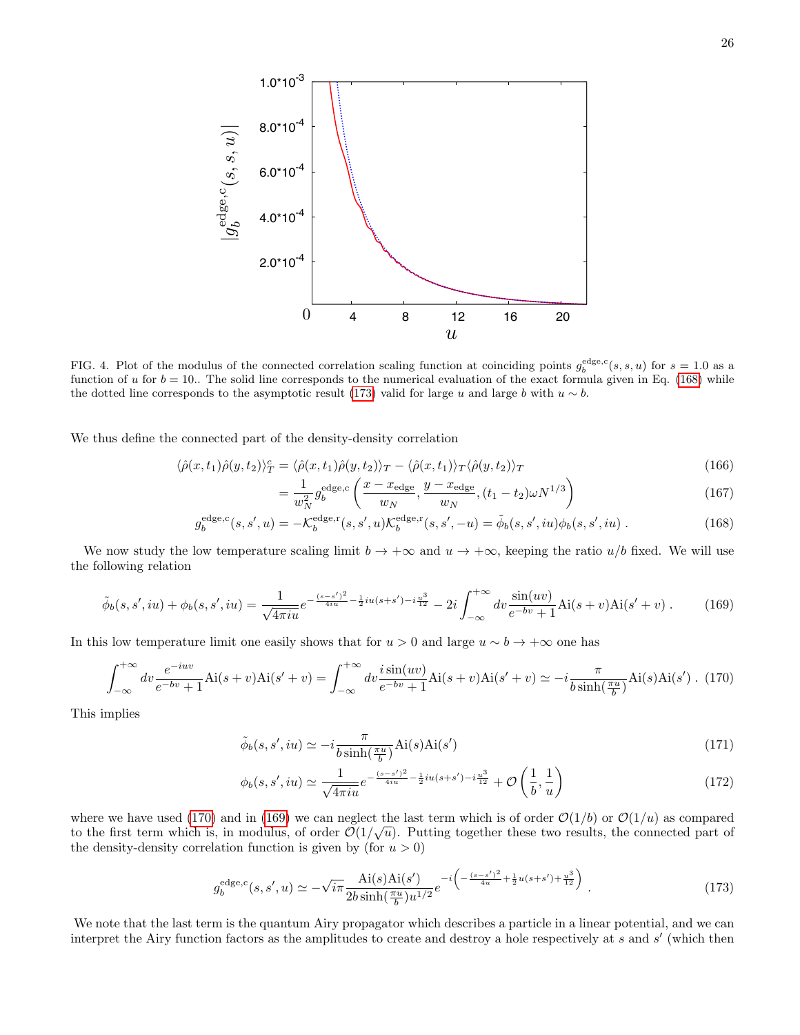FIG. 4. Plot of the modulus of the connected correlation scaling function at coinciding points $g_b^{\rm edge,c}(s,s,u)$ for $s = 1.0$ as a function of $u$ for $b = 10.$. The solid line corresponds to the numerical evaluation of the exact formula given in Eq. (168) while the dotted line corresponds to the asymptotic result (173) valid for large $u$ and large $b$ with $u \sim b$.

We thus define the connected part of the density-density correlation

$$\langle \hat\rho(x,t_1)\hat\rho(y,t_2)\rangle_T^c = \langle \hat\rho(x,t_1)\hat\rho(y,t_2)\rangle_T - \langle \hat\rho(x,t_1)\rangle_T \langle \hat\rho(y,t_2)\rangle_T \tag{166}$$

$$= \frac{1}{w_N^2} g_b^{\rm edge,c}\left(\frac{x-x_{\rm edge}}{w_N}, \frac{y-x_{\rm edge}}{w_N}, (t_1-t_2)\omega N^{1/3}\right) \tag{167}$$

$$g_b^{\rm edge,c}(s,s',u) = -\mathcal{K}_b^{\rm edge,r}(s,s',u)\mathcal{K}_b^{\rm edge,r}(s,s',-u) = \tilde\phi_b(s,s',iu)\phi_b(s,s',iu)\ . \tag{168}$$

We now study the low temperature scaling limit $b \to +\infty$ and $u \to +\infty$, keeping the ratio $u/b$ fixed. We will use the following relation

$$\tilde\phi_b(s,s',iu) + \phi_b(s,s',iu) = \frac{1}{\sqrt{4\pi i u}} e^{-\frac{(s-s')^2}{4iu} - \frac{1}{2}iu(s+s') - i\frac{u^3}{12}} - 2i\int_{-\infty}^{+\infty} dv \frac{\sin(uv)}{e^{-bv}+1}{\rm Ai}(s+v){\rm Ai}(s'+v)\ . \tag{169}$$

In this low temperature limit one easily shows that for $u > 0$ and large $u \sim b \to +\infty$ one has

$$\int_{-\infty}^{+\infty} dv \frac{e^{-iuv}}{e^{-bv}+1}{\rm Ai}(s+v){\rm Ai}(s'+v) = \int_{-\infty}^{+\infty} dv \frac{i\sin(uv)}{e^{-bv}+1}{\rm Ai}(s+v){\rm Ai}(s'+v) \simeq -i\frac{\pi}{b\sinh(\frac{\pi u}{b})}{\rm Ai}(s){\rm Ai}(s')\ . \tag{170}$$

This implies

$$\tilde\phi_b(s,s',iu) \simeq -i\frac{\pi}{b\sinh(\frac{\pi u}{b})}{\rm Ai}(s){\rm Ai}(s') \tag{171}$$

$$\phi_b(s,s',iu) \simeq \frac{1}{\sqrt{4\pi i u}} e^{-\frac{(s-s')^2}{4iu} - \frac{1}{2}iu(s+s') - i\frac{u^3}{12}} + \mathcal{O}\left(\frac{1}{b},\frac{1}{u}\right) \tag{172}$$

where we have used (170) and in (169) we can neglect the last term which is of order $\mathcal{O}(1/b)$ or $\mathcal{O}(1/u)$ as compared to the first term which is, in modulus, of order $\mathcal{O}(1/\sqrt{u})$. Putting together these two results, the connected part of the density-density correlation function is given by (for $u > 0$)

$$g_b^{\rm edge,c}(s,s',u) \simeq -\sqrt{i\pi}\frac{{\rm Ai}(s){\rm Ai}(s')}{2b\sinh(\frac{\pi u}{b})u^{1/2}} e^{-i\left(-\frac{(s-s')^2}{4u} + \frac{1}{2}u(s+s') + \frac{u^3}{12}\right)}\ . \tag{173}$$

We note that the last term is the quantum Airy propagator which describes a particle in a linear potential, and we can interpret the Airy function factors as the amplitudes to create and destroy a hole respectively at $s$ and $s'$ (which then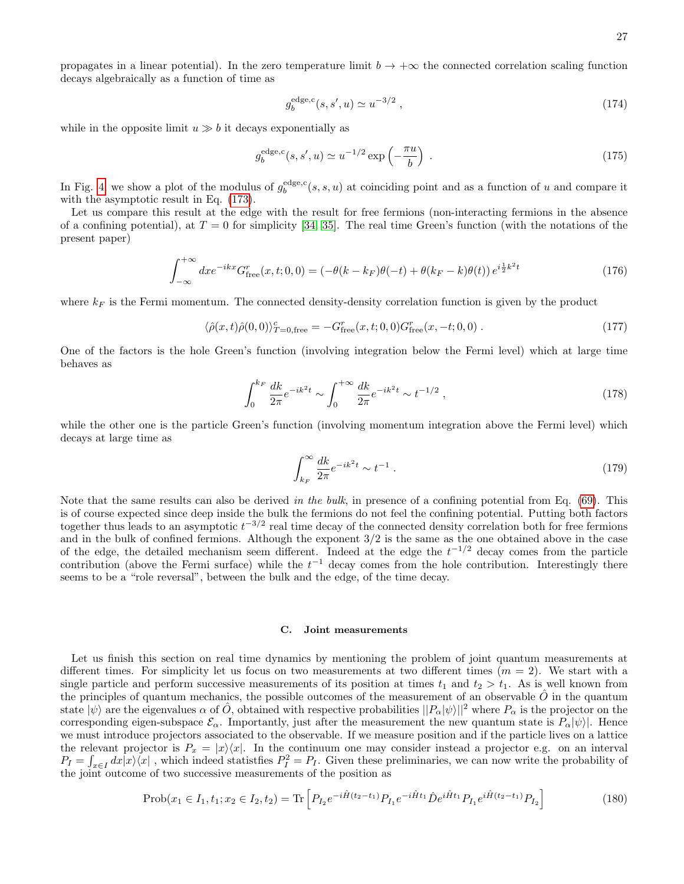propagates in a linear potential). In the zero temperature limit $b \to +\infty$ the connected correlation scaling function decays algebraically as a function of time as

$$g_b^{\rm edge,c}(s,s',u) \simeq u^{-3/2} \;, \tag{174}$$

while in the opposite limit $u \gg b$ it decays exponentially as

$$g_b^{\rm edge,c}(s,s',u) \simeq u^{-1/2} \exp\left(-\frac{\pi u}{b}\right) \;. \tag{175}$$

In Fig. 4 we show a plot of the modulus of $g_b^{\rm edge,c}(s,s,u)$ at coinciding point and as a function of $u$ and compare it with the asymptotic result in Eq. (173).

Let us compare this result at the edge with the result for free fermions (non-interacting fermions in the absence of a confining potential), at $T=0$ for simplicity [34, 35]. The real time Green's function (with the notations of the present paper)

$$\int_{-\infty}^{+\infty} dx e^{-ikx} G^r_{\rm free}(x,t;0,0) = \left(-\theta(k-k_F)\theta(-t) + \theta(k_F-k)\theta(t)\right) e^{i\frac{1}{2}k^2 t} \tag{176}$$

where $k_F$ is the Fermi momentum. The connected density-density correlation function is given by the product

$$\langle \hat\rho(x,t)\hat\rho(0,0)\rangle^c_{T=0,\rm free} = -G^r_{\rm free}(x,t;0,0) G^r_{\rm free}(x,-t;0,0) \;. \tag{177}$$

One of the factors is the hole Green's function (involving integration below the Fermi level) which at large time behaves as

$$\int_0^{k_F} \frac{dk}{2\pi} e^{-ik^2 t} \sim \int_0^{+\infty} \frac{dk}{2\pi} e^{-ik^2 t} \sim t^{-1/2} \;, \tag{178}$$

while the other one is the particle Green's function (involving momentum integration above the Fermi level) which decays at large time as

$$\int_{k_F}^{\infty} \frac{dk}{2\pi} e^{-ik^2 t} \sim t^{-1} \;. \tag{179}$$

Note that the same results can also be derived *in the bulk*, in presence of a confining potential from Eq. (69). This is of course expected since deep inside the bulk the fermions do not feel the confining potential. Putting both factors together thus leads to an asymptotic $t^{-3/2}$ real time decay of the connected density correlation both for free fermions and in the bulk of confined fermions. Although the exponent $3/2$ is the same as the one obtained above in the case of the edge, the detailed mechanism seem different. Indeed at the edge the $t^{-1/2}$ decay comes from the particle contribution (above the Fermi surface) while the $t^{-1}$ decay comes from the hole contribution. Interestingly there seems to be a "role reversal", between the bulk and the edge, of the time decay.

### C. Joint measurements

Let us finish this section on real time dynamics by mentioning the problem of joint quantum measurements at different times. For simplicity let us focus on two measurements at two different times ($m=2$). We start with a single particle and perform successive measurements of its position at times $t_1$ and $t_2 > t_1$. As is well known from the principles of quantum mechanics, the possible outcomes of the measurement of an observable $\hat O$ in the quantum state $|\psi\rangle$ are the eigenvalues $\alpha$ of $\hat O$, obtained with respective probabilities $||P_\alpha|\psi\rangle||^2$ where $P_\alpha$ is the projector on the corresponding eigen-subspace $\mathcal{E}_\alpha$. Importantly, just after the measurement the new quantum state is $P_\alpha|\psi\rangle|$. Hence we must introduce projectors associated to the observable. If we measure position and if the particle lives on a lattice the relevant projector is $P_x = |x\rangle\langle x|$. In the continuum one may consider instead a projector e.g. on an interval $P_I = \int_{x\in I} dx |x\rangle\langle x|$ , which indeed statistfies $P_I^2 = P_I$. Given these preliminaries, we can now write the probability of the joint outcome of two successive measurements of the position as

$${\rm Prob}(x_1 \in I_1, t_1; x_2 \in I_2, t_2) = {\rm Tr}\left[P_{I_2} e^{-i\hat H(t_2-t_1)} P_{I_1} e^{-i\hat H t_1} \hat D e^{i\hat H t_1} P_{I_1} e^{i\hat H (t_2-t_1)} P_{I_2}\right] \tag{180}$$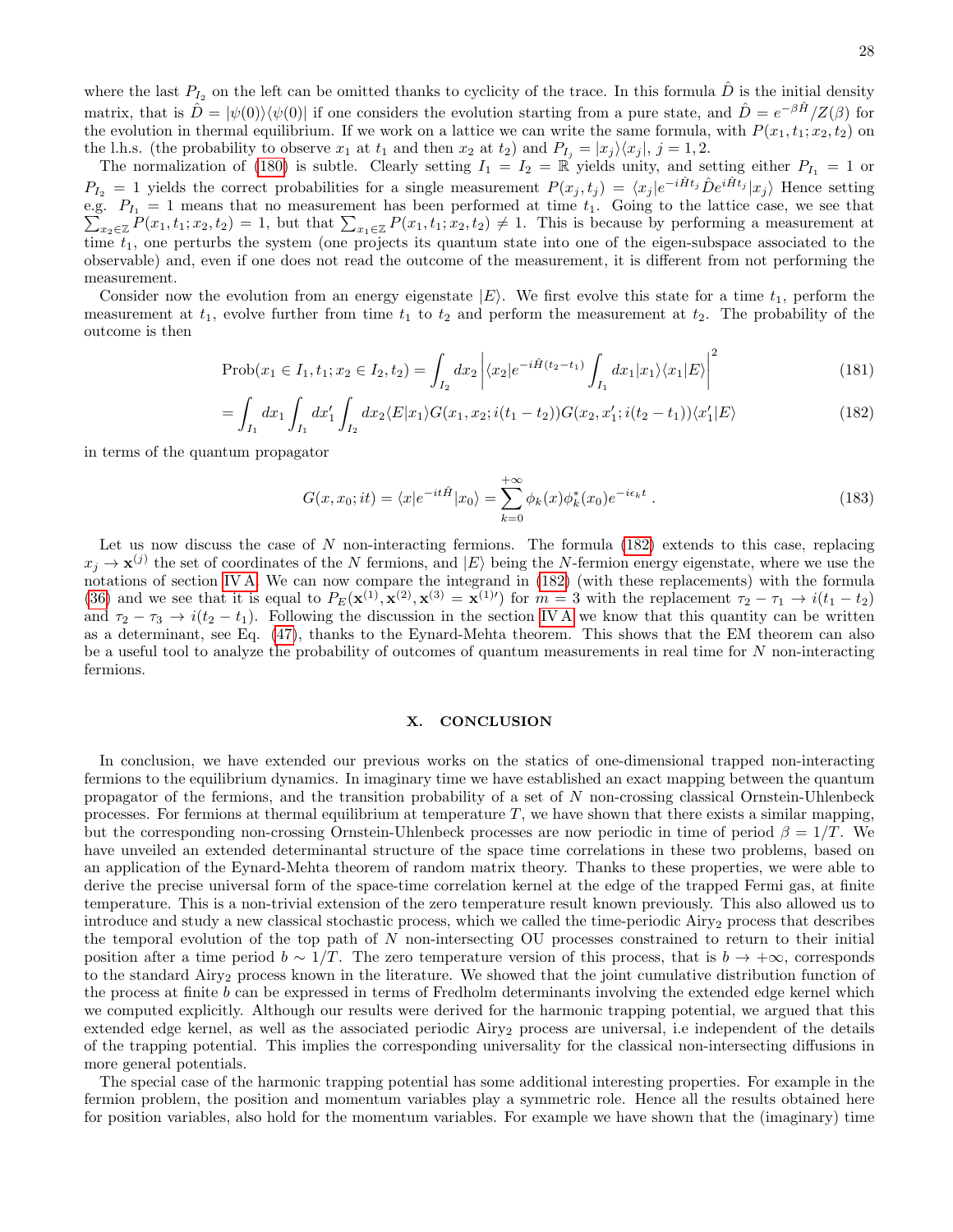where the last $P_{I_2}$ on the left can be omitted thanks to cyclicity of the trace. In this formula $\hat{D}$ is the initial density matrix, that is $\hat{D} = |\psi(0)\rangle\langle\psi(0)|$ if one considers the evolution starting from a pure state, and $\hat{D} = e^{-\beta \hat{H}}/Z(\beta)$ for the evolution in thermal equilibrium. If we work on a lattice we can write the same formula, with $P(x_1, t_1; x_2, t_2)$ on the l.h.s. (the probability to observe $x_1$ at $t_1$ and then $x_2$ at $t_2$) and $P_{I_j} = |x_j\rangle\langle x_j|$, $j = 1, 2$.

The normalization of (180) is subtle. Clearly setting $I_1 = I_2 = \mathbb{R}$ yields unity, and setting either $P_{I_1} = 1$ or $P_{I_2} = 1$ yields the correct probabilities for a single measurement $P(x_j, t_j) = \langle x_j | e^{-i\hat{H}t_j} \hat{D} e^{i\hat{H}t_j} | x_j \rangle$ Hence setting e.g. $P_{I_1} = 1$ means that no measurement has been performed at time $t_1$. Going to the lattice case, we see that $\sum_{x_2 \in \mathbb{Z}} P(x_1, t_1; x_2, t_2) = 1$, but that $\sum_{x_1 \in \mathbb{Z}} P(x_1, t_1; x_2, t_2) \neq 1$. This is because by performing a measurement at time $t_1$, one perturbs the system (one projects its quantum state into one of the eigen-subspace associated to the observable) and, even if one does not read the outcome of the measurement, it is different from not performing the measurement.

Consider now the evolution from an energy eigenstate $|E\rangle$. We first evolve this state for a time $t_1$, perform the measurement at $t_1$, evolve further from time $t_1$ to $t_2$ and perform the measurement at $t_2$. The probability of the outcome is then

$$\text{Prob}(x_1 \in I_1, t_1; x_2 \in I_2, t_2) = \int_{I_2} dx_2 \left| \langle x_2 | e^{-i\hat{H}(t_2 - t_1)} \int_{I_1} dx_1 |x_1\rangle\langle x_1|E\rangle \right|^2 \tag{181}$$

$$= \int_{I_1} dx_1 \int_{I_1} dx_1' \int_{I_2} dx_2 \langle E|x_1\rangle G(x_1, x_2; i(t_1 - t_2)) G(x_2, x_1'; i(t_2 - t_1)) \langle x_1'|E\rangle \tag{182}$$

in terms of the quantum propagator

$$G(x, x_0; it) = \langle x | e^{-it\hat{H}} | x_0 \rangle = \sum_{k=0}^{+\infty} \phi_k(x) \phi_k^*(x_0) e^{-i\epsilon_k t} \,. \tag{183}$$

Let us now discuss the case of $N$ non-interacting fermions. The formula (182) extends to this case, replacing $x_j \to \mathbf{x}^{(j)}$ the set of coordinates of the $N$ fermions, and $|E\rangle$ being the $N$-fermion energy eigenstate, where we use the notations of section IV A. We can now compare the integrand in (182) (with these replacements) with the formula (36) and we see that it is equal to $P_E(\mathbf{x}^{(1)}, \mathbf{x}^{(2)}, \mathbf{x}^{(3)} = \mathbf{x}^{(1)\prime})$ for $m = 3$ with the replacement $\tau_2 - \tau_1 \to i(t_1 - t_2)$ and $\tau_2 - \tau_3 \to i(t_2 - t_1)$. Following the discussion in the section IV A we know that this quantity can be written as a determinant, see Eq. (47), thanks to the Eynard-Mehta theorem. This shows that the EM theorem can also be a useful tool to analyze the probability of outcomes of quantum measurements in real time for $N$ non-interacting fermions.

## X. CONCLUSION

In conclusion, we have extended our previous works on the statics of one-dimensional trapped non-interacting fermions to the equilibrium dynamics. In imaginary time we have established an exact mapping between the quantum propagator of the fermions, and the transition probability of a set of $N$ non-crossing classical Ornstein-Uhlenbeck processes. For fermions at thermal equilibrium at temperature $T$, we have shown that there exists a similar mapping, but the corresponding non-crossing Ornstein-Uhlenbeck processes are now periodic in time of period $\beta = 1/T$. We have unveiled an extended determinantal structure of the space time correlations in these two problems, based on an application of the Eynard-Mehta theorem of random matrix theory. Thanks to these properties, we were able to derive the precise universal form of the space-time correlation kernel at the edge of the trapped Fermi gas, at finite temperature. This is a non-trivial extension of the zero temperature result known previously. This also allowed us to introduce and study a new classical stochastic process, which we called the time-periodic Airy$_2$ process that describes the temporal evolution of the top path of $N$ non-intersecting OU processes constrained to return to their initial position after a time period $b \sim 1/T$. The zero temperature version of this process, that is $b \to +\infty$, corresponds to the standard Airy$_2$ process known in the literature. We showed that the joint cumulative distribution function of the process at finite $b$ can be expressed in terms of Fredholm determinants involving the extended edge kernel which we computed explicitly. Although our results were derived for the harmonic trapping potential, we argued that this extended edge kernel, as well as the associated periodic Airy$_2$ process are universal, i.e independent of the details of the trapping potential. This implies the corresponding universality for the classical non-intersecting diffusions in more general potentials.

The special case of the harmonic trapping potential has some additional interesting properties. For example in the fermion problem, the position and momentum variables play a symmetric role. Hence all the results obtained here for position variables, also hold for the momentum variables. For example we have shown that the (imaginary) time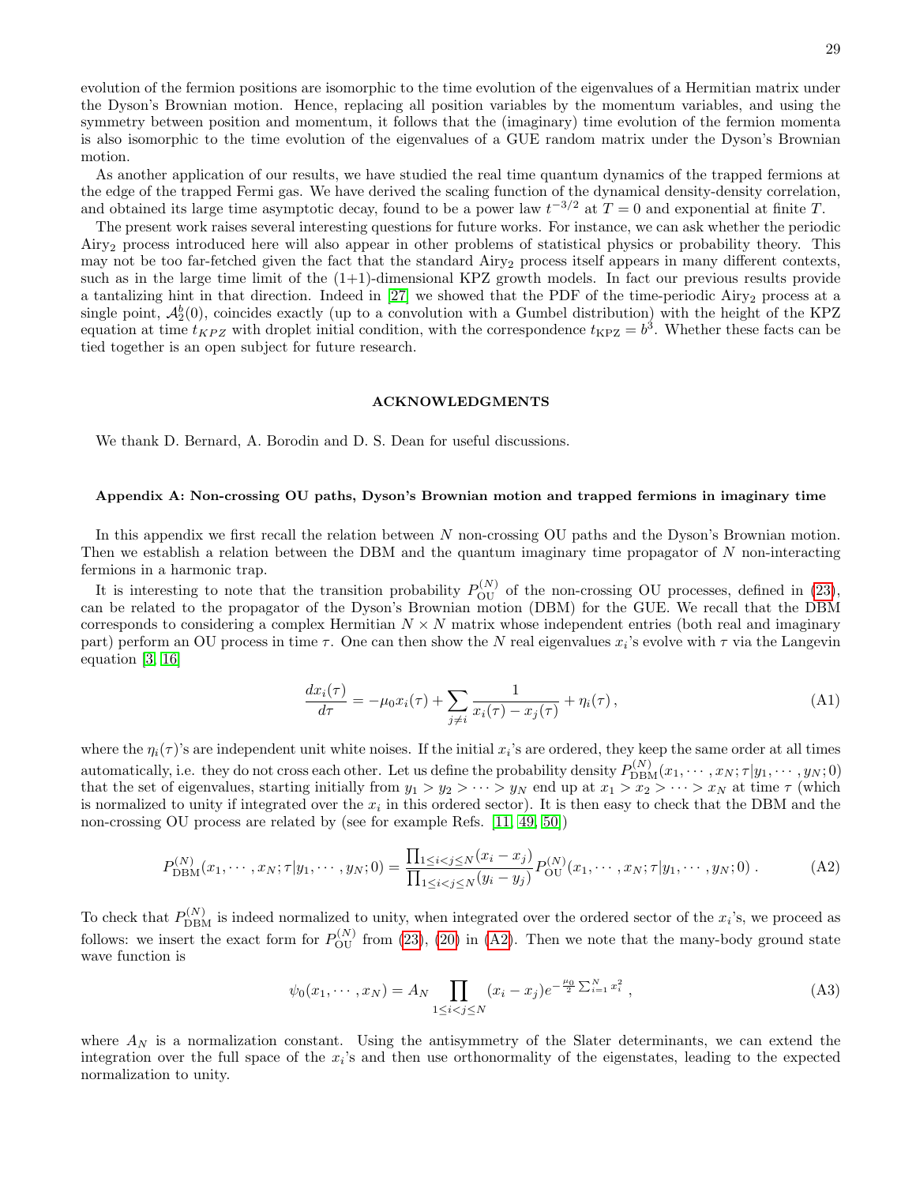evolution of the fermion positions are isomorphic to the time evolution of the eigenvalues of a Hermitian matrix under the Dyson's Brownian motion. Hence, replacing all position variables by the momentum variables, and using the symmetry between position and momentum, it follows that the (imaginary) time evolution of the fermion momenta is also isomorphic to the time evolution of the eigenvalues of a GUE random matrix under the Dyson's Brownian motion.

As another application of our results, we have studied the real time quantum dynamics of the trapped fermions at the edge of the trapped Fermi gas. We have derived the scaling function of the dynamical density-density correlation, and obtained its large time asymptotic decay, found to be a power law $t^{-3/2}$ at $T = 0$ and exponential at finite $T$.

The present work raises several interesting questions for future works. For instance, we can ask whether the periodic $\text{Airy}_2$ process introduced here will also appear in other problems of statistical physics or probability theory. This may not be too far-fetched given the fact that the standard $\text{Airy}_2$ process itself appears in many different contexts, such as in the large time limit of the (1+1)-dimensional KPZ growth models. In fact our previous results provide a tantalizing hint in that direction. Indeed in [27] we showed that the PDF of the time-periodic $\text{Airy}_2$ process at a single point, $\mathcal{A}_2^b(0)$, coincides exactly (up to a convolution with a Gumbel distribution) with the height of the KPZ equation at time $t_{KPZ}$ with droplet initial condition, with the correspondence $t_{\rm KPZ} = b^3$. Whether these facts can be tied together is an open subject for future research.

## ACKNOWLEDGMENTS

We thank D. Bernard, A. Borodin and D. S. Dean for useful discussions.

### Appendix A: Non-crossing OU paths, Dyson's Brownian motion and trapped fermions in imaginary time

In this appendix we first recall the relation between $N$ non-crossing OU paths and the Dyson's Brownian motion. Then we establish a relation between the DBM and the quantum imaginary time propagator of $N$ non-interacting fermions in a harmonic trap.

It is interesting to note that the transition probability $P_{\rm OU}^{(N)}$ of the non-crossing OU processes, defined in (23), can be related to the propagator of the Dyson's Brownian motion (DBM) for the GUE. We recall that the DBM corresponds to considering a complex Hermitian $N \times N$ matrix whose independent entries (both real and imaginary part) perform an OU process in time $\tau$. One can then show the $N$ real eigenvalues $x_i$'s evolve with $\tau$ via the Langevin equation [3, 16]

$$\frac{dx_i(\tau)}{d\tau} = -\mu_0 x_i(\tau) + \sum_{j\neq i} \frac{1}{x_i(\tau) - x_j(\tau)} + \eta_i(\tau)\,, \tag{A1}$$

where the $\eta_i(\tau)$'s are independent unit white noises. If the initial $x_i$'s are ordered, they keep the same order at all times automatically, i.e. they do not cross each other. Let us define the probability density $P_{\rm DBM}^{(N)}(x_1, \cdots, x_N; \tau | y_1, \cdots, y_N; 0)$ that the set of eigenvalues, starting initially from $y_1 > y_2 > \cdots > y_N$ end up at $x_1 > x_2 > \cdots > x_N$ at time $\tau$ (which is normalized to unity if integrated over the $x_i$ in this ordered sector). It is then easy to check that the DBM and the non-crossing OU process are related by (see for example Refs. [11, 49, 50])

$$P_{\rm DBM}^{(N)}(x_1, \cdots, x_N; \tau | y_1, \cdots, y_N; 0) = \frac{\prod_{1\leq i<j\leq N}(x_i - x_j)}{\prod_{1\leq i<j\leq N}(y_i - y_j)} P_{\rm OU}^{(N)}(x_1, \cdots, x_N; \tau | y_1, \cdots, y_N; 0)\,. \tag{A2}$$

To check that $P_{\rm DBM}^{(N)}$ is indeed normalized to unity, when integrated over the ordered sector of the $x_i$'s, we proceed as follows: we insert the exact form for $P_{\rm OU}^{(N)}$ from (23), (20) in (A2). Then we note that the many-body ground state wave function is

$$\psi_0(x_1, \cdots, x_N) = A_N \prod_{1\leq i<j\leq N} (x_i - x_j) e^{-\frac{\mu_0}{2}\sum_{i=1}^N x_i^2}\,, \tag{A3}$$

where $A_N$ is a normalization constant. Using the antisymmetry of the Slater determinants, we can extend the integration over the full space of the $x_i$'s and then use orthonormality of the eigenstates, leading to the expected normalization to unity.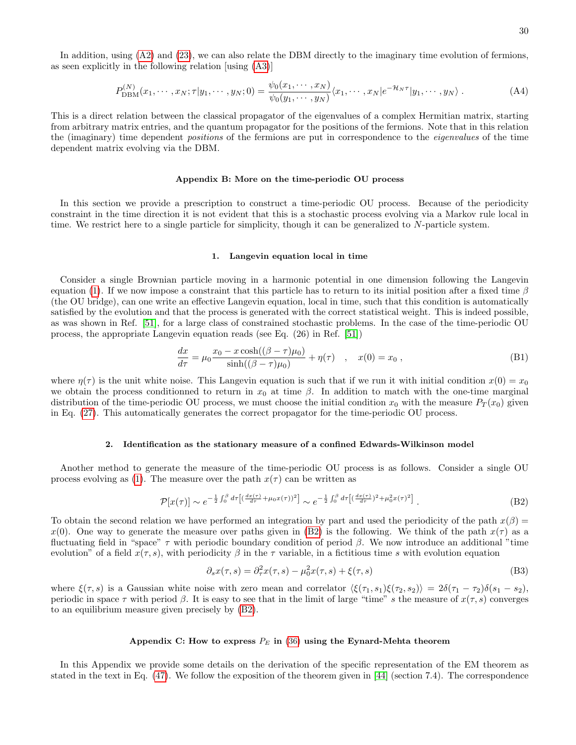In addition, using (A2) and (23), we can also relate the DBM directly to the imaginary time evolution of fermions, as seen explicitly in the following relation [using (A3)]

$$P^{(N)}_{\rm DBM}(x_1,\cdots,x_N;\tau|y_1,\cdots,y_N;0) = \frac{\psi_0(x_1,\cdots,x_N)}{\psi_0(y_1,\cdots,y_N)}\langle x_1,\cdots,x_N|e^{-\mathcal{H}_N\tau}|y_1,\cdots,y_N\rangle\;. \tag{A4}$$

This is a direct relation between the classical propagator of the eigenvalues of a complex Hermitian matrix, starting from arbitrary matrix entries, and the quantum propagator for the positions of the fermions. Note that in this relation the (imaginary) time dependent *positions* of the fermions are put in correspondence to the *eigenvalues* of the time dependent matrix evolving via the DBM.

## Appendix B: More on the time-periodic OU process

In this section we provide a prescription to construct a time-periodic OU process. Because of the periodicity constraint in the time direction it is not evident that this is a stochastic process evolving via a Markov rule local in time. We restrict here to a single particle for simplicity, though it can be generalized to $N$-particle system.

### 1. Langevin equation local in time

Consider a single Brownian particle moving in a harmonic potential in one dimension following the Langevin equation (1). If we now impose a constraint that this particle has to return to its initial position after a fixed time $\beta$ (the OU bridge), can one write an effective Langevin equation, local in time, such that this condition is automatically satisfied by the evolution and that the process is generated with the correct statistical weight. This is indeed possible, as was shown in Ref. [51], for a large class of constrained stochastic problems. In the case of the time-periodic OU process, the appropriate Langevin equation reads (see Eq. (26) in Ref. [51])

$$\frac{dx}{d\tau} = \mu_0 \frac{x_0 - x\cosh((\beta-\tau)\mu_0)}{\sinh((\beta-\tau)\mu_0)} + \eta(\tau) \quad , \quad x(0)=x_0\;, \tag{B1}$$

where $\eta(\tau)$ is the unit white noise. This Langevin equation is such that if we run it with initial condition $x(0)=x_0$ we obtain the process conditionned to return in $x_0$ at time $\beta$. In addition to match with the one-time marginal distribution of the time-periodic OU process, we must choose the initial condition $x_0$ with the measure $P_T(x_0)$ given in Eq. (27). This automatically generates the correct propagator for the time-periodic OU process.

### 2. Identification as the stationary measure of a confined Edwards-Wilkinson model

Another method to generate the measure of the time-periodic OU process is as follows. Consider a single OU process evolving as (1). The measure over the path $x(\tau)$ can be written as

$$\mathcal{P}[x(\tau)] \sim e^{-\frac{1}{2}\int_0^\beta d\tau\left[(\frac{dx(\tau)}{d\tau}+\mu_0 x(\tau))^2\right]} \sim e^{-\frac{1}{2}\int_0^\beta d\tau\left[(\frac{dx(\tau)}{d\tau})^2+\mu_0^2 x(\tau)^2\right]}\;. \tag{B2}$$

To obtain the second relation we have performed an integration by part and used the periodicity of the path $x(\beta)=x(0)$. One way to generate the measure over paths given in (B2) is the following. We think of the path $x(\tau)$ as a fluctuating field in "space" $\tau$ with periodic boundary condition of period $\beta$. We now introduce an additional "time evolution" of a field $x(\tau,s)$, with periodicity $\beta$ in the $\tau$ variable, in a fictitious time $s$ with evolution equation

$$\partial_s x(\tau,s) = \partial_\tau^2 x(\tau,s) - \mu_0^2 x(\tau,s) + \xi(\tau,s) \tag{B3}$$

where $\xi(\tau,s)$ is a Gaussian white noise with zero mean and correlator $\langle\xi(\tau_1,s_1)\xi(\tau_2,s_2)\rangle = 2\delta(\tau_1-\tau_2)\delta(s_1-s_2)$, periodic in space $\tau$ with period $\beta$. It is easy to see that in the limit of large "time" $s$ the measure of $x(\tau,s)$ converges to an equilibrium measure given precisely by (B2).

## Appendix C: How to express $P_E$ in (36) using the Eynard-Mehta theorem

In this Appendix we provide some details on the derivation of the specific representation of the EM theorem as stated in the text in Eq. (47). We follow the exposition of the theorem given in [44] (section 7.4). The correspondence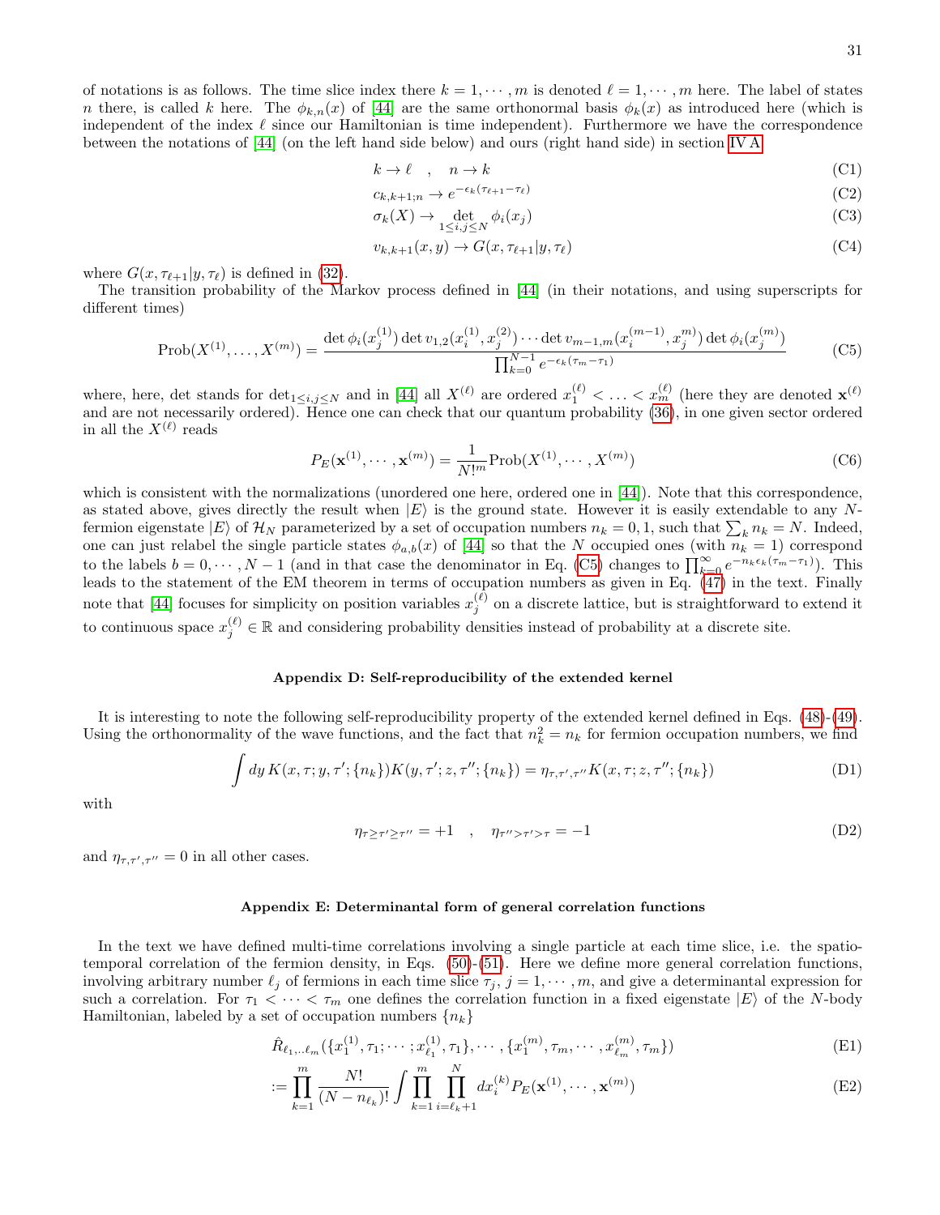of notations is as follows. The time slice index there $k = 1, \cdots, m$ is denoted $\ell = 1, \cdots, m$ here. The label of states $n$ there, is called $k$ here. The $\phi_{k,n}(x)$ of [44] are the same orthonormal basis $\phi_k(x)$ as introduced here (which is independent of the index $\ell$ since our Hamiltonian is time independent). Furthermore we have the correspondence between the notations of [44] (on the left hand side below) and ours (right hand side) in section IV A

$$k \to \ell \quad , \quad n \to k \tag{C1}$$

$$c_{k,k+1;n} \to e^{-\epsilon_k(\tau_{\ell+1}-\tau_\ell)} \tag{C2}$$

$$\sigma_k(X) \to \det_{1\leq i,j\leq N} \phi_i(x_j) \tag{C3}$$

$$v_{k,k+1}(x,y) \to G(x,\tau_{\ell+1}|y,\tau_\ell) \tag{C4}$$

where $G(x,\tau_{\ell+1}|y,\tau_\ell)$ is defined in (32).

The transition probability of the Markov process defined in [44] (in their notations, and using superscripts for different times)

$$\mathrm{Prob}(X^{(1)},\ldots,X^{(m)}) = \frac{\det \phi_i(x_j^{(1)}) \det v_{1,2}(x_i^{(1)},x_j^{(2)}) \cdots \det v_{m-1,m}(x_i^{(m-1)},x_j^{m)}) \det \phi_i(x_j^{(m)})}{\prod_{k=0}^{N-1} e^{-\epsilon_k(\tau_m-\tau_1)}} \tag{C5}$$

where, here, det stands for $\det_{1\leq i,j\leq N}$ and in [44] all $X^{(\ell)}$ are ordered $x_1^{(\ell)} < \ldots < x_m^{(\ell)}$ (here they are denoted $\mathbf{x}^{(\ell)}$ and are not necessarily ordered). Hence one can check that our quantum probability (36), in one given sector ordered in all the $X^{(\ell)}$ reads

$$P_E(\mathbf{x}^{(1)},\cdots,\mathbf{x}^{(m)}) = \frac{1}{N!^m}\mathrm{Prob}(X^{(1)},\cdots,X^{(m)}) \tag{C6}$$

which is consistent with the normalizations (unordered one here, ordered one in [44]). Note that this correspondence, as stated above, gives directly the result when $|E\rangle$ is the ground state. However it is easily extendable to any $N$-fermion eigenstate $|E\rangle$ of $\mathcal{H}_N$ parameterized by a set of occupation numbers $n_k = 0, 1$, such that $\sum_k n_k = N$. Indeed, one can just relabel the single particle states $\phi_{a,b}(x)$ of [44] so that the $N$ occupied ones (with $n_k = 1$) correspond to the labels $b = 0, \cdots, N-1$ (and in that case the denominator in Eq. (C5) changes to $\prod_{k=0}^{\infty} e^{-n_k\epsilon_k(\tau_m-\tau_1)}$). This leads to the statement of the EM theorem in terms of occupation numbers as given in Eq. (47) in the text. Finally note that [44] focuses for simplicity on position variables $x_j^{(\ell)}$ on a discrete lattice, but is straightforward to extend it to continuous space $x_j^{(\ell)} \in \mathbb{R}$ and considering probability densities instead of probability at a discrete site.

## Appendix D: Self-reproducibility of the extended kernel

It is interesting to note the following self-reproducibility property of the extended kernel defined in Eqs. (48)-(49). Using the orthonormality of the wave functions, and the fact that $n_k^2 = n_k$ for fermion occupation numbers, we find

$$\int dy\, K(x,\tau;y,\tau';\{n_k\})K(y,\tau';z,\tau'';\{n_k\}) = \eta_{\tau,\tau',\tau''}K(x,\tau;z,\tau'';\{n_k\}) \tag{D1}$$

with

$$\eta_{\tau\geq\tau'\geq\tau''} = +1 \quad , \quad \eta_{\tau''>\tau'>\tau} = -1 \tag{D2}$$

and $\eta_{\tau,\tau',\tau''} = 0$ in all other cases.

## Appendix E: Determinantal form of general correlation functions

In the text we have defined multi-time correlations involving a single particle at each time slice, i.e. the spatio-temporal correlation of the fermion density, in Eqs. (50)-(51). Here we define more general correlation functions, involving arbitrary number $\ell_j$ of fermions in each time slice $\tau_j$, $j = 1, \cdots, m$, and give a determinantal expression for such a correlation. For $\tau_1 < \cdots < \tau_m$ one defines the correlation function in a fixed eigenstate $|E\rangle$ of the $N$-body Hamiltonian, labeled by a set of occupation numbers $\{n_k\}$

$$\hat{R}_{\ell_1,..\ell_m}(\{x_1^{(1)},\tau_1;\cdots;x_{\ell_1}^{(1)},\tau_1\},\cdots,\{x_1^{(m)},\tau_m,\cdots,x_{\ell_m}^{(m)},\tau_m\}) \tag{E1}$$

$$:= \prod_{k=1}^{m}\frac{N!}{(N-n_{\ell_k})!}\int\prod_{k=1}^{m}\prod_{i=\ell_k+1}^{N}dx_i^{(k)}P_E(\mathbf{x}^{(1)},\cdots,\mathbf{x}^{(m)}) \tag{E2}$$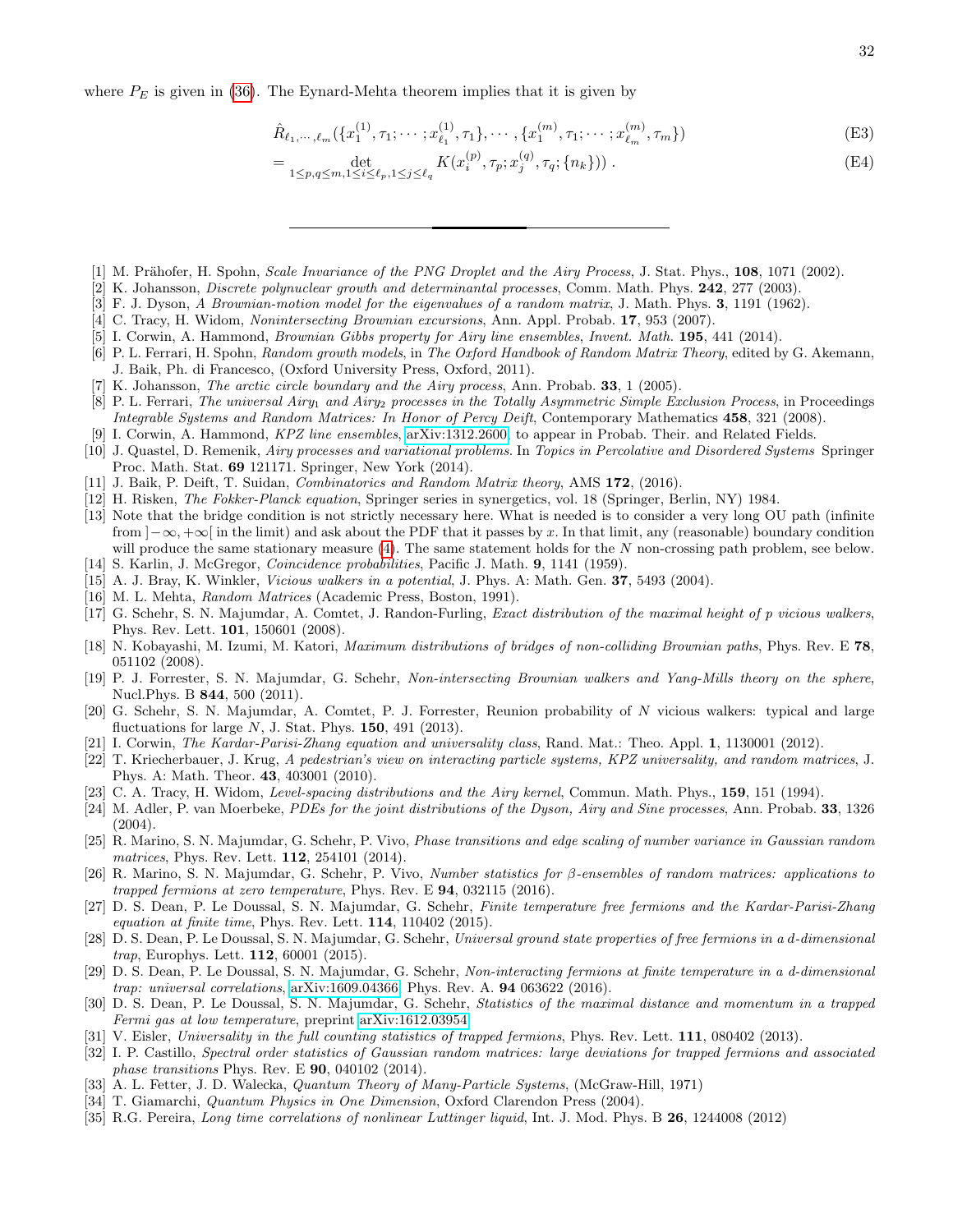where $P_E$ is given in (36). The Eynard-Mehta theorem implies that it is given by

$$\hat{R}_{\ell_1,\cdots,\ell_m}(\{x_1^{(1)},\tau_1;\cdots;x_{\ell_1}^{(1)},\tau_1\},\cdots,\{x_1^{(m)},\tau_1;\cdots;x_{\ell_m}^{(m)},\tau_m\}) \tag{E3}$$

$$= \det_{1\leq p,q\leq m, 1\leq i\leq \ell_p, 1\leq j\leq \ell_q} K(x_i^{(p)},\tau_p;x_j^{(q)},\tau_q;\{n_k\})\,. \tag{E4}$$

---

[1] M. Prähofer, H. Spohn, *Scale Invariance of the PNG Droplet and the Airy Process*, J. Stat. Phys., **108**, 1071 (2002).
[2] K. Johansson, *Discrete polynuclear growth and determinantal processes*, Comm. Math. Phys. **242**, 277 (2003).
[3] F. J. Dyson, *A Brownian-motion model for the eigenvalues of a random matrix*, J. Math. Phys. **3**, 1191 (1962).
[4] C. Tracy, H. Widom, *Nonintersecting Brownian excursions*, Ann. Appl. Probab. **17**, 953 (2007).
[5] I. Corwin, A. Hammond, *Brownian Gibbs property for Airy line ensembles*, *Invent. Math*. **195**, 441 (2014).
[6] P. L. Ferrari, H. Spohn, *Random growth models*, in *The Oxford Handbook of Random Matrix Theory*, edited by G. Akemann, J. Baik, Ph. di Francesco, (Oxford University Press, Oxford, 2011).
[7] K. Johansson, *The arctic circle boundary and the Airy process*, Ann. Probab. **33**, 1 (2005).
[8] P. L. Ferrari, *The universal Airy$_1$ and Airy$_2$ processes in the Totally Asymmetric Simple Exclusion Process*, in Proceedings *Integrable Systems and Random Matrices: In Honor of Percy Deift*, Contemporary Mathematics **458**, 321 (2008).
[9] I. Corwin, A. Hammond, *KPZ line ensembles*, arXiv:1312.2600, to appear in Probab. Their. and Related Fields.
[10] J. Quastel, D. Remenik, *Airy processes and variational problems*. In *Topics in Percolative and Disordered Systems* Springer Proc. Math. Stat. **69** 121171. Springer, New York (2014).
[11] J. Baik, P. Deift, T. Suidan, *Combinatorics and Random Matrix theory*, AMS **172**, (2016).
[12] H. Risken, *The Fokker-Planck equation*, Springer series in synergetics, vol. 18 (Springer, Berlin, NY) 1984.
[13] Note that the bridge condition is not strictly necessary here. What is needed is to consider a very long OU path (infinite from $]-\infty,+\infty[$ in the limit) and ask about the PDF that it passes by $x$. In that limit, any (reasonable) boundary condition will produce the same stationary measure (4). The same statement holds for the $N$ non-crossing path problem, see below.
[14] S. Karlin, J. McGregor, *Coincidence probabilities*, Pacific J. Math. **9**, 1141 (1959).
[15] A. J. Bray, K. Winkler, *Vicious walkers in a potential*, J. Phys. A: Math. Gen. **37**, 5493 (2004).
[16] M. L. Mehta, *Random Matrices* (Academic Press, Boston, 1991).
[17] G. Schehr, S. N. Majumdar, A. Comtet, J. Randon-Furling, *Exact distribution of the maximal height of p vicious walkers*, Phys. Rev. Lett. **101**, 150601 (2008).
[18] N. Kobayashi, M. Izumi, M. Katori, *Maximum distributions of bridges of non-colliding Brownian paths*, Phys. Rev. E **78**, 051102 (2008).
[19] P. J. Forrester, S. N. Majumdar, G. Schehr, *Non-intersecting Brownian walkers and Yang-Mills theory on the sphere*, Nucl.Phys. B **844**, 500 (2011).
[20] G. Schehr, S. N. Majumdar, A. Comtet, P. J. Forrester, Reunion probability of N vicious walkers: typical and large fluctuations for large N, J. Stat. Phys. **150**, 491 (2013).
[21] I. Corwin, *The Kardar-Parisi-Zhang equation and universality class*, Rand. Mat.: Theo. Appl. **1**, 1130001 (2012).
[22] T. Kriecherbauer, J. Krug, *A pedestrian's view on interacting particle systems, KPZ universality, and random matrices*, J. Phys. A: Math. Theor. **43**, 403001 (2010).
[23] C. A. Tracy, H. Widom, *Level-spacing distributions and the Airy kernel*, Commun. Math. Phys., **159**, 151 (1994).
[24] M. Adler, P. van Moerbeke, *PDEs for the joint distributions of the Dyson, Airy and Sine processes*, Ann. Probab. **33**, 1326 (2004).
[25] R. Marino, S. N. Majumdar, G. Schehr, P. Vivo, *Phase transitions and edge scaling of number variance in Gaussian random matrices*, Phys. Rev. Lett. **112**, 254101 (2014).
[26] R. Marino, S. N. Majumdar, G. Schehr, P. Vivo, *Number statistics for β-ensembles of random matrices: applications to trapped fermions at zero temperature*, Phys. Rev. E **94**, 032115 (2016).
[27] D. S. Dean, P. Le Doussal, S. N. Majumdar, G. Schehr, *Finite temperature free fermions and the Kardar-Parisi-Zhang equation at finite time*, Phys. Rev. Lett. **114**, 110402 (2015).
[28] D. S. Dean, P. Le Doussal, S. N. Majumdar, G. Schehr, *Universal ground state properties of free fermions in a d-dimensional trap*, Europhys. Lett. **112**, 60001 (2015).
[29] D. S. Dean, P. Le Doussal, S. N. Majumdar, G. Schehr, *Non-interacting fermions at finite temperature in a d-dimensional trap: universal correlations*, arXiv:1609.04366, Phys. Rev. A. **94** 063622 (2016).
[30] D. S. Dean, P. Le Doussal, S. N. Majumdar, G. Schehr, *Statistics of the maximal distance and momentum in a trapped Fermi gas at low temperature*, preprint arXiv:1612.03954
[31] V. Eisler, *Universality in the full counting statistics of trapped fermions*, Phys. Rev. Lett. **111**, 080402 (2013).
[32] I. P. Castillo, *Spectral order statistics of Gaussian random matrices: large deviations for trapped fermions and associated phase transitions* Phys. Rev. E **90**, 040102 (2014).
[33] A. L. Fetter, J. D. Walecka, *Quantum Theory of Many-Particle Systems*, (McGraw-Hill, 1971)
[34] T. Giamarchi, *Quantum Physics in One Dimension*, Oxford Clarendon Press (2004).
[35] R.G. Pereira, *Long time correlations of nonlinear Luttinger liquid*, Int. J. Mod. Phys. B **26**, 1244008 (2012)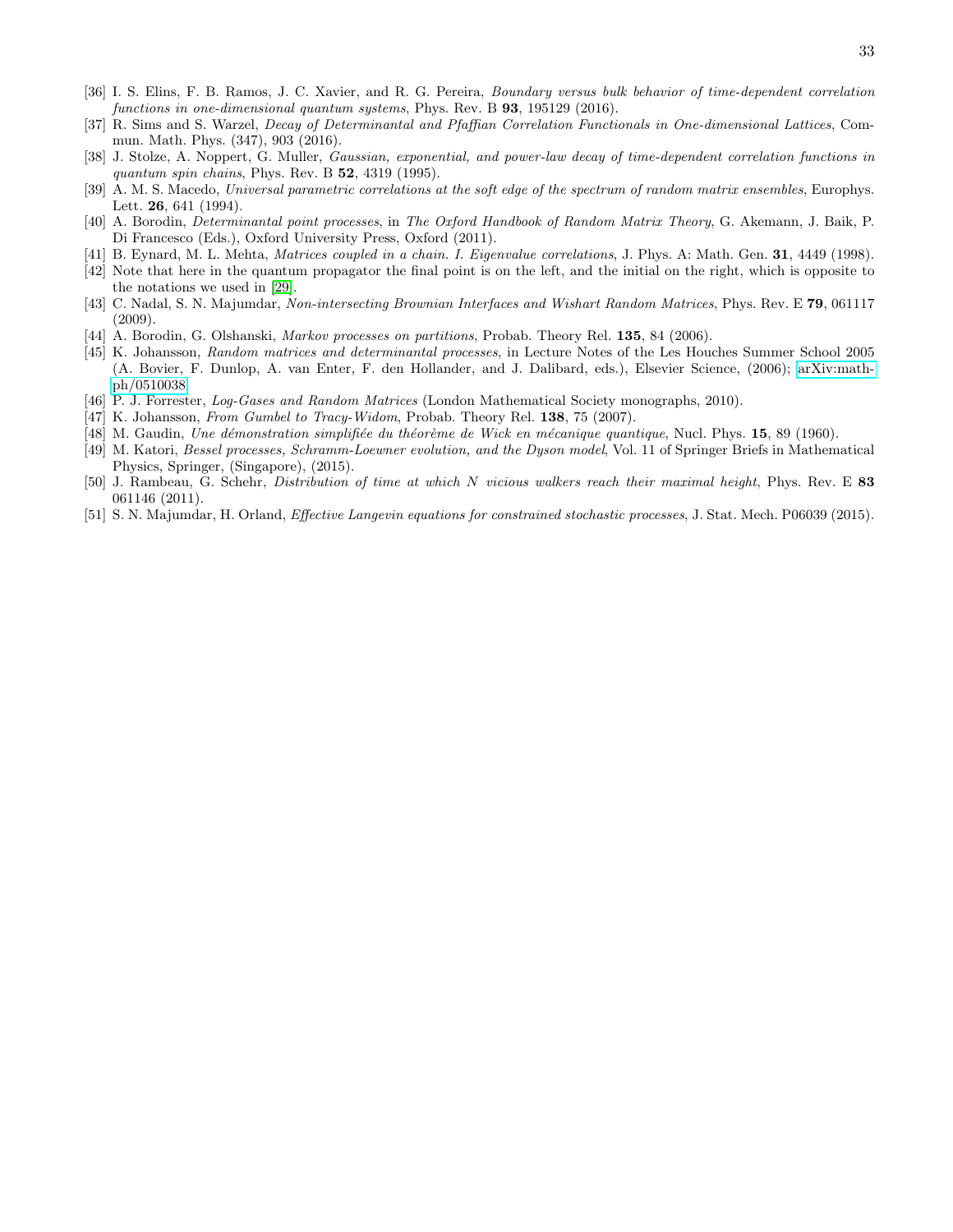[36] I. S. Elins, F. B. Ramos, J. C. Xavier, and R. G. Pereira, *Boundary versus bulk behavior of time-dependent correlation functions in one-dimensional quantum systems*, Phys. Rev. B **93**, 195129 (2016).

[37] R. Sims and S. Warzel, *Decay of Determinantal and Pfaffian Correlation Functionals in One-dimensional Lattices*, Commun. Math. Phys. (347), 903 (2016).

[38] J. Stolze, A. Noppert, G. Muller, *Gaussian, exponential, and power-law decay of time-dependent correlation functions in quantum spin chains*, Phys. Rev. B **52**, 4319 (1995).

[39] A. M. S. Macedo, *Universal parametric correlations at the soft edge of the spectrum of random matrix ensembles*, Europhys. Lett. **26**, 641 (1994).

[40] A. Borodin, *Determinantal point processes*, in *The Oxford Handbook of Random Matrix Theory*, G. Akemann, J. Baik, P. Di Francesco (Eds.), Oxford University Press, Oxford (2011).

[41] B. Eynard, M. L. Mehta, *Matrices coupled in a chain. I. Eigenvalue correlations*, J. Phys. A: Math. Gen. **31**, 4449 (1998).

[42] Note that here in the quantum propagator the final point is on the left, and the initial on the right, which is opposite to the notations we used in [29].

[43] C. Nadal, S. N. Majumdar, *Non-intersecting Brownian Interfaces and Wishart Random Matrices*, Phys. Rev. E **79**, 061117 (2009).

[44] A. Borodin, G. Olshanski, *Markov processes on partitions*, Probab. Theory Rel. **135**, 84 (2006).

[45] K. Johansson, *Random matrices and determinantal processes*, in Lecture Notes of the Les Houches Summer School 2005 (A. Bovier, F. Dunlop, A. van Enter, F. den Hollander, and J. Dalibard, eds.), Elsevier Science, (2006); arXiv:math-ph/0510038.

[46] P. J. Forrester, *Log-Gases and Random Matrices* (London Mathematical Society monographs, 2010).

[47] K. Johansson, *From Gumbel to Tracy-Widom*, Probab. Theory Rel. **138**, 75 (2007).

[48] M. Gaudin, *Une démonstration simplifiée du théorème de Wick en mécanique quantique*, Nucl. Phys. **15**, 89 (1960).

[49] M. Katori, *Bessel processes, Schramm-Loewner evolution, and the Dyson model*, Vol. 11 of Springer Briefs in Mathematical Physics, Springer, (Singapore), (2015).

[50] J. Rambeau, G. Schehr, *Distribution of time at which N vicious walkers reach their maximal height*, Phys. Rev. E **83** 061146 (2011).

[51] S. N. Majumdar, H. Orland, *Effective Langevin equations for constrained stochastic processes*, J. Stat. Mech. P06039 (2015).